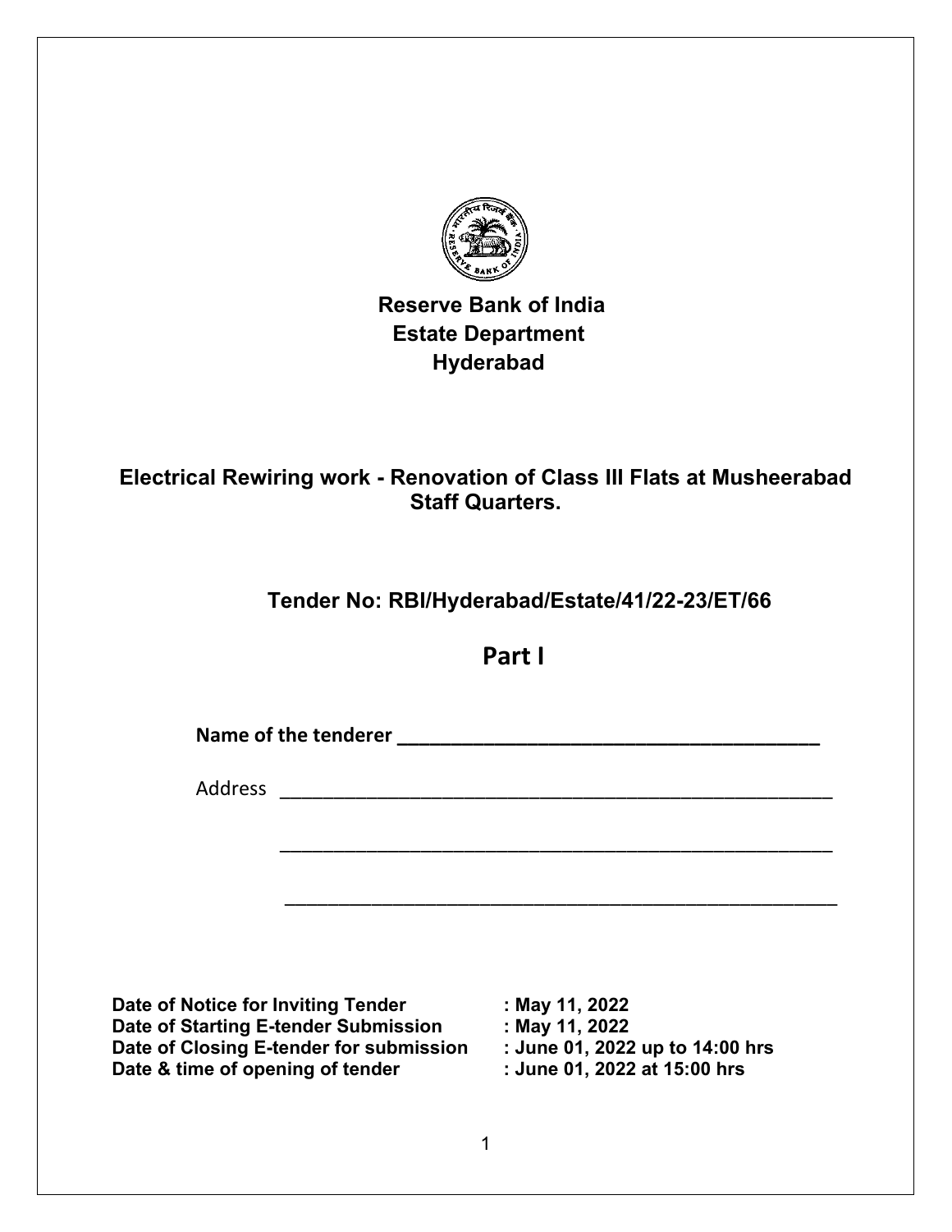# Reserve Bank of India
## Estate Department
## Hyderabad

## Electrical Rewiring work - Renovation of Class III Flats at Musheerabad Staff Quarters.

## Tender No: RBI/Hyderabad/Estate/41/22-23/ET/66

## Part I

**Name of the tenderer ________________________________________**

Address ____________________________________________________

____________________________________________________

____________________________________________________

| | |
|---|---|
| **Date of Notice for Inviting Tender** | **: May 11, 2022** |
| **Date of Starting E-tender Submission** | **: May 11, 2022** |
| **Date of Closing E-tender for submission** | **: June 01, 2022 up to 14:00 hrs** |
| **Date & time of opening of tender** | **: June 01, 2022 at 15:00 hrs** |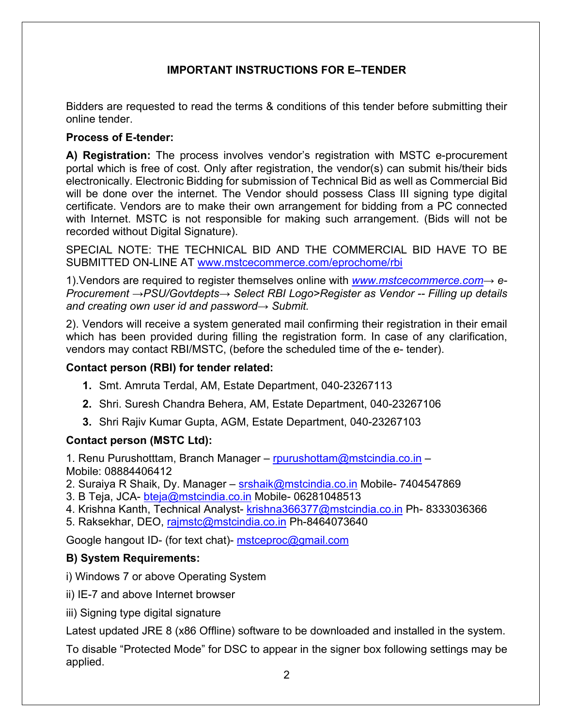## IMPORTANT INSTRUCTIONS FOR E–TENDER

Bidders are requested to read the terms & conditions of this tender before submitting their online tender.

**Process of E-tender:**

**A) Registration:** The process involves vendor's registration with MSTC e-procurement portal which is free of cost. Only after registration, the vendor(s) can submit his/their bids electronically. Electronic Bidding for submission of Technical Bid as well as Commercial Bid will be done over the internet. The Vendor should possess Class III signing type digital certificate. Vendors are to make their own arrangement for bidding from a PC connected with Internet. MSTC is not responsible for making such arrangement. (Bids will not be recorded without Digital Signature).

SPECIAL NOTE: THE TECHNICAL BID AND THE COMMERCIAL BID HAVE TO BE SUBMITTED ON-LINE AT www.mstcecommerce.com/eprochome/rbi

1).Vendors are required to register themselves online with *www.mstcecommerce.com→ e-Procurement →PSU/Govtdepts→ Select RBI Logo>Register as Vendor -- Filling up details and creating own user id and password→ Submit.*

2). Vendors will receive a system generated mail confirming their registration in their email which has been provided during filling the registration form. In case of any clarification, vendors may contact RBI/MSTC, (before the scheduled time of the e- tender).

**Contact person (RBI) for tender related:**

1. Smt. Amruta Terdal, AM, Estate Department, 040-23267113
2. Shri. Suresh Chandra Behera, AM, Estate Department, 040-23267106
3. Shri Rajiv Kumar Gupta, AGM, Estate Department, 040-23267103

**Contact person (MSTC Ltd):**

1. Renu Purushotttam, Branch Manager – rpurushottam@mstcindia.co.in – Mobile: 08884406412
2. Suraiya R Shaik, Dy. Manager – srshaik@mstcindia.co.in Mobile- 7404547869
3. B Teja, JCA- bteja@mstcindia.co.in Mobile- 06281048513
4. Krishna Kanth, Technical Analyst- krishna366377@mstcindia.co.in Ph- 8333036366
5. Raksekhar, DEO, rajmstc@mstcindia.co.in Ph-8464073640

Google hangout ID- (for text chat)- mstceproc@gmail.com

**B) System Requirements:**

i) Windows 7 or above Operating System

ii) IE-7 and above Internet browser

iii) Signing type digital signature

Latest updated JRE 8 (x86 Offline) software to be downloaded and installed in the system.

To disable "Protected Mode" for DSC to appear in the signer box following settings may be applied.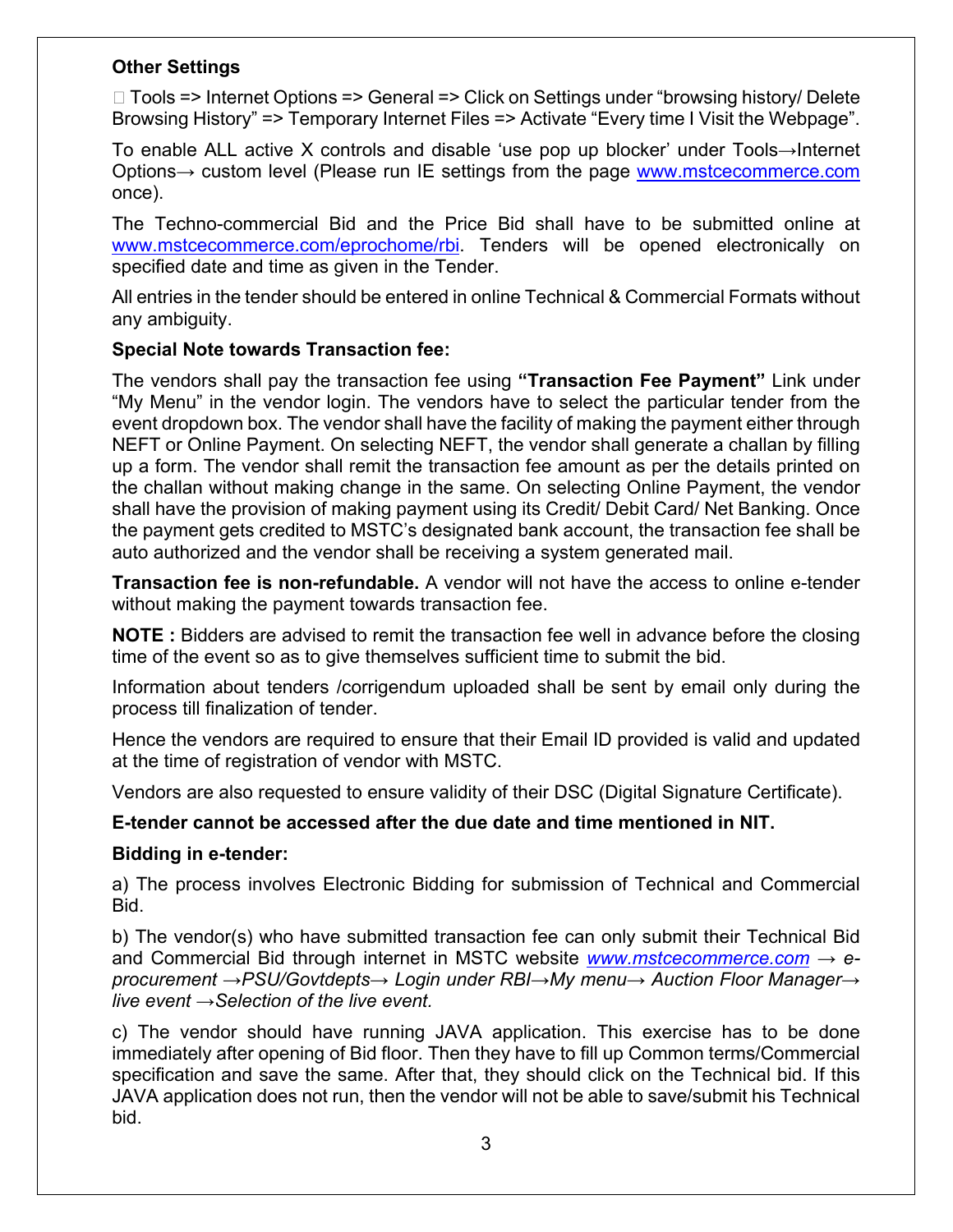**Other Settings**

 Tools => Internet Options => General => Click on Settings under "browsing history/ Delete Browsing History" => Temporary Internet Files => Activate "Every time I Visit the Webpage".

To enable ALL active X controls and disable 'use pop up blocker' under Tools→Internet Options→ custom level (Please run IE settings from the page www.mstcecommerce.com once).

The Techno-commercial Bid and the Price Bid shall have to be submitted online at www.mstcecommerce.com/eprochome/rbi. Tenders will be opened electronically on specified date and time as given in the Tender.

All entries in the tender should be entered in online Technical & Commercial Formats without any ambiguity.

**Special Note towards Transaction fee:**

The vendors shall pay the transaction fee using **"Transaction Fee Payment"** Link under "My Menu" in the vendor login. The vendors have to select the particular tender from the event dropdown box. The vendor shall have the facility of making the payment either through NEFT or Online Payment. On selecting NEFT, the vendor shall generate a challan by filling up a form. The vendor shall remit the transaction fee amount as per the details printed on the challan without making change in the same. On selecting Online Payment, the vendor shall have the provision of making payment using its Credit/ Debit Card/ Net Banking. Once the payment gets credited to MSTC's designated bank account, the transaction fee shall be auto authorized and the vendor shall be receiving a system generated mail.

**Transaction fee is non-refundable.** A vendor will not have the access to online e-tender without making the payment towards transaction fee.

**NOTE :** Bidders are advised to remit the transaction fee well in advance before the closing time of the event so as to give themselves sufficient time to submit the bid.

Information about tenders /corrigendum uploaded shall be sent by email only during the process till finalization of tender.

Hence the vendors are required to ensure that their Email ID provided is valid and updated at the time of registration of vendor with MSTC.

Vendors are also requested to ensure validity of their DSC (Digital Signature Certificate).

**E-tender cannot be accessed after the due date and time mentioned in NIT.**

**Bidding in e-tender:**

a) The process involves Electronic Bidding for submission of Technical and Commercial Bid.

b) The vendor(s) who have submitted transaction fee can only submit their Technical Bid and Commercial Bid through internet in MSTC website *www.mstcecommerce.com → e-procurement →PSU/Govtdepts→ Login under RBI→My menu→ Auction Floor Manager→ live event →Selection of the live event.*

c) The vendor should have running JAVA application. This exercise has to be done immediately after opening of Bid floor. Then they have to fill up Common terms/Commercial specification and save the same. After that, they should click on the Technical bid. If this JAVA application does not run, then the vendor will not be able to save/submit his Technical bid.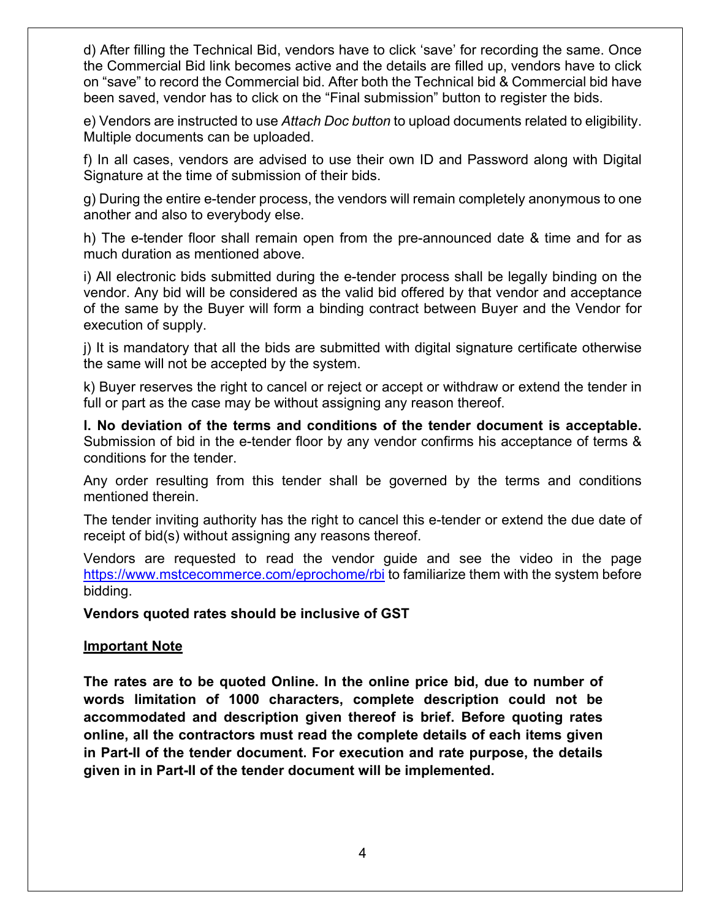d) After filling the Technical Bid, vendors have to click 'save' for recording the same. Once the Commercial Bid link becomes active and the details are filled up, vendors have to click on "save" to record the Commercial bid. After both the Technical bid & Commercial bid have been saved, vendor has to click on the "Final submission" button to register the bids.

e) Vendors are instructed to use *Attach Doc button* to upload documents related to eligibility. Multiple documents can be uploaded.

f) In all cases, vendors are advised to use their own ID and Password along with Digital Signature at the time of submission of their bids.

g) During the entire e-tender process, the vendors will remain completely anonymous to one another and also to everybody else.

h) The e-tender floor shall remain open from the pre-announced date & time and for as much duration as mentioned above.

i) All electronic bids submitted during the e-tender process shall be legally binding on the vendor. Any bid will be considered as the valid bid offered by that vendor and acceptance of the same by the Buyer will form a binding contract between Buyer and the Vendor for execution of supply.

j) It is mandatory that all the bids are submitted with digital signature certificate otherwise the same will not be accepted by the system.

k) Buyer reserves the right to cancel or reject or accept or withdraw or extend the tender in full or part as the case may be without assigning any reason thereof.

**I. No deviation of the terms and conditions of the tender document is acceptable.** Submission of bid in the e-tender floor by any vendor confirms his acceptance of terms & conditions for the tender.

Any order resulting from this tender shall be governed by the terms and conditions mentioned therein.

The tender inviting authority has the right to cancel this e-tender or extend the due date of receipt of bid(s) without assigning any reasons thereof.

Vendors are requested to read the vendor guide and see the video in the page https://www.mstcecommerce.com/eprochome/rbi to familiarize them with the system before bidding.

**Vendors quoted rates should be inclusive of GST**

**Important Note**

**The rates are to be quoted Online. In the online price bid, due to number of words limitation of 1000 characters, complete description could not be accommodated and description given thereof is brief. Before quoting rates online, all the contractors must read the complete details of each items given in Part-II of the tender document. For execution and rate purpose, the details given in in Part-II of the tender document will be implemented.**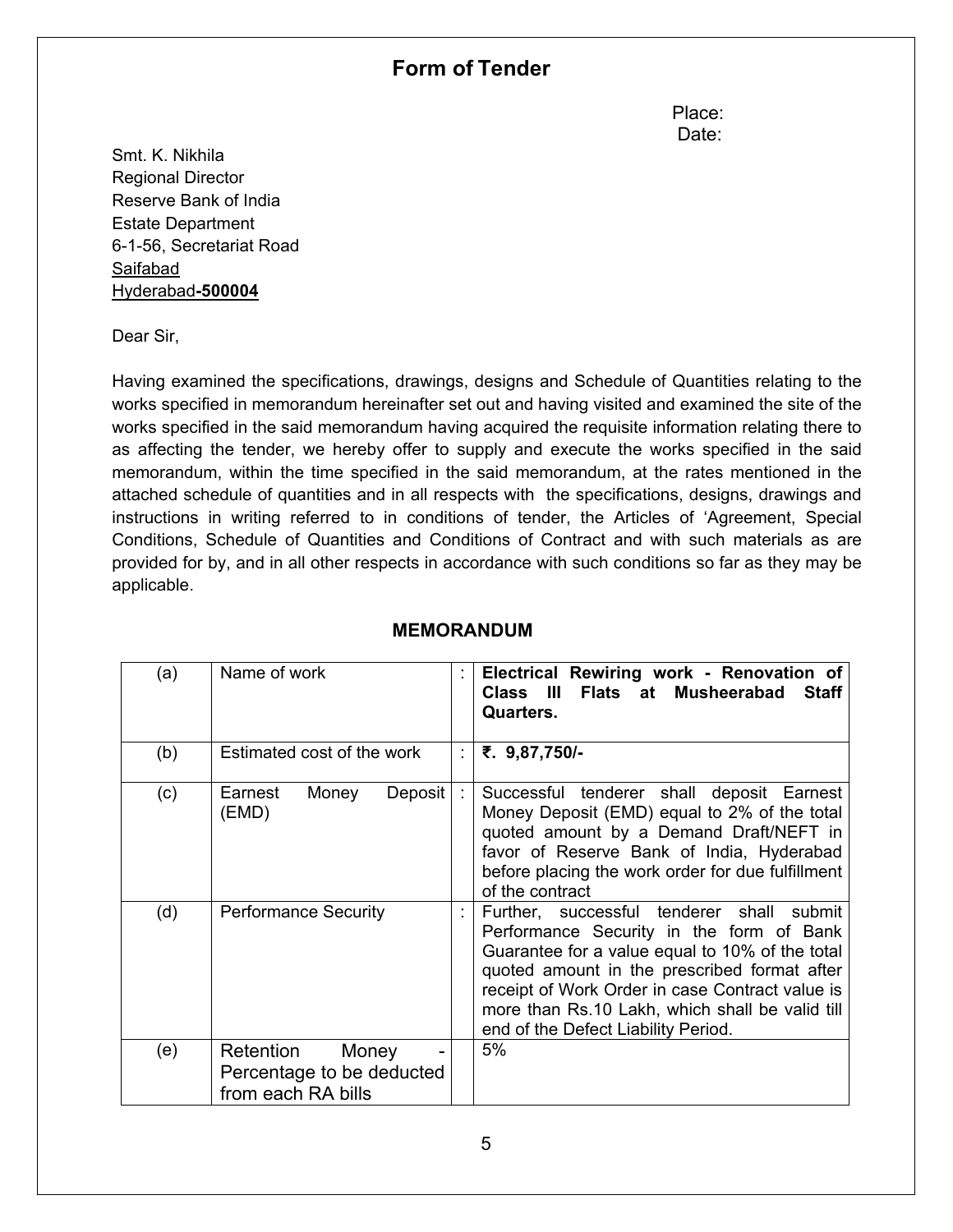# Form of Tender

Place:
Date:

Smt. K. Nikhila
Regional Director
Reserve Bank of India
Estate Department
6-1-56, Secretariat Road
Saifabad
Hyderabad-**500004**

Dear Sir,

Having examined the specifications, drawings, designs and Schedule of Quantities relating to the works specified in memorandum hereinafter set out and having visited and examined the site of the works specified in the said memorandum having acquired the requisite information relating there to as affecting the tender, we hereby offer to supply and execute the works specified in the said memorandum, within the time specified in the said memorandum, at the rates mentioned in the attached schedule of quantities and in all respects with the specifications, designs, drawings and instructions in writing referred to in conditions of tender, the Articles of 'Agreement, Special Conditions, Schedule of Quantities and Conditions of Contract and with such materials as are provided for by, and in all other respects in accordance with such conditions so far as they may be applicable.

## MEMORANDUM

| | | | |
|---|---|---|---|
| (a) | Name of work | : | **Electrical Rewiring work - Renovation of Class III Flats at Musheerabad Staff Quarters.** |
| (b) | Estimated cost of the work | : | **₹. 9,87,750/-** |
| (c) | Earnest Money Deposit (EMD) | : | Successful tenderer shall deposit Earnest Money Deposit (EMD) equal to 2% of the total quoted amount by a Demand Draft/NEFT in favor of Reserve Bank of India, Hyderabad before placing the work order for due fulfillment of the contract |
| (d) | Performance Security | : | Further, successful tenderer shall submit Performance Security in the form of Bank Guarantee for a value equal to 10% of the total quoted amount in the prescribed format after receipt of Work Order in case Contract value is more than Rs.10 Lakh, which shall be valid till end of the Defect Liability Period. |
| (e) | Retention Money - Percentage to be deducted from each RA bills | | 5% |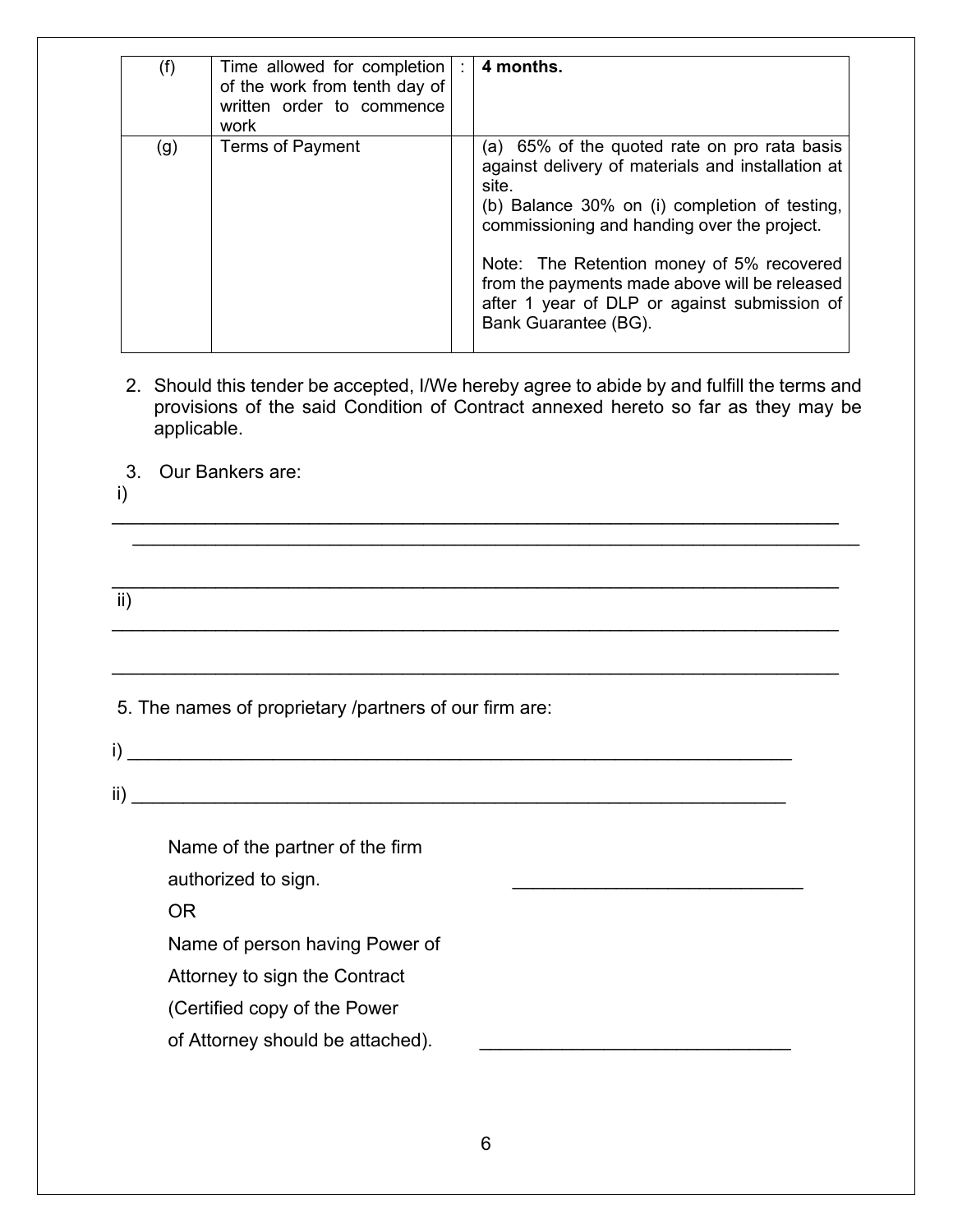| (f) | Time allowed for completion of the work from tenth day of written order to commence work | : | **4 months.** |
|---|---|---|---|
| (g) | Terms of Payment | | (a) 65% of the quoted rate on pro rata basis against delivery of materials and installation at site.<br>(b) Balance 30% on (i) completion of testing, commissioning and handing over the project.<br><br>Note: The Retention money of 5% recovered from the payments made above will be released after 1 year of DLP or against submission of Bank Guarantee (BG). |

2. Should this tender be accepted, I/We hereby agree to abide by and fulfill the terms and provisions of the said Condition of Contract annexed hereto so far as they may be applicable.

3. Our Bankers are:

i) ______________________________________________________________________

______________________________________________________________________

______________________________________________________________________

ii) ______________________________________________________________________

______________________________________________________________________

5. The names of proprietary /partners of our firm are:

i) ____________________________________________________________

ii) ____________________________________________________________

Name of the partner of the firm
authorized to sign. ____________________________

OR

Name of person having Power of
Attorney to sign the Contract
(Certified copy of the Power
of Attorney should be attached). ______________________________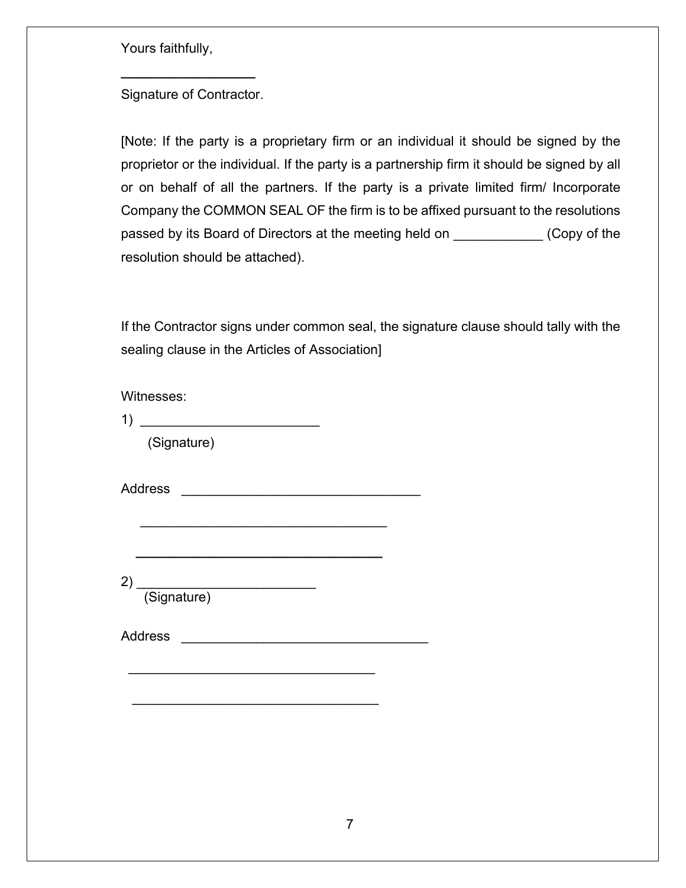Yours faithfully,

\_\_\_\_\_\_\_\_\_\_\_\_\_\_\_\_\_\_

Signature of Contractor.

[Note: If the party is a proprietary firm or an individual it should be signed by the proprietor or the individual. If the party is a partnership firm it should be signed by all or on behalf of all the partners. If the party is a private limited firm/ Incorporate Company the COMMON SEAL OF the firm is to be affixed pursuant to the resolutions passed by its Board of Directors at the meeting held on ____________ (Copy of the resolution should be attached).

If the Contractor signs under common seal, the signature clause should tally with the sealing clause in the Articles of Association]

Witnesses:

1) ________________________
(Signature)

Address ________________________________

________________________________

________________________________

2) ________________________
(Signature)

Address ________________________________

________________________________

________________________________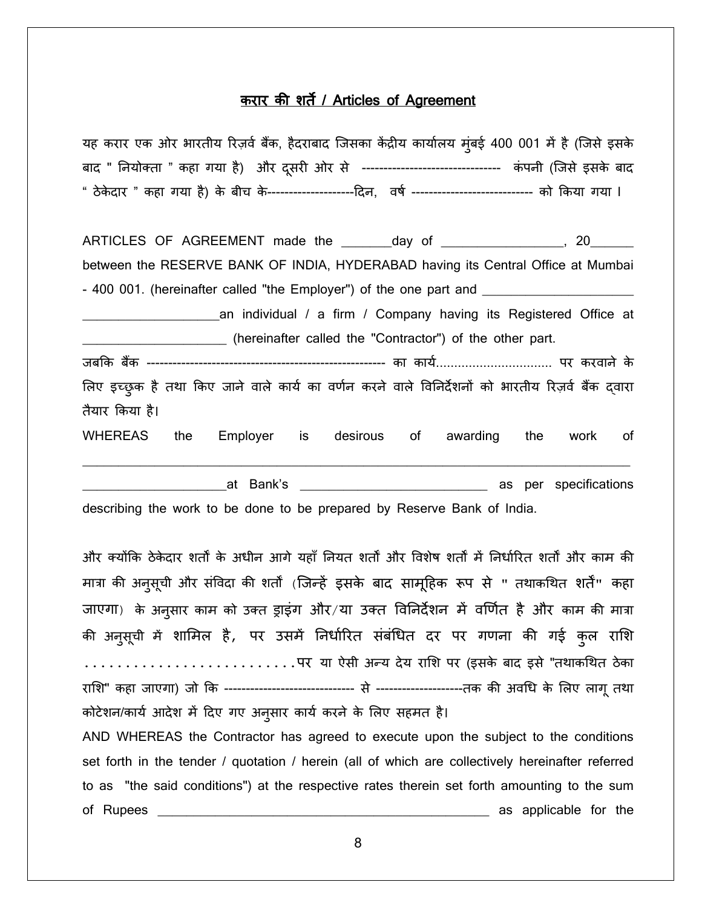## करार की शर्तें / Articles of Agreement

यह करार एक ओर भारतीय रिज़र्व बैंक, हैदराबाद जिसका केंद्रीय कार्यालय मुंबई 400 001 में है (जिसे इसके बाद " नियोक्ता " कहा गया है) और दूसरी ओर से -------------------------------- कंपनी (जिसे इसके बाद " ठेकेदार " कहा गया है) के बीच के--------------------दिन, वर्ष ---------------------------- को किया गया ।

ARTICLES OF AGREEMENT made the ________day of __________________, 20______ between the RESERVE BANK OF INDIA, HYDERABAD having its Central Office at Mumbai - 400 001. (hereinafter called "the Employer") of the one part and ______________________ ____________________an individual / a firm / Company having its Registered Office at ______________________ (hereinafter called the "Contractor") of the other part.

जबकि बैंक ------------------------------------------------------ का कार्य................................ पर करवाने के लिए इच्छुक है तथा किए जाने वाले कार्य का वर्णन करने वाले विनिर्देशनों को भारतीय रिज़र्व बैंक द्वारा तैयार किया है।

WHEREAS the Employer is desirous of awarding the work of ________________________________________________________________________________ _____________________at Bank's ____________________________ as per specifications describing the work to be done to be prepared by Reserve Bank of India.

और क्योंकि ठेकेदार शर्तों के अधीन आगे यहाँ नियत शर्तों और विशेष शर्तों में निर्धारित शर्तों और काम की मात्रा की अनुसूची और संविदा की शर्तों (जिन्हें इसके बाद सामूहिक रूप से " तथाकथित शर्तें" कहा जाएगा) के अनुसार काम को उक्त ड्राइंग और/या उक्त विनिर्देशन में वर्णित है और काम की मात्रा की अनुसूची में शामिल है, पर उसमें निर्धारित संबंधित दर पर गणना की गई कुल राशि ..........................पर या ऐसी अन्य देय राशि पर (इसके बाद इसे "तथाकथित ठेका राशि" कहा जाएगा) जो कि ------------------------------ से --------------------तक की अवधि के लिए लागू तथा कोटेशन/कार्य आदेश में दिए गए अनुसार कार्य करने के लिए सहमत है।

AND WHEREAS the Contractor has agreed to execute upon the subject to the conditions set forth in the tender / quotation / herein (all of which are collectively hereinafter referred to as "the said conditions") at the respective rates therein set forth amounting to the sum of Rupees ___________________________________________________ as applicable for the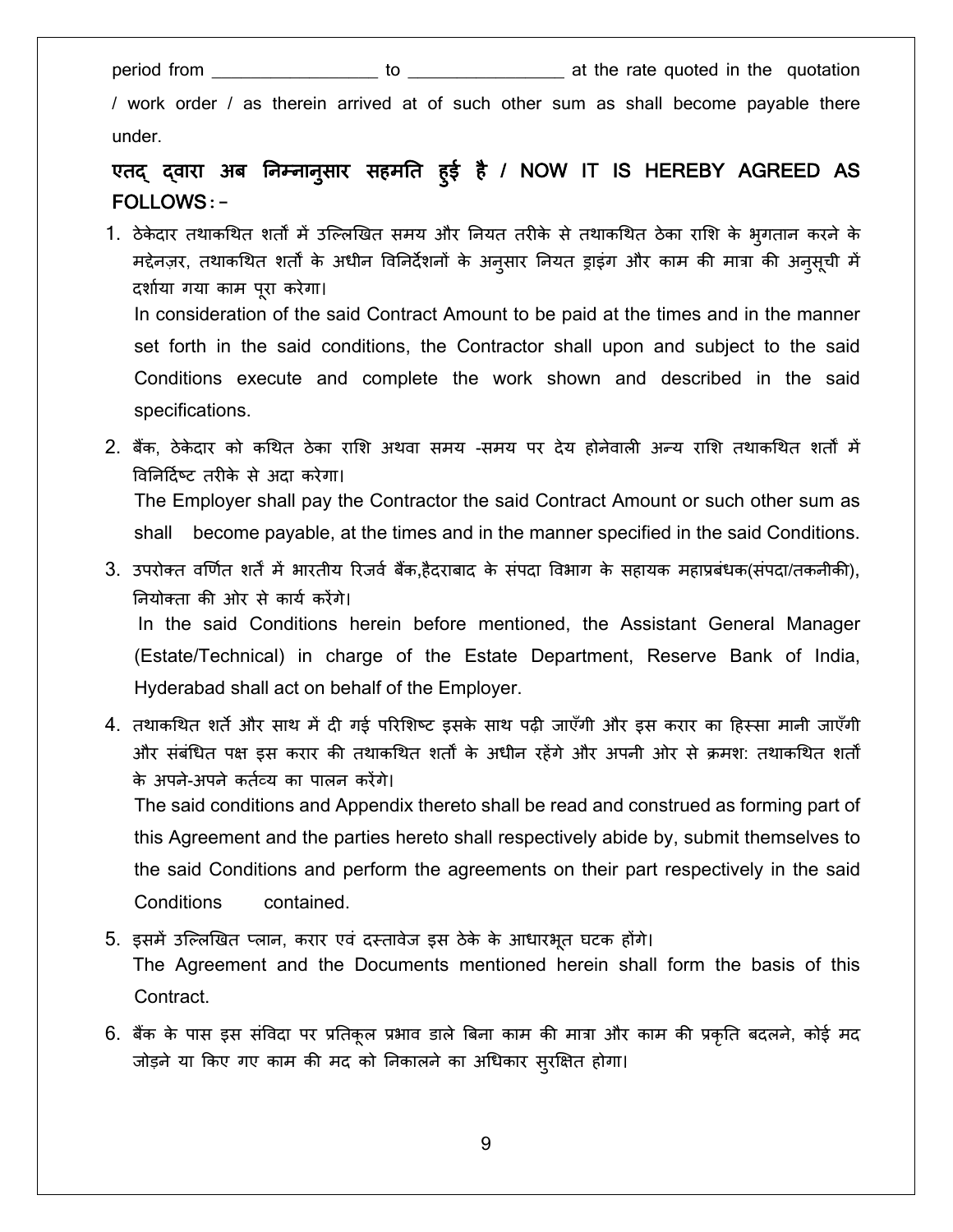period from _________________ to ________________ at the rate quoted in the quotation / work order / as therein arrived at of such other sum as shall become payable there under.

## एतद् द्वारा अब निम्नानुसार सहमति हुई है / NOW IT IS HEREBY AGREED AS FOLLOWS:-

1. ठेकेदार तथाकथित शर्तों में उल्लिखित समय और नियत तरीके से तथाकथित ठेका राशि के भुगतान करने के मद्देनज़र, तथाकथित शर्तों के अधीन विनिर्देशनों के अनुसार नियत ड्राइंग और काम की मात्रा की अनुसूची में दर्शाया गया काम पूरा करेगा।

   In consideration of the said Contract Amount to be paid at the times and in the manner set forth in the said conditions, the Contractor shall upon and subject to the said Conditions execute and complete the work shown and described in the said specifications.

2. बैंक, ठेकेदार को कथित ठेका राशि अथवा समय -समय पर देय होनेवाली अन्य राशि तथाकथित शर्तों में विनिर्दिष्ट तरीके से अदा करेगा।

   The Employer shall pay the Contractor the said Contract Amount or such other sum as shall become payable, at the times and in the manner specified in the said Conditions.

3. उपरोक्त वर्णित शर्तें में भारतीय रिजर्व बैंक,हैदराबाद के संपदा विभाग के सहायक महाप्रबंधक(संपदा/तकनीकी), नियोक्ता की ओर से कार्य करेंगे।

   In the said Conditions herein before mentioned, the Assistant General Manager (Estate/Technical) in charge of the Estate Department, Reserve Bank of India, Hyderabad shall act on behalf of the Employer.

4. तथाकथित शर्ते और साथ में दी गई परिशिष्ट इसके साथ पढ़ी जाएँगी और इस करार का हिस्सा मानी जाएँगी और संबंधित पक्ष इस करार की तथाकथित शर्तों के अधीन रहेंगे और अपनी ओर से क्रमश: तथाकथित शर्तो के अपने-अपने कर्तव्य का पालन करेंगे।

   The said conditions and Appendix thereto shall be read and construed as forming part of this Agreement and the parties hereto shall respectively abide by, submit themselves to the said Conditions and perform the agreements on their part respectively in the said Conditions contained.

5. इसमें उल्लिखित प्लान, करार एवं दस्तावेज इस ठेके के आधारभूत घटक होंगे।

   The Agreement and the Documents mentioned herein shall form the basis of this Contract.

6. बैंक के पास इस संविदा पर प्रतिकूल प्रभाव डाले बिना काम की मात्रा और काम की प्रकृति बदलने, कोई मद जोड़ने या किए गए काम की मद को निकालने का अधिकार सुरक्षित होगा।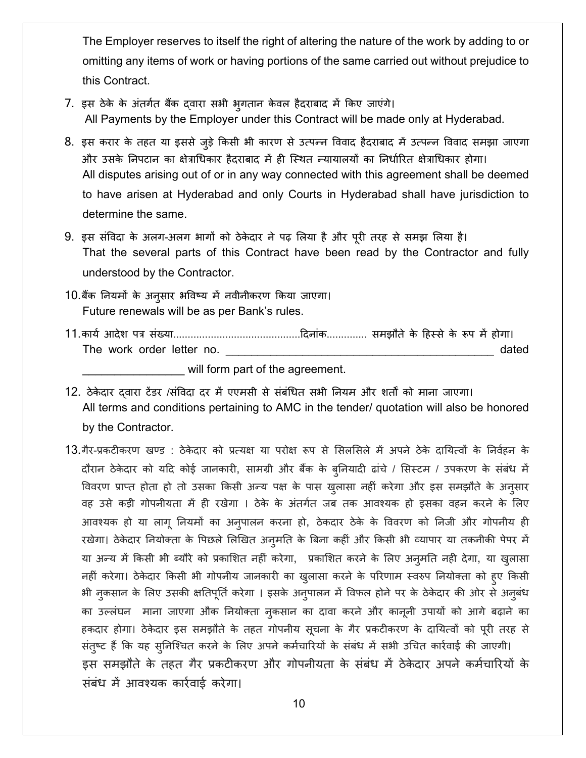The Employer reserves to itself the right of altering the nature of the work by adding to or omitting any items of work or having portions of the same carried out without prejudice to this Contract.

7. इस ठेके के अंतर्गत बैंक द्वारा सभी भुगतान केवल हैदराबाद में किए जाएंगे।
   All Payments by the Employer under this Contract will be made only at Hyderabad.

8. इस करार के तहत या इससे जुड़े किसी भी कारण से उत्पन्न विवाद हैदराबाद में उत्पन्न विवाद समझा जाएगा और उसके निपटान का क्षेत्राधिकार हैदराबाद में ही स्थित न्यायालयों का निर्धारित क्षेत्राधिकार होगा।
   All disputes arising out of or in any way connected with this agreement shall be deemed to have arisen at Hyderabad and only Courts in Hyderabad shall have jurisdiction to determine the same.

9. इस संविदा के अलग-अलग भागों को ठेकेदार ने पढ़ लिया है और पूरी तरह से समझ लिया है।
   That the several parts of this Contract have been read by the Contractor and fully understood by the Contractor.

10. बैंक नियमों के अनुसार भविष्य में नवीनीकरण किया जाएगा।
    Future renewals will be as per Bank's rules.

11. कार्य आदेश पत्र संख्या............................................दिनांक.............. समझौते के हिस्से के रूप में होगा।
    The work order letter no. ____________________________________________ dated ________________ will form part of the agreement.

12. ठेकेदार द्वारा टेंडर /संविदा दर में एएमसी से संबंधित सभी नियम और शर्तों को माना जाएगा।
    All terms and conditions pertaining to AMC in the tender/ quotation will also be honored by the Contractor.

13. गैर-प्रकटीकरण खण्ड : ठेकेदार को प्रत्यक्ष या परोक्ष रूप से सिलसिले में अपने ठेके दायित्वों के निर्वहन के दौरान ठेकेदार को यदि कोई जानकारी, सामग्री और बैंक के बुनियादी ढांचे / सिस्टम / उपकरण के संबंध में विवरण प्राप्त होता हो तो उसका किसी अन्य पक्ष के पास खुलासा नहीं करेगा और इस समझौते के अनुसार वह उसे कड़ी गोपनीयता में ही रखेगा । ठेके के अंतर्गत जब तक आवश्यक हो इसका वहन करने के लिए आवश्यक हो या लागू नियमों का अनुपालन करना हो, ठेकदार ठेके के विवरण को निजी और गोपनीय ही रखेगा। ठेकेदार नियोक्ता के पिछले लिखित अनुमति के बिना कहीं और किसी भी व्यापार या तकनीकी पेपर में या अन्य में किसी भी ब्यौरे को प्रकाशित नहीं करेगा, प्रकाशित करने के लिए अनुमति नही देगा, या खुलासा नहीं करेगा। ठेकेदार किसी भी गोपनीय जानकारी का खुलासा करने के परिणाम स्वरुप नियोक्ता को हुए किसी भी नुकसान के लिए उसकी क्षतिपूर्ति करेगा । इसके अनुपालन में विफल होने पर के ठेकेदार की ओर से अनुबंध का उल्लंघन माना जाएगा औक नियोक्ता नुकसान का दावा करने और कानूनी उपायों को आगे बढ़ाने का हकदार होगा। ठेकेदार इस समझौते के तहत गोपनीय सूचना के गैर प्रकटीकरण के दायित्वों को पूरी तरह से संतुष्ट हैं कि यह सुनिश्चित करने के लिए अपने कर्मचारियों के संबंध में सभी उचित कार्रवाई की जाएगी। इस समझौते के तहत गैर प्रकटीकरण और गोपनीयता के संबंध में ठेकेदार अपने कर्मचारियों के संबंध में आवश्यक कार्रवाई करेगा।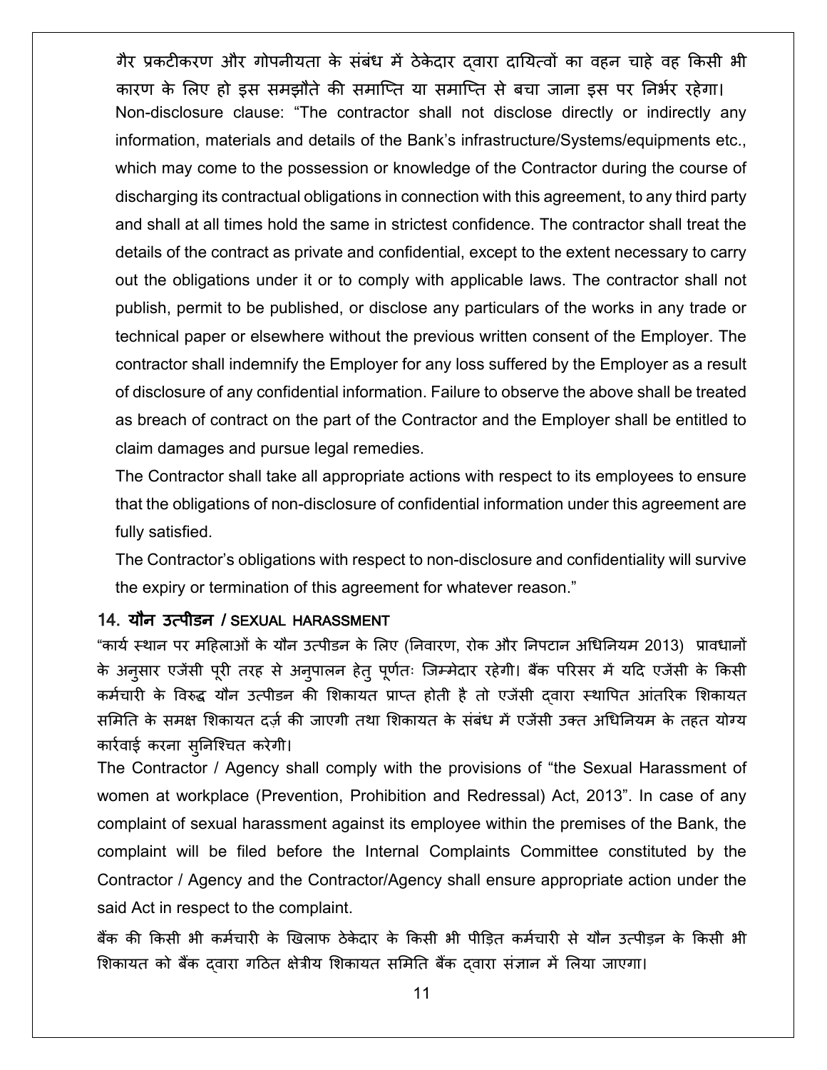गैर प्रकटीकरण और गोपनीयता के संबंध में ठेकेदार द्वारा दायित्वों का वहन चाहे वह किसी भी कारण के लिए हो इस समझौते की समाप्ति या समाप्ति से बचा जाना इस पर निर्भर रहेगा।

Non-disclosure clause: "The contractor shall not disclose directly or indirectly any information, materials and details of the Bank's infrastructure/Systems/equipments etc., which may come to the possession or knowledge of the Contractor during the course of discharging its contractual obligations in connection with this agreement, to any third party and shall at all times hold the same in strictest confidence. The contractor shall treat the details of the contract as private and confidential, except to the extent necessary to carry out the obligations under it or to comply with applicable laws. The contractor shall not publish, permit to be published, or disclose any particulars of the works in any trade or technical paper or elsewhere without the previous written consent of the Employer. The contractor shall indemnify the Employer for any loss suffered by the Employer as a result of disclosure of any confidential information. Failure to observe the above shall be treated as breach of contract on the part of the Contractor and the Employer shall be entitled to claim damages and pursue legal remedies.

The Contractor shall take all appropriate actions with respect to its employees to ensure that the obligations of non-disclosure of confidential information under this agreement are fully satisfied.

The Contractor's obligations with respect to non-disclosure and confidentiality will survive the expiry or termination of this agreement for whatever reason."

### 14. यौन उत्पीडन / SEXUAL HARASSMENT

"कार्य स्थान पर महिलाओं के यौन उत्पीडन के लिए (निवारण, रोक और निपटान अधिनियम 2013) प्रावधानों के अनुसार एजेंसी पूरी तरह से अनुपालन हेतु पूर्णतः जिम्मेदार रहेगी। बैंक परिसर में यदि एजेंसी के किसी कर्मचारी के विरुद्ध यौन उत्पीडन की शिकायत प्राप्त होती है तो एजेंसी द्वारा स्थापित आंतरिक शिकायत समिति के समक्ष शिकायत दर्ज़ की जाएगी तथा शिकायत के संबंध में एजेंसी उक्त अधिनियम के तहत योग्य कार्रवाई करना सुनिश्चित करेगी।

The Contractor / Agency shall comply with the provisions of "the Sexual Harassment of women at workplace (Prevention, Prohibition and Redressal) Act, 2013". In case of any complaint of sexual harassment against its employee within the premises of the Bank, the complaint will be filed before the Internal Complaints Committee constituted by the Contractor / Agency and the Contractor/Agency shall ensure appropriate action under the said Act in respect to the complaint.

बैंक की किसी भी कर्मचारी के खिलाफ ठेकेदार के किसी भी पीड़ित कर्मचारी से यौन उत्पीड़न के किसी भी शिकायत को बैंक द्वारा गठित क्षेत्रीय शिकायत समिति बैंक द्वारा संज्ञान में लिया जाएगा।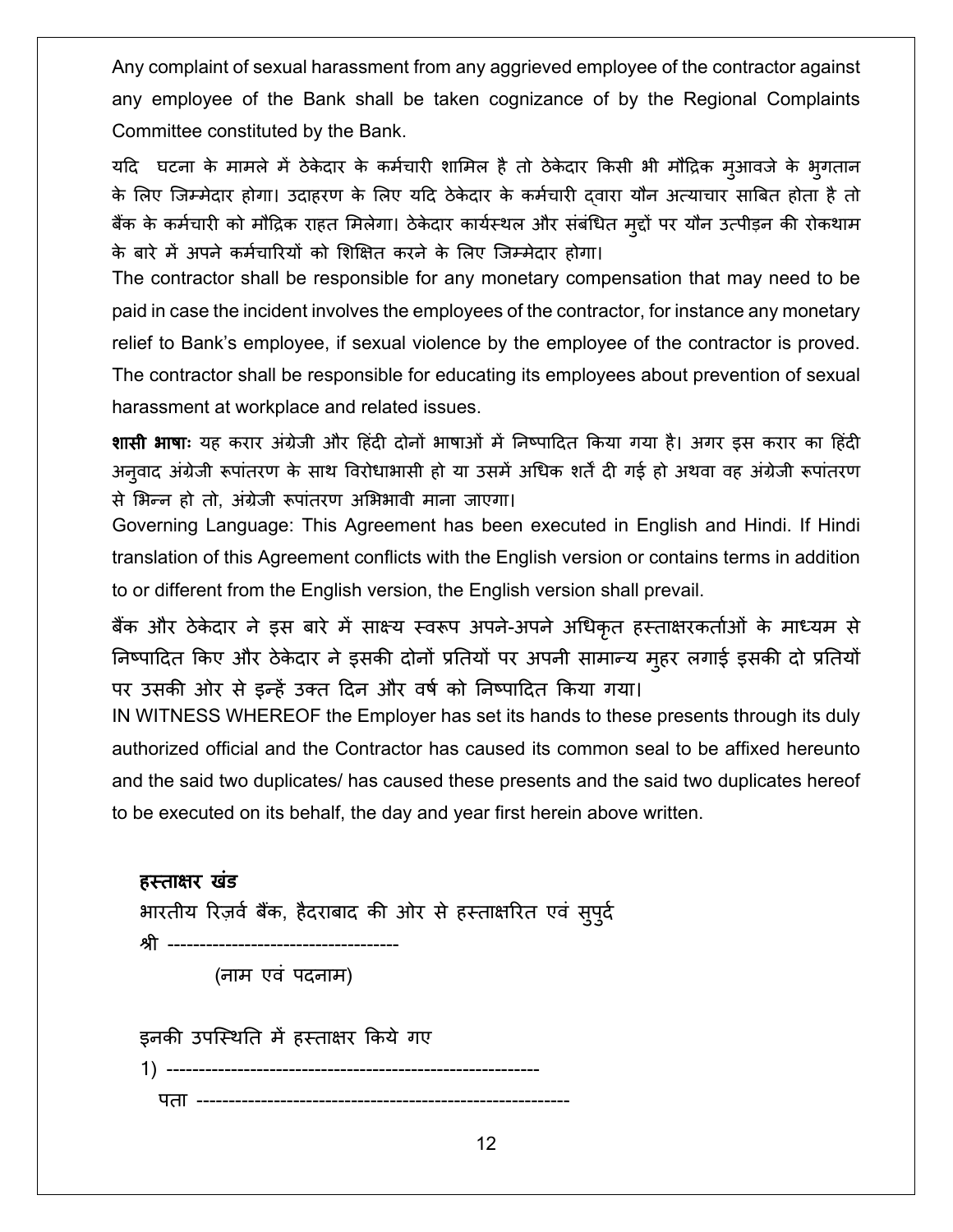Any complaint of sexual harassment from any aggrieved employee of the contractor against any employee of the Bank shall be taken cognizance of by the Regional Complaints Committee constituted by the Bank.

यदि घटना के मामले में ठेकेदार के कर्मचारी शामिल है तो ठेकेदार किसी भी मौद्रिक मुआवजे के भुगतान के लिए जिम्मेदार होगा। उदाहरण के लिए यदि ठेकेदार के कर्मचारी द्वारा यौन अत्याचार साबित होता है तो बैंक के कर्मचारी को मौद्रिक राहत मिलेगा। ठेकेदार कार्यस्थल और संबंधित मुद्दों पर यौन उत्पीड़न की रोकथाम के बारे में अपने कर्मचारियों को शिक्षित करने के लिए जिम्मेदार होगा।

The contractor shall be responsible for any monetary compensation that may need to be paid in case the incident involves the employees of the contractor, for instance any monetary relief to Bank's employee, if sexual violence by the employee of the contractor is proved. The contractor shall be responsible for educating its employees about prevention of sexual harassment at workplace and related issues.

**शासी भाषाः** यह करार अंग्रेजी और हिंदी दोनों भाषाओं में निष्पादित किया गया है। अगर इस करार का हिंदी अनुवाद अंग्रेजी रूपांतरण के साथ विरोधाभासी हो या उसमें अधिक शर्तें दी गई हो अथवा वह अंग्रेजी रूपांतरण से भिन्न हो तो, अंग्रेजी रूपांतरण अभिभावी माना जाएगा।

Governing Language: This Agreement has been executed in English and Hindi. If Hindi translation of this Agreement conflicts with the English version or contains terms in addition to or different from the English version, the English version shall prevail.

बैंक और ठेकेदार ने इस बारे में साक्ष्य स्वरूप अपने-अपने अधिकृत हस्ताक्षरकर्ताओं के माध्यम से निष्पादित किए और ठेकेदार ने इसकी दोनों प्रतियों पर अपनी सामान्य मुहर लगाई इसकी दो प्रतियों पर उसकी ओर से इन्हें उक्त दिन और वर्ष को निष्पादित किया गया।

IN WITNESS WHEREOF the Employer has set its hands to these presents through its duly authorized official and the Contractor has caused its common seal to be affixed hereunto and the said two duplicates/ has caused these presents and the said two duplicates hereof to be executed on its behalf, the day and year first herein above written.

**हस्ताक्षर खंड**

भारतीय रिज़र्व बैंक, हैदराबाद की ओर से हस्ताक्षरित एवं सुपुर्द

श्री ------------------------------------

(नाम एवं पदनाम)

इनकी उपस्थिति में हस्ताक्षर किये गए

1) ---------------------------------------------------------

पता ----------------------------------------------------------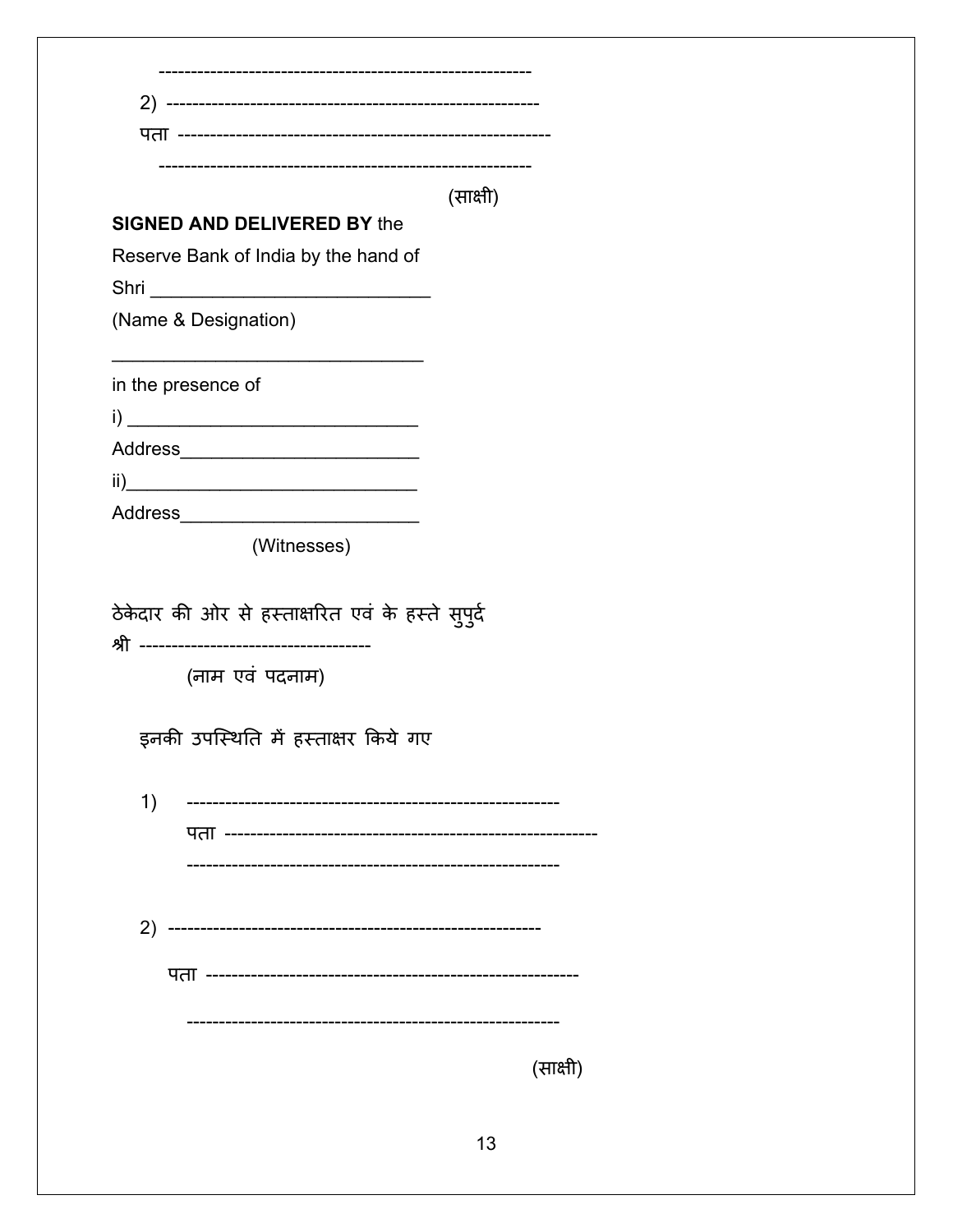----------------------------------------------------------

2) ----------------------------------------------------------

पता ----------------------------------------------------------

----------------------------------------------------------

(साक्षी)

**SIGNED AND DELIVERED BY** the
Reserve Bank of India by the hand of
Shri ___________________________
(Name & Designation)

_______________________________

in the presence of

i) _____________________________

Address_______________________

ii)_____________________________

Address_______________________

(Witnesses)

ठेकेदार की ओर से हस्ताक्षरित एवं के हस्ते सुपुर्द

श्री ------------------------------------

(नाम एवं पदनाम)

इनकी उपस्थिति में हस्ताक्षर किये गए

1) ----------------------------------------------------------

पता ----------------------------------------------------------

----------------------------------------------------------

2) ----------------------------------------------------------

पता ----------------------------------------------------------

----------------------------------------------------------

(साक्षी)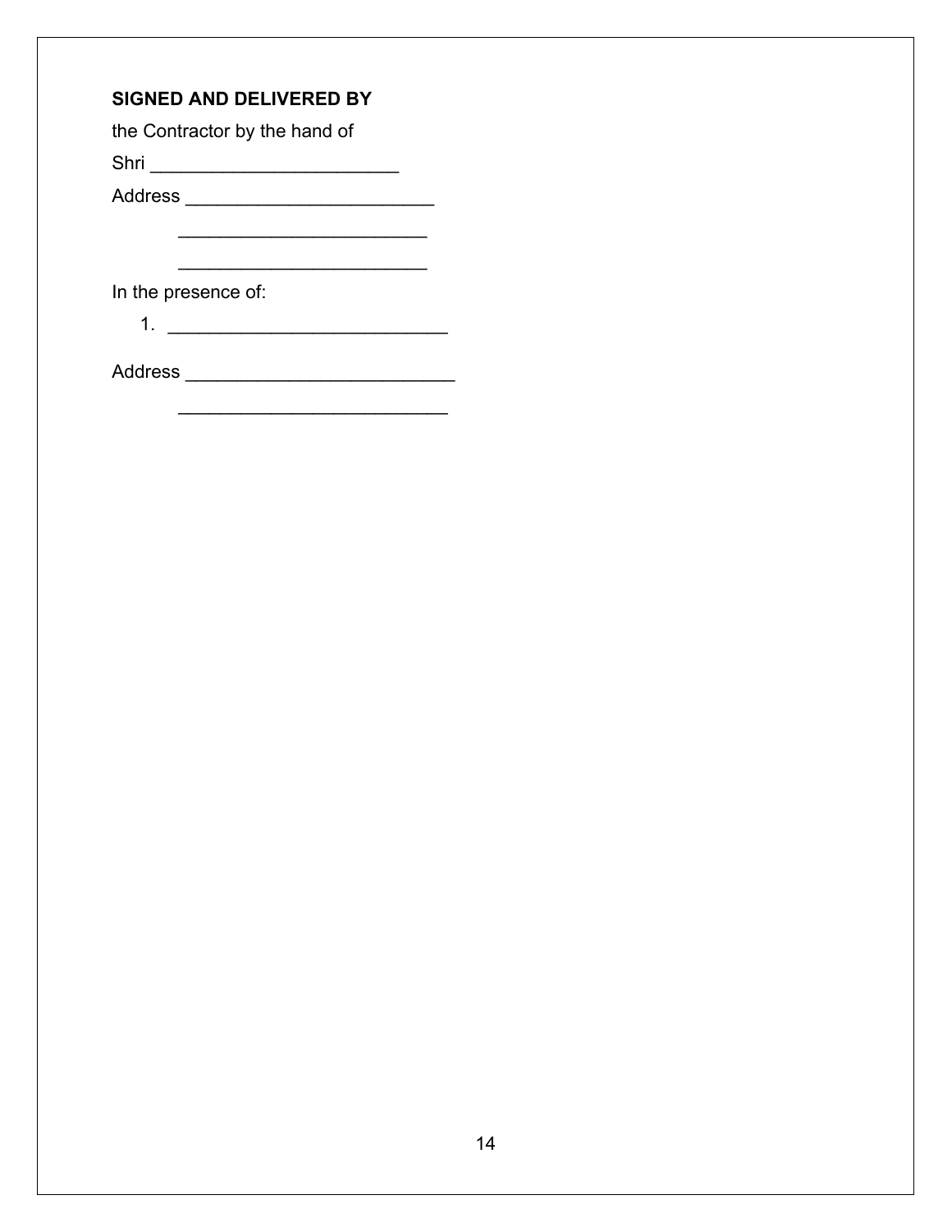**SIGNED AND DELIVERED BY**

the Contractor by the hand of

Shri ________________________

Address ________________________

________________________

________________________

In the presence of:

1. ___________________________

Address __________________________

__________________________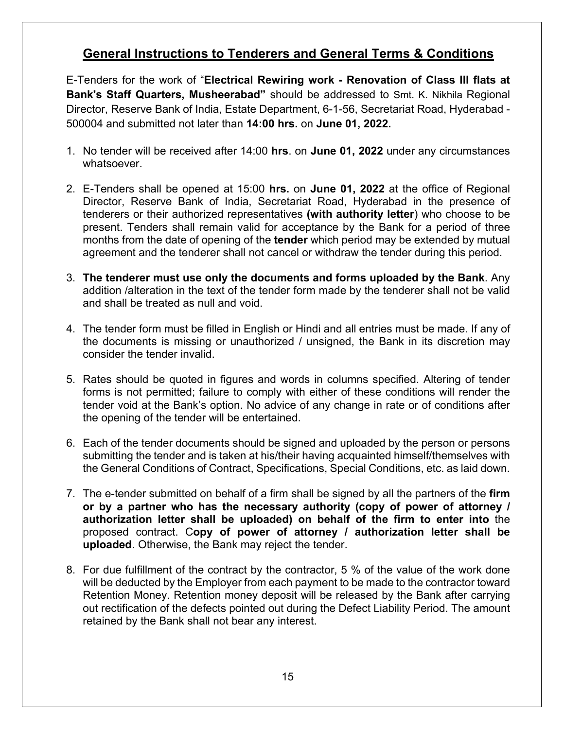## General Instructions to Tenderers and General Terms & Conditions

E-Tenders for the work of "**Electrical Rewiring work - Renovation of Class III flats at Bank's Staff Quarters, Musheerabad"** should be addressed to Smt. K. Nikhila Regional Director, Reserve Bank of India, Estate Department, 6-1-56, Secretariat Road, Hyderabad - 500004 and submitted not later than **14:00 hrs.** on **June 01, 2022.**

1. No tender will be received after 14:00 **hrs**. on **June 01, 2022** under any circumstances whatsoever.

2. E-Tenders shall be opened at 15:00 **hrs.** on **June 01, 2022** at the office of Regional Director, Reserve Bank of India, Secretariat Road, Hyderabad in the presence of tenderers or their authorized representatives **(with authority letter**) who choose to be present. Tenders shall remain valid for acceptance by the Bank for a period of three months from the date of opening of the **tender** which period may be extended by mutual agreement and the tenderer shall not cancel or withdraw the tender during this period.

3. **The tenderer must use only the documents and forms uploaded by the Bank**. Any addition /alteration in the text of the tender form made by the tenderer shall not be valid and shall be treated as null and void.

4. The tender form must be filled in English or Hindi and all entries must be made. If any of the documents is missing or unauthorized / unsigned, the Bank in its discretion may consider the tender invalid.

5. Rates should be quoted in figures and words in columns specified. Altering of tender forms is not permitted; failure to comply with either of these conditions will render the tender void at the Bank's option. No advice of any change in rate or of conditions after the opening of the tender will be entertained.

6. Each of the tender documents should be signed and uploaded by the person or persons submitting the tender and is taken at his/their having acquainted himself/themselves with the General Conditions of Contract, Specifications, Special Conditions, etc. as laid down.

7. The e-tender submitted on behalf of a firm shall be signed by all the partners of the **firm or by a partner who has the necessary authority (copy of power of attorney / authorization letter shall be uploaded) on behalf of the firm to enter into** the proposed contract. C**opy of power of attorney / authorization letter shall be uploaded**. Otherwise, the Bank may reject the tender.

8. For due fulfillment of the contract by the contractor, 5 % of the value of the work done will be deducted by the Employer from each payment to be made to the contractor toward Retention Money. Retention money deposit will be released by the Bank after carrying out rectification of the defects pointed out during the Defect Liability Period. The amount retained by the Bank shall not bear any interest.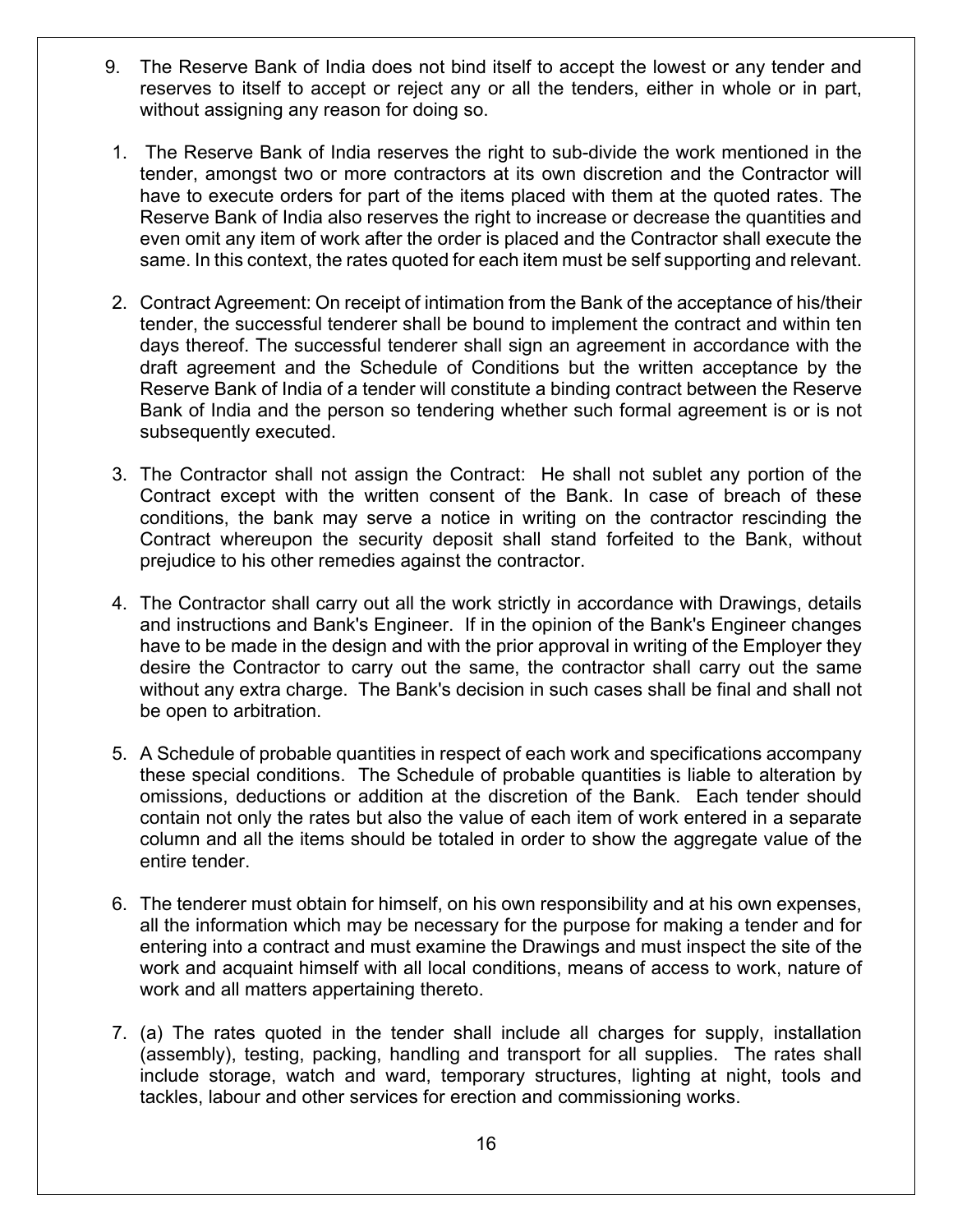9. The Reserve Bank of India does not bind itself to accept the lowest or any tender and reserves to itself to accept or reject any or all the tenders, either in whole or in part, without assigning any reason for doing so.

1. The Reserve Bank of India reserves the right to sub-divide the work mentioned in the tender, amongst two or more contractors at its own discretion and the Contractor will have to execute orders for part of the items placed with them at the quoted rates. The Reserve Bank of India also reserves the right to increase or decrease the quantities and even omit any item of work after the order is placed and the Contractor shall execute the same. In this context, the rates quoted for each item must be self supporting and relevant.

2. Contract Agreement: On receipt of intimation from the Bank of the acceptance of his/their tender, the successful tenderer shall be bound to implement the contract and within ten days thereof. The successful tenderer shall sign an agreement in accordance with the draft agreement and the Schedule of Conditions but the written acceptance by the Reserve Bank of India of a tender will constitute a binding contract between the Reserve Bank of India and the person so tendering whether such formal agreement is or is not subsequently executed.

3. The Contractor shall not assign the Contract: He shall not sublet any portion of the Contract except with the written consent of the Bank. In case of breach of these conditions, the bank may serve a notice in writing on the contractor rescinding the Contract whereupon the security deposit shall stand forfeited to the Bank, without prejudice to his other remedies against the contractor.

4. The Contractor shall carry out all the work strictly in accordance with Drawings, details and instructions and Bank's Engineer. If in the opinion of the Bank's Engineer changes have to be made in the design and with the prior approval in writing of the Employer they desire the Contractor to carry out the same, the contractor shall carry out the same without any extra charge. The Bank's decision in such cases shall be final and shall not be open to arbitration.

5. A Schedule of probable quantities in respect of each work and specifications accompany these special conditions. The Schedule of probable quantities is liable to alteration by omissions, deductions or addition at the discretion of the Bank. Each tender should contain not only the rates but also the value of each item of work entered in a separate column and all the items should be totaled in order to show the aggregate value of the entire tender.

6. The tenderer must obtain for himself, on his own responsibility and at his own expenses, all the information which may be necessary for the purpose for making a tender and for entering into a contract and must examine the Drawings and must inspect the site of the work and acquaint himself with all local conditions, means of access to work, nature of work and all matters appertaining thereto.

7. (a) The rates quoted in the tender shall include all charges for supply, installation (assembly), testing, packing, handling and transport for all supplies. The rates shall include storage, watch and ward, temporary structures, lighting at night, tools and tackles, labour and other services for erection and commissioning works.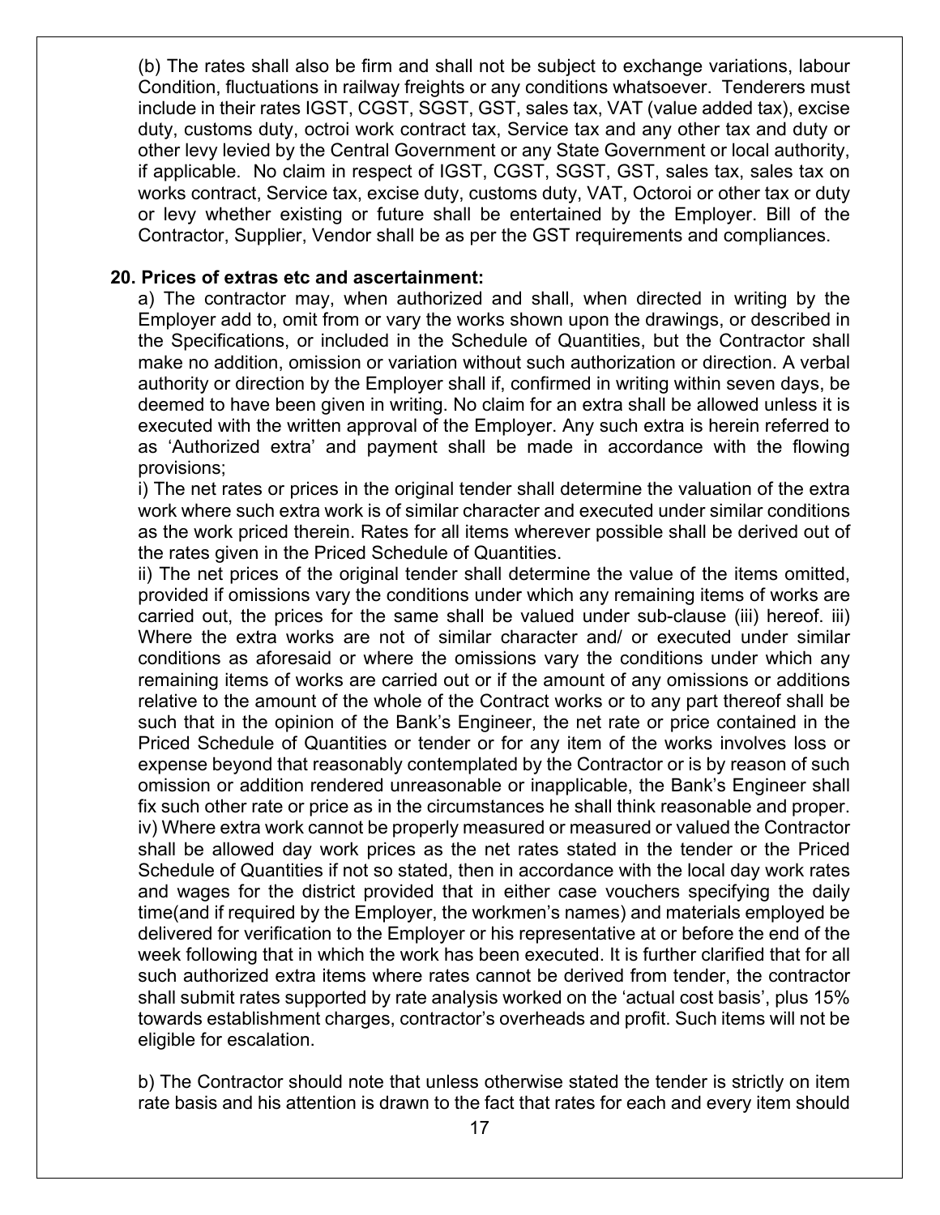(b) The rates shall also be firm and shall not be subject to exchange variations, labour Condition, fluctuations in railway freights or any conditions whatsoever. Tenderers must include in their rates IGST, CGST, SGST, GST, sales tax, VAT (value added tax), excise duty, customs duty, octroi work contract tax, Service tax and any other tax and duty or other levy levied by the Central Government or any State Government or local authority, if applicable. No claim in respect of IGST, CGST, SGST, GST, sales tax, sales tax on works contract, Service tax, excise duty, customs duty, VAT, Octoroi or other tax or duty or levy whether existing or future shall be entertained by the Employer. Bill of the Contractor, Supplier, Vendor shall be as per the GST requirements and compliances.

**20. Prices of extras etc and ascertainment:**

a) The contractor may, when authorized and shall, when directed in writing by the Employer add to, omit from or vary the works shown upon the drawings, or described in the Specifications, or included in the Schedule of Quantities, but the Contractor shall make no addition, omission or variation without such authorization or direction. A verbal authority or direction by the Employer shall if, confirmed in writing within seven days, be deemed to have been given in writing. No claim for an extra shall be allowed unless it is executed with the written approval of the Employer. Any such extra is herein referred to as 'Authorized extra' and payment shall be made in accordance with the flowing provisions;

i) The net rates or prices in the original tender shall determine the valuation of the extra work where such extra work is of similar character and executed under similar conditions as the work priced therein. Rates for all items wherever possible shall be derived out of the rates given in the Priced Schedule of Quantities.

ii) The net prices of the original tender shall determine the value of the items omitted, provided if omissions vary the conditions under which any remaining items of works are carried out, the prices for the same shall be valued under sub-clause (iii) hereof. iii) Where the extra works are not of similar character and/ or executed under similar conditions as aforesaid or where the omissions vary the conditions under which any remaining items of works are carried out or if the amount of any omissions or additions relative to the amount of the whole of the Contract works or to any part thereof shall be such that in the opinion of the Bank's Engineer, the net rate or price contained in the Priced Schedule of Quantities or tender or for any item of the works involves loss or expense beyond that reasonably contemplated by the Contractor or is by reason of such omission or addition rendered unreasonable or inapplicable, the Bank's Engineer shall fix such other rate or price as in the circumstances he shall think reasonable and proper.

iv) Where extra work cannot be properly measured or measured or valued the Contractor shall be allowed day work prices as the net rates stated in the tender or the Priced Schedule of Quantities if not so stated, then in accordance with the local day work rates and wages for the district provided that in either case vouchers specifying the daily time(and if required by the Employer, the workmen's names) and materials employed be delivered for verification to the Employer or his representative at or before the end of the week following that in which the work has been executed. It is further clarified that for all such authorized extra items where rates cannot be derived from tender, the contractor shall submit rates supported by rate analysis worked on the 'actual cost basis', plus 15% towards establishment charges, contractor's overheads and profit. Such items will not be eligible for escalation.

b) The Contractor should note that unless otherwise stated the tender is strictly on item rate basis and his attention is drawn to the fact that rates for each and every item should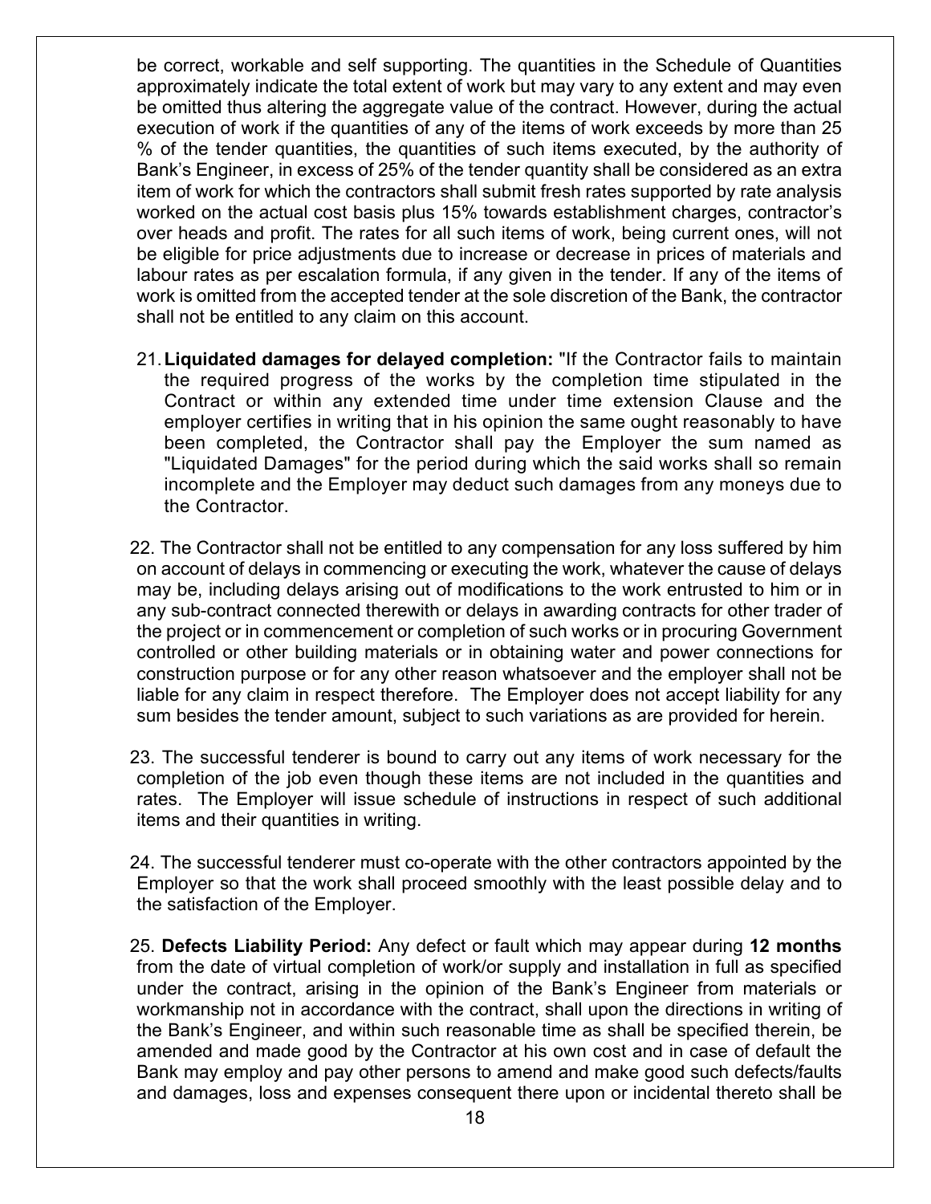be correct, workable and self supporting. The quantities in the Schedule of Quantities approximately indicate the total extent of work but may vary to any extent and may even be omitted thus altering the aggregate value of the contract. However, during the actual execution of work if the quantities of any of the items of work exceeds by more than 25 % of the tender quantities, the quantities of such items executed, by the authority of Bank's Engineer, in excess of 25% of the tender quantity shall be considered as an extra item of work for which the contractors shall submit fresh rates supported by rate analysis worked on the actual cost basis plus 15% towards establishment charges, contractor's over heads and profit. The rates for all such items of work, being current ones, will not be eligible for price adjustments due to increase or decrease in prices of materials and labour rates as per escalation formula, if any given in the tender. If any of the items of work is omitted from the accepted tender at the sole discretion of the Bank, the contractor shall not be entitled to any claim on this account.

21. **Liquidated damages for delayed completion:** "If the Contractor fails to maintain the required progress of the works by the completion time stipulated in the Contract or within any extended time under time extension Clause and the employer certifies in writing that in his opinion the same ought reasonably to have been completed, the Contractor shall pay the Employer the sum named as "Liquidated Damages" for the period during which the said works shall so remain incomplete and the Employer may deduct such damages from any moneys due to the Contractor.

22. The Contractor shall not be entitled to any compensation for any loss suffered by him on account of delays in commencing or executing the work, whatever the cause of delays may be, including delays arising out of modifications to the work entrusted to him or in any sub-contract connected therewith or delays in awarding contracts for other trader of the project or in commencement or completion of such works or in procuring Government controlled or other building materials or in obtaining water and power connections for construction purpose or for any other reason whatsoever and the employer shall not be liable for any claim in respect therefore. The Employer does not accept liability for any sum besides the tender amount, subject to such variations as are provided for herein.

23. The successful tenderer is bound to carry out any items of work necessary for the completion of the job even though these items are not included in the quantities and rates. The Employer will issue schedule of instructions in respect of such additional items and their quantities in writing.

24. The successful tenderer must co-operate with the other contractors appointed by the Employer so that the work shall proceed smoothly with the least possible delay and to the satisfaction of the Employer.

25. **Defects Liability Period:** Any defect or fault which may appear during **12 months** from the date of virtual completion of work/or supply and installation in full as specified under the contract, arising in the opinion of the Bank's Engineer from materials or workmanship not in accordance with the contract, shall upon the directions in writing of the Bank's Engineer, and within such reasonable time as shall be specified therein, be amended and made good by the Contractor at his own cost and in case of default the Bank may employ and pay other persons to amend and make good such defects/faults and damages, loss and expenses consequent there upon or incidental thereto shall be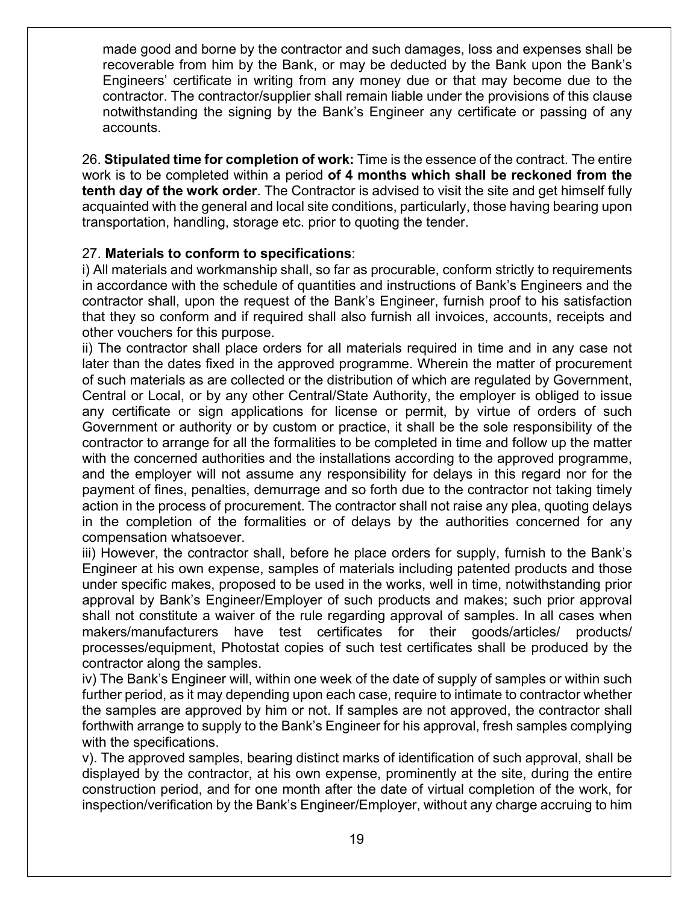made good and borne by the contractor and such damages, loss and expenses shall be recoverable from him by the Bank, or may be deducted by the Bank upon the Bank's Engineers' certificate in writing from any money due or that may become due to the contractor. The contractor/supplier shall remain liable under the provisions of this clause notwithstanding the signing by the Bank's Engineer any certificate or passing of any accounts.

26. **Stipulated time for completion of work:** Time is the essence of the contract. The entire work is to be completed within a period **of 4 months which shall be reckoned from the tenth day of the work order**. The Contractor is advised to visit the site and get himself fully acquainted with the general and local site conditions, particularly, those having bearing upon transportation, handling, storage etc. prior to quoting the tender.

27. **Materials to conform to specifications**:

i) All materials and workmanship shall, so far as procurable, conform strictly to requirements in accordance with the schedule of quantities and instructions of Bank's Engineers and the contractor shall, upon the request of the Bank's Engineer, furnish proof to his satisfaction that they so conform and if required shall also furnish all invoices, accounts, receipts and other vouchers for this purpose.

ii) The contractor shall place orders for all materials required in time and in any case not later than the dates fixed in the approved programme. Wherein the matter of procurement of such materials as are collected or the distribution of which are regulated by Government, Central or Local, or by any other Central/State Authority, the employer is obliged to issue any certificate or sign applications for license or permit, by virtue of orders of such Government or authority or by custom or practice, it shall be the sole responsibility of the contractor to arrange for all the formalities to be completed in time and follow up the matter with the concerned authorities and the installations according to the approved programme, and the employer will not assume any responsibility for delays in this regard nor for the payment of fines, penalties, demurrage and so forth due to the contractor not taking timely action in the process of procurement. The contractor shall not raise any plea, quoting delays in the completion of the formalities or of delays by the authorities concerned for any compensation whatsoever.

iii) However, the contractor shall, before he place orders for supply, furnish to the Bank's Engineer at his own expense, samples of materials including patented products and those under specific makes, proposed to be used in the works, well in time, notwithstanding prior approval by Bank's Engineer/Employer of such products and makes; such prior approval shall not constitute a waiver of the rule regarding approval of samples. In all cases when makers/manufacturers have test certificates for their goods/articles/ products/ processes/equipment, Photostat copies of such test certificates shall be produced by the contractor along the samples.

iv) The Bank's Engineer will, within one week of the date of supply of samples or within such further period, as it may depending upon each case, require to intimate to contractor whether the samples are approved by him or not. If samples are not approved, the contractor shall forthwith arrange to supply to the Bank's Engineer for his approval, fresh samples complying with the specifications.

v). The approved samples, bearing distinct marks of identification of such approval, shall be displayed by the contractor, at his own expense, prominently at the site, during the entire construction period, and for one month after the date of virtual completion of the work, for inspection/verification by the Bank's Engineer/Employer, without any charge accruing to him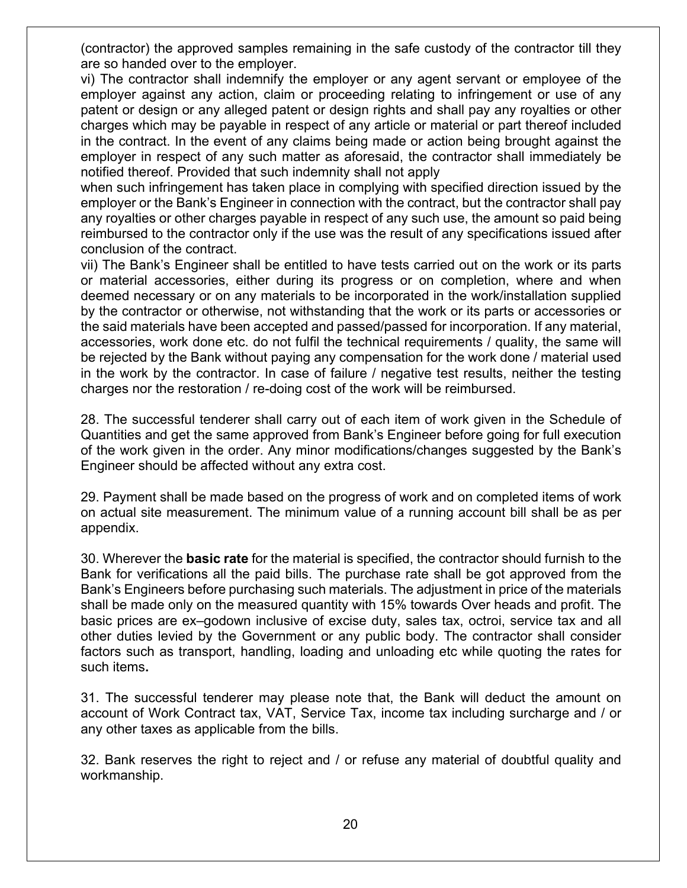(contractor) the approved samples remaining in the safe custody of the contractor till they are so handed over to the employer.

vi) The contractor shall indemnify the employer or any agent servant or employee of the employer against any action, claim or proceeding relating to infringement or use of any patent or design or any alleged patent or design rights and shall pay any royalties or other charges which may be payable in respect of any article or material or part thereof included in the contract. In the event of any claims being made or action being brought against the employer in respect of any such matter as aforesaid, the contractor shall immediately be notified thereof. Provided that such indemnity shall not apply when such infringement has taken place in complying with specified direction issued by the employer or the Bank's Engineer in connection with the contract, but the contractor shall pay any royalties or other charges payable in respect of any such use, the amount so paid being reimbursed to the contractor only if the use was the result of any specifications issued after conclusion of the contract.

vii) The Bank's Engineer shall be entitled to have tests carried out on the work or its parts or material accessories, either during its progress or on completion, where and when deemed necessary or on any materials to be incorporated in the work/installation supplied by the contractor or otherwise, not withstanding that the work or its parts or accessories or the said materials have been accepted and passed/passed for incorporation. If any material, accessories, work done etc. do not fulfil the technical requirements / quality, the same will be rejected by the Bank without paying any compensation for the work done / material used in the work by the contractor. In case of failure / negative test results, neither the testing charges nor the restoration / re-doing cost of the work will be reimbursed.

28. The successful tenderer shall carry out of each item of work given in the Schedule of Quantities and get the same approved from Bank's Engineer before going for full execution of the work given in the order. Any minor modifications/changes suggested by the Bank's Engineer should be affected without any extra cost.

29. Payment shall be made based on the progress of work and on completed items of work on actual site measurement. The minimum value of a running account bill shall be as per appendix.

30. Wherever the **basic rate** for the material is specified, the contractor should furnish to the Bank for verifications all the paid bills. The purchase rate shall be got approved from the Bank's Engineers before purchasing such materials. The adjustment in price of the materials shall be made only on the measured quantity with 15% towards Over heads and profit. The basic prices are ex–godown inclusive of excise duty, sales tax, octroi, service tax and all other duties levied by the Government or any public body. The contractor shall consider factors such as transport, handling, loading and unloading etc while quoting the rates for such items**.**

31. The successful tenderer may please note that, the Bank will deduct the amount on account of Work Contract tax, VAT, Service Tax, income tax including surcharge and / or any other taxes as applicable from the bills.

32. Bank reserves the right to reject and / or refuse any material of doubtful quality and workmanship.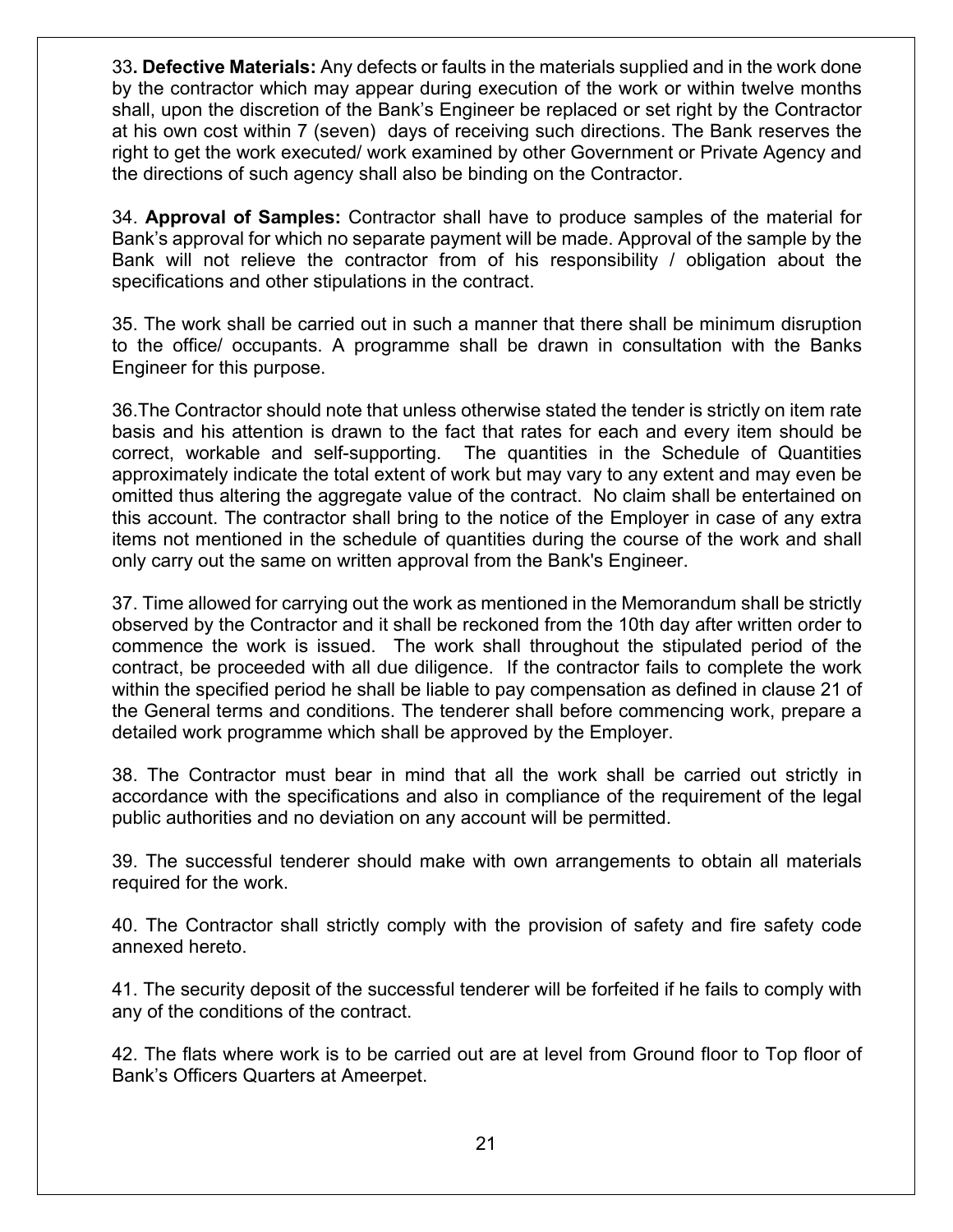33**. Defective Materials:** Any defects or faults in the materials supplied and in the work done by the contractor which may appear during execution of the work or within twelve months shall, upon the discretion of the Bank's Engineer be replaced or set right by the Contractor at his own cost within 7 (seven) days of receiving such directions. The Bank reserves the right to get the work executed/ work examined by other Government or Private Agency and the directions of such agency shall also be binding on the Contractor.

34. **Approval of Samples:** Contractor shall have to produce samples of the material for Bank's approval for which no separate payment will be made. Approval of the sample by the Bank will not relieve the contractor from of his responsibility / obligation about the specifications and other stipulations in the contract.

35. The work shall be carried out in such a manner that there shall be minimum disruption to the office/ occupants. A programme shall be drawn in consultation with the Banks Engineer for this purpose.

36.The Contractor should note that unless otherwise stated the tender is strictly on item rate basis and his attention is drawn to the fact that rates for each and every item should be correct, workable and self-supporting. The quantities in the Schedule of Quantities approximately indicate the total extent of work but may vary to any extent and may even be omitted thus altering the aggregate value of the contract. No claim shall be entertained on this account. The contractor shall bring to the notice of the Employer in case of any extra items not mentioned in the schedule of quantities during the course of the work and shall only carry out the same on written approval from the Bank's Engineer.

37. Time allowed for carrying out the work as mentioned in the Memorandum shall be strictly observed by the Contractor and it shall be reckoned from the 10th day after written order to commence the work is issued. The work shall throughout the stipulated period of the contract, be proceeded with all due diligence. If the contractor fails to complete the work within the specified period he shall be liable to pay compensation as defined in clause 21 of the General terms and conditions. The tenderer shall before commencing work, prepare a detailed work programme which shall be approved by the Employer.

38. The Contractor must bear in mind that all the work shall be carried out strictly in accordance with the specifications and also in compliance of the requirement of the legal public authorities and no deviation on any account will be permitted.

39. The successful tenderer should make with own arrangements to obtain all materials required for the work.

40. The Contractor shall strictly comply with the provision of safety and fire safety code annexed hereto.

41. The security deposit of the successful tenderer will be forfeited if he fails to comply with any of the conditions of the contract.

42. The flats where work is to be carried out are at level from Ground floor to Top floor of Bank's Officers Quarters at Ameerpet.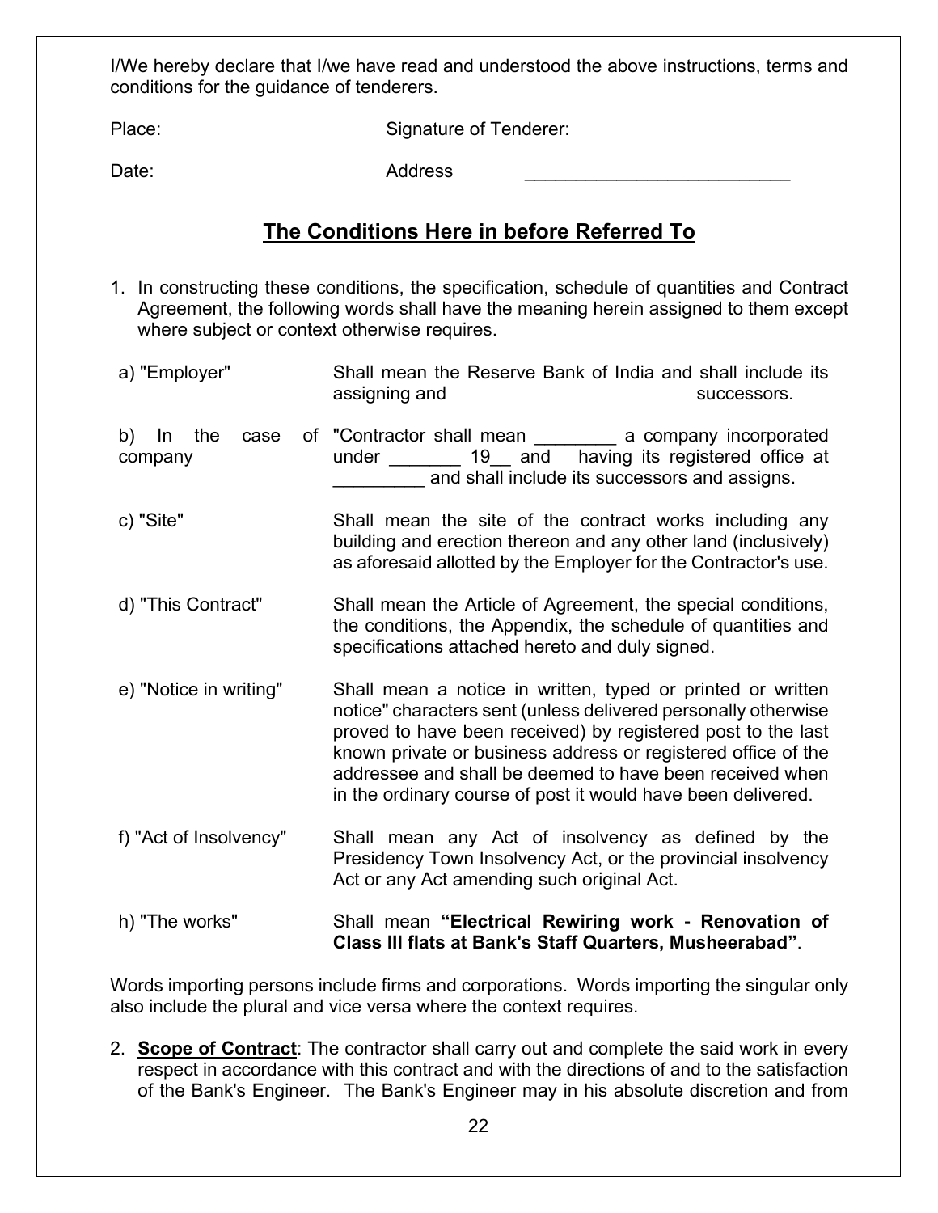I/We hereby declare that I/we have read and understood the above instructions, terms and conditions for the guidance of tenderers.

Place: Signature of Tenderer:

Date: Address ___________________________

## The Conditions Here in before Referred To

1. In constructing these conditions, the specification, schedule of quantities and Contract Agreement, the following words shall have the meaning herein assigned to them except where subject or context otherwise requires.

| | |
|---|---|
| a) "Employer" | Shall mean the Reserve Bank of India and shall include its assigning and successors. |
| b) In the case of company | "Contractor shall mean ________ a company incorporated under _______ 19__ and having its registered office at _________ and shall include its successors and assigns. |
| c) "Site" | Shall mean the site of the contract works including any building and erection thereon and any other land (inclusively) as aforesaid allotted by the Employer for the Contractor's use. |
| d) "This Contract" | Shall mean the Article of Agreement, the special conditions, the conditions, the Appendix, the schedule of quantities and specifications attached hereto and duly signed. |
| e) "Notice in writing" | Shall mean a notice in written, typed or printed or written notice" characters sent (unless delivered personally otherwise proved to have been received) by registered post to the last known private or business address or registered office of the addressee and shall be deemed to have been received when in the ordinary course of post it would have been delivered. |
| f) "Act of Insolvency" | Shall mean any Act of insolvency as defined by the Presidency Town Insolvency Act, or the provincial insolvency Act or any Act amending such original Act. |
| h) "The works" | Shall mean **"Electrical Rewiring work - Renovation of Class III flats at Bank's Staff Quarters, Musheerabad"**. |

Words importing persons include firms and corporations. Words importing the singular only also include the plural and vice versa where the context requires.

2. **Scope of Contract**: The contractor shall carry out and complete the said work in every respect in accordance with this contract and with the directions of and to the satisfaction of the Bank's Engineer. The Bank's Engineer may in his absolute discretion and from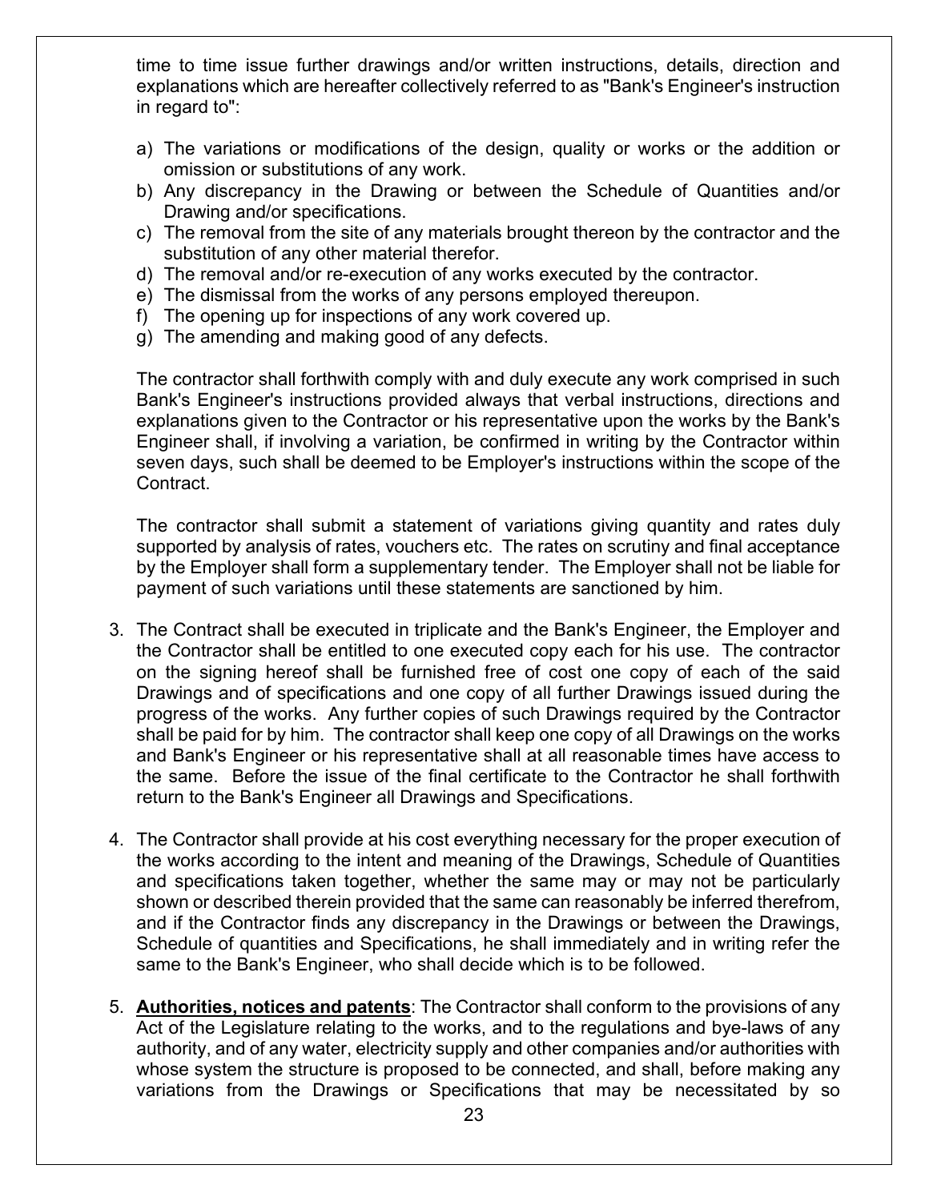time to time issue further drawings and/or written instructions, details, direction and explanations which are hereafter collectively referred to as "Bank's Engineer's instruction in regard to":

a) The variations or modifications of the design, quality or works or the addition or omission or substitutions of any work.
b) Any discrepancy in the Drawing or between the Schedule of Quantities and/or Drawing and/or specifications.
c) The removal from the site of any materials brought thereon by the contractor and the substitution of any other material therefor.
d) The removal and/or re-execution of any works executed by the contractor.
e) The dismissal from the works of any persons employed thereupon.
f) The opening up for inspections of any work covered up.
g) The amending and making good of any defects.

The contractor shall forthwith comply with and duly execute any work comprised in such Bank's Engineer's instructions provided always that verbal instructions, directions and explanations given to the Contractor or his representative upon the works by the Bank's Engineer shall, if involving a variation, be confirmed in writing by the Contractor within seven days, such shall be deemed to be Employer's instructions within the scope of the Contract.

The contractor shall submit a statement of variations giving quantity and rates duly supported by analysis of rates, vouchers etc. The rates on scrutiny and final acceptance by the Employer shall form a supplementary tender. The Employer shall not be liable for payment of such variations until these statements are sanctioned by him.

3. The Contract shall be executed in triplicate and the Bank's Engineer, the Employer and the Contractor shall be entitled to one executed copy each for his use. The contractor on the signing hereof shall be furnished free of cost one copy of each of the said Drawings and of specifications and one copy of all further Drawings issued during the progress of the works. Any further copies of such Drawings required by the Contractor shall be paid for by him. The contractor shall keep one copy of all Drawings on the works and Bank's Engineer or his representative shall at all reasonable times have access to the same. Before the issue of the final certificate to the Contractor he shall forthwith return to the Bank's Engineer all Drawings and Specifications.

4. The Contractor shall provide at his cost everything necessary for the proper execution of the works according to the intent and meaning of the Drawings, Schedule of Quantities and specifications taken together, whether the same may or may not be particularly shown or described therein provided that the same can reasonably be inferred therefrom, and if the Contractor finds any discrepancy in the Drawings or between the Drawings, Schedule of quantities and Specifications, he shall immediately and in writing refer the same to the Bank's Engineer, who shall decide which is to be followed.

5. **Authorities, notices and patents**: The Contractor shall conform to the provisions of any Act of the Legislature relating to the works, and to the regulations and bye-laws of any authority, and of any water, electricity supply and other companies and/or authorities with whose system the structure is proposed to be connected, and shall, before making any variations from the Drawings or Specifications that may be necessitated by so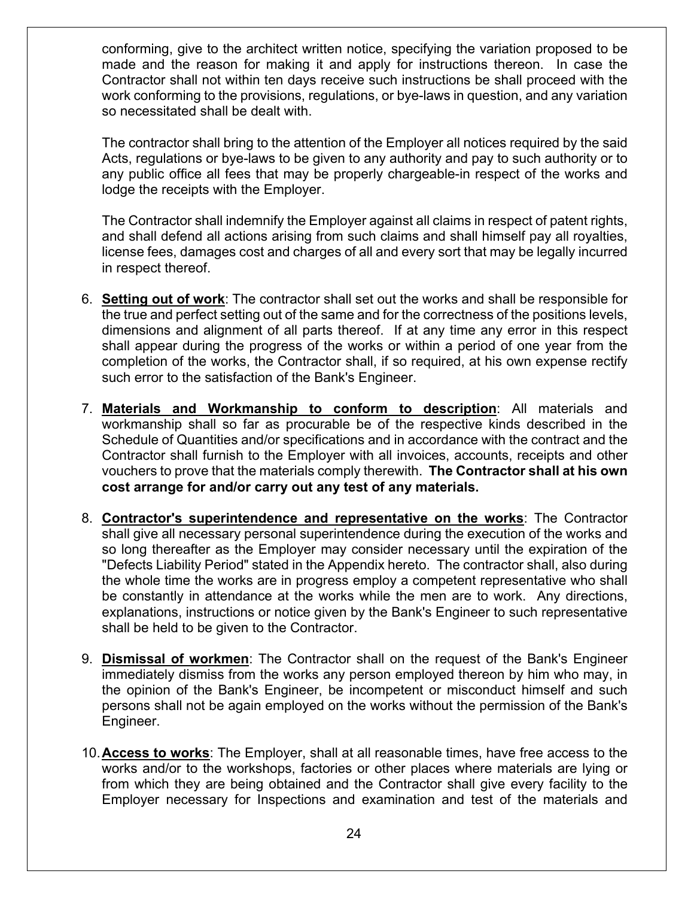conforming, give to the architect written notice, specifying the variation proposed to be made and the reason for making it and apply for instructions thereon. In case the Contractor shall not within ten days receive such instructions be shall proceed with the work conforming to the provisions, regulations, or bye-laws in question, and any variation so necessitated shall be dealt with.

The contractor shall bring to the attention of the Employer all notices required by the said Acts, regulations or bye-laws to be given to any authority and pay to such authority or to any public office all fees that may be properly chargeable-in respect of the works and lodge the receipts with the Employer.

The Contractor shall indemnify the Employer against all claims in respect of patent rights, and shall defend all actions arising from such claims and shall himself pay all royalties, license fees, damages cost and charges of all and every sort that may be legally incurred in respect thereof.

6. **<u>Setting out of work</u>**: The contractor shall set out the works and shall be responsible for the true and perfect setting out of the same and for the correctness of the positions levels, dimensions and alignment of all parts thereof. If at any time any error in this respect shall appear during the progress of the works or within a period of one year from the completion of the works, the Contractor shall, if so required, at his own expense rectify such error to the satisfaction of the Bank's Engineer.

7. **<u>Materials and Workmanship to conform to description</u>**: All materials and workmanship shall so far as procurable be of the respective kinds described in the Schedule of Quantities and/or specifications and in accordance with the contract and the Contractor shall furnish to the Employer with all invoices, accounts, receipts and other vouchers to prove that the materials comply therewith. **The Contractor shall at his own cost arrange for and/or carry out any test of any materials.**

8. **<u>Contractor's superintendence and representative on the works</u>**: The Contractor shall give all necessary personal superintendence during the execution of the works and so long thereafter as the Employer may consider necessary until the expiration of the "Defects Liability Period" stated in the Appendix hereto. The contractor shall, also during the whole time the works are in progress employ a competent representative who shall be constantly in attendance at the works while the men are to work. Any directions, explanations, instructions or notice given by the Bank's Engineer to such representative shall be held to be given to the Contractor.

9. **<u>Dismissal of workmen</u>**: The Contractor shall on the request of the Bank's Engineer immediately dismiss from the works any person employed thereon by him who may, in the opinion of the Bank's Engineer, be incompetent or misconduct himself and such persons shall not be again employed on the works without the permission of the Bank's Engineer.

10. **<u>Access to works</u>**: The Employer, shall at all reasonable times, have free access to the works and/or to the workshops, factories or other places where materials are lying or from which they are being obtained and the Contractor shall give every facility to the Employer necessary for Inspections and examination and test of the materials and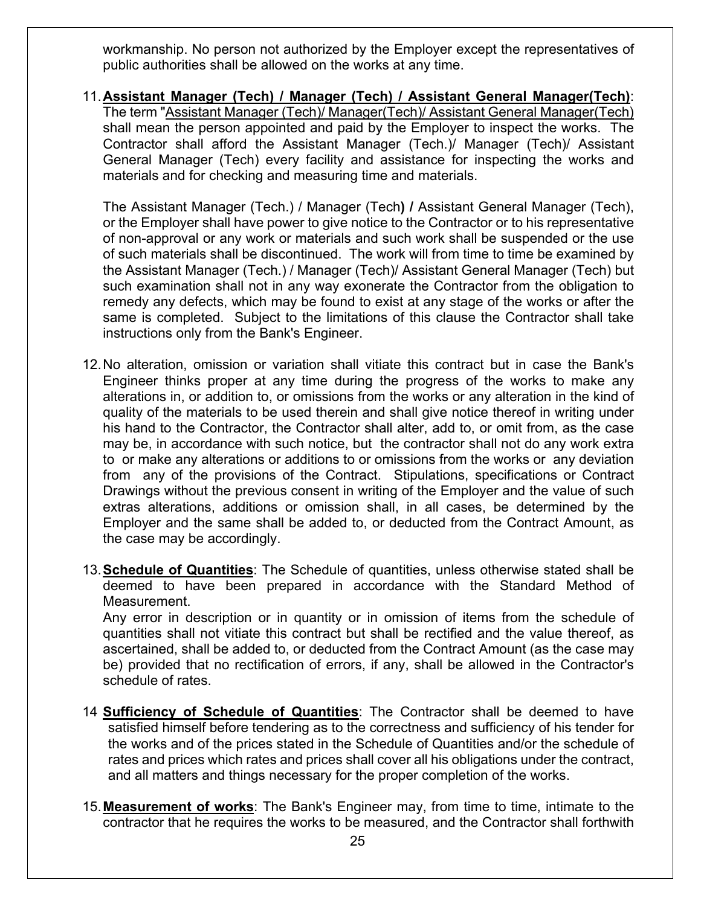workmanship. No person not authorized by the Employer except the representatives of public authorities shall be allowed on the works at any time.

11. **Assistant Manager (Tech) / Manager (Tech) / Assistant General Manager(Tech)**: The term "Assistant Manager (Tech)/ Manager(Tech)/ Assistant General Manager(Tech) shall mean the person appointed and paid by the Employer to inspect the works. The Contractor shall afford the Assistant Manager (Tech.)/ Manager (Tech)/ Assistant General Manager (Tech) every facility and assistance for inspecting the works and materials and for checking and measuring time and materials.

    The Assistant Manager (Tech.) / Manager (Tech**) /** Assistant General Manager (Tech), or the Employer shall have power to give notice to the Contractor or to his representative of non-approval or any work or materials and such work shall be suspended or the use of such materials shall be discontinued. The work will from time to time be examined by the Assistant Manager (Tech.) / Manager (Tech)/ Assistant General Manager (Tech) but such examination shall not in any way exonerate the Contractor from the obligation to remedy any defects, which may be found to exist at any stage of the works or after the same is completed. Subject to the limitations of this clause the Contractor shall take instructions only from the Bank's Engineer.

12. No alteration, omission or variation shall vitiate this contract but in case the Bank's Engineer thinks proper at any time during the progress of the works to make any alterations in, or addition to, or omissions from the works or any alteration in the kind of quality of the materials to be used therein and shall give notice thereof in writing under his hand to the Contractor, the Contractor shall alter, add to, or omit from, as the case may be, in accordance with such notice, but the contractor shall not do any work extra to or make any alterations or additions to or omissions from the works or any deviation from any of the provisions of the Contract. Stipulations, specifications or Contract Drawings without the previous consent in writing of the Employer and the value of such extras alterations, additions or omission shall, in all cases, be determined by the Employer and the same shall be added to, or deducted from the Contract Amount, as the case may be accordingly.

13. **Schedule of Quantities**: The Schedule of quantities, unless otherwise stated shall be deemed to have been prepared in accordance with the Standard Method of Measurement.
    Any error in description or in quantity or in omission of items from the schedule of quantities shall not vitiate this contract but shall be rectified and the value thereof, as ascertained, shall be added to, or deducted from the Contract Amount (as the case may be) provided that no rectification of errors, if any, shall be allowed in the Contractor's schedule of rates.

14. **Sufficiency of Schedule of Quantities**: The Contractor shall be deemed to have satisfied himself before tendering as to the correctness and sufficiency of his tender for the works and of the prices stated in the Schedule of Quantities and/or the schedule of rates and prices which rates and prices shall cover all his obligations under the contract, and all matters and things necessary for the proper completion of the works.

15. **Measurement of works**: The Bank's Engineer may, from time to time, intimate to the contractor that he requires the works to be measured, and the Contractor shall forthwith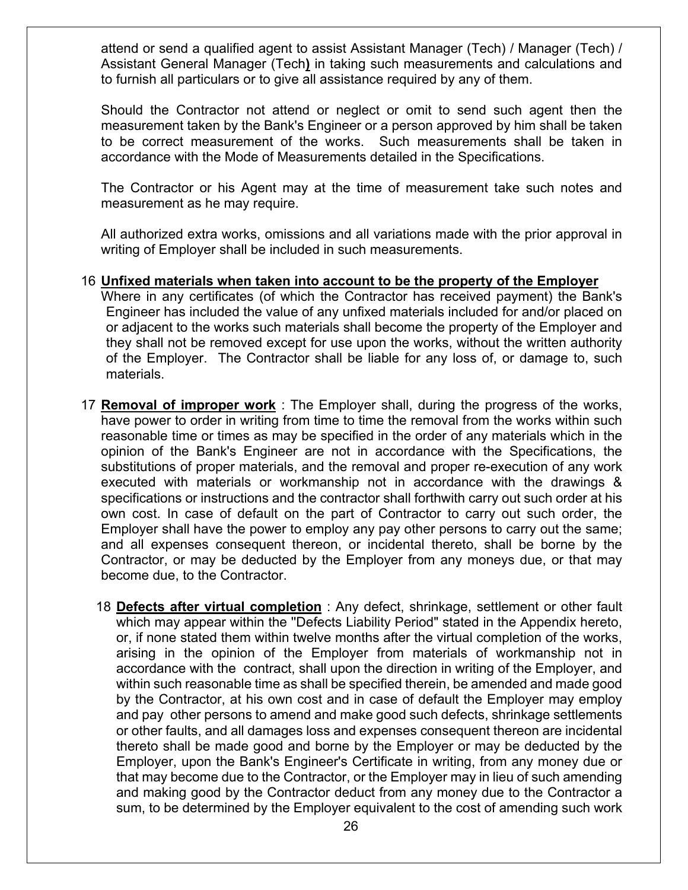attend or send a qualified agent to assist Assistant Manager (Tech) / Manager (Tech) / Assistant General Manager (Tech) in taking such measurements and calculations and to furnish all particulars or to give all assistance required by any of them.

Should the Contractor not attend or neglect or omit to send such agent then the measurement taken by the Bank's Engineer or a person approved by him shall be taken to be correct measurement of the works. Such measurements shall be taken in accordance with the Mode of Measurements detailed in the Specifications.

The Contractor or his Agent may at the time of measurement take such notes and measurement as he may require.

All authorized extra works, omissions and all variations made with the prior approval in writing of Employer shall be included in such measurements.

16 **Unfixed materials when taken into account to be the property of the Employer**
Where in any certificates (of which the Contractor has received payment) the Bank's Engineer has included the value of any unfixed materials included for and/or placed on or adjacent to the works such materials shall become the property of the Employer and they shall not be removed except for use upon the works, without the written authority of the Employer. The Contractor shall be liable for any loss of, or damage to, such materials.

17 **Removal of improper work** : The Employer shall, during the progress of the works, have power to order in writing from time to time the removal from the works within such reasonable time or times as may be specified in the order of any materials which in the opinion of the Bank's Engineer are not in accordance with the Specifications, the substitutions of proper materials, and the removal and proper re-execution of any work executed with materials or workmanship not in accordance with the drawings & specifications or instructions and the contractor shall forthwith carry out such order at his own cost. In case of default on the part of Contractor to carry out such order, the Employer shall have the power to employ any pay other persons to carry out the same; and all expenses consequent thereon, or incidental thereto, shall be borne by the Contractor, or may be deducted by the Employer from any moneys due, or that may become due, to the Contractor.

18 **Defects after virtual completion** : Any defect, shrinkage, settlement or other fault which may appear within the "Defects Liability Period" stated in the Appendix hereto, or, if none stated them within twelve months after the virtual completion of the works, arising in the opinion of the Employer from materials of workmanship not in accordance with the contract, shall upon the direction in writing of the Employer, and within such reasonable time as shall be specified therein, be amended and made good by the Contractor, at his own cost and in case of default the Employer may employ and pay other persons to amend and make good such defects, shrinkage settlements or other faults, and all damages loss and expenses consequent thereon are incidental thereto shall be made good and borne by the Employer or may be deducted by the Employer, upon the Bank's Engineer's Certificate in writing, from any money due or that may become due to the Contractor, or the Employer may in lieu of such amending and making good by the Contractor deduct from any money due to the Contractor a sum, to be determined by the Employer equivalent to the cost of amending such work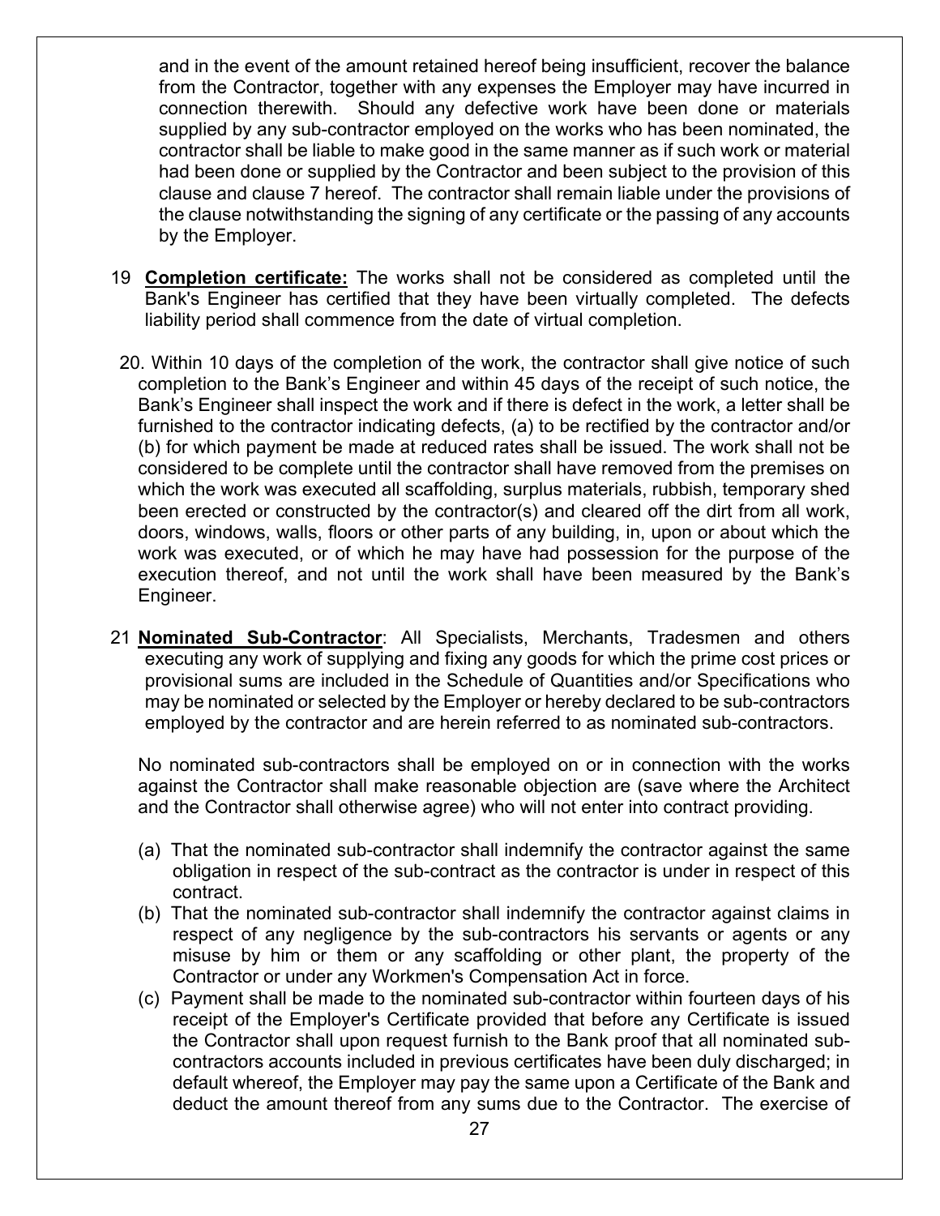and in the event of the amount retained hereof being insufficient, recover the balance from the Contractor, together with any expenses the Employer may have incurred in connection therewith. Should any defective work have been done or materials supplied by any sub-contractor employed on the works who has been nominated, the contractor shall be liable to make good in the same manner as if such work or material had been done or supplied by the Contractor and been subject to the provision of this clause and clause 7 hereof. The contractor shall remain liable under the provisions of the clause notwithstanding the signing of any certificate or the passing of any accounts by the Employer.

19 **Completion certificate:** The works shall not be considered as completed until the Bank's Engineer has certified that they have been virtually completed. The defects liability period shall commence from the date of virtual completion.

20. Within 10 days of the completion of the work, the contractor shall give notice of such completion to the Bank's Engineer and within 45 days of the receipt of such notice, the Bank's Engineer shall inspect the work and if there is defect in the work, a letter shall be furnished to the contractor indicating defects, (a) to be rectified by the contractor and/or (b) for which payment be made at reduced rates shall be issued. The work shall not be considered to be complete until the contractor shall have removed from the premises on which the work was executed all scaffolding, surplus materials, rubbish, temporary shed been erected or constructed by the contractor(s) and cleared off the dirt from all work, doors, windows, walls, floors or other parts of any building, in, upon or about which the work was executed, or of which he may have had possession for the purpose of the execution thereof, and not until the work shall have been measured by the Bank's Engineer.

21 **Nominated Sub-Contractor**: All Specialists, Merchants, Tradesmen and others executing any work of supplying and fixing any goods for which the prime cost prices or provisional sums are included in the Schedule of Quantities and/or Specifications who may be nominated or selected by the Employer or hereby declared to be sub-contractors employed by the contractor and are herein referred to as nominated sub-contractors.

No nominated sub-contractors shall be employed on or in connection with the works against the Contractor shall make reasonable objection are (save where the Architect and the Contractor shall otherwise agree) who will not enter into contract providing.

(a) That the nominated sub-contractor shall indemnify the contractor against the same obligation in respect of the sub-contract as the contractor is under in respect of this contract.

(b) That the nominated sub-contractor shall indemnify the contractor against claims in respect of any negligence by the sub-contractors his servants or agents or any misuse by him or them or any scaffolding or other plant, the property of the Contractor or under any Workmen's Compensation Act in force.

(c) Payment shall be made to the nominated sub-contractor within fourteen days of his receipt of the Employer's Certificate provided that before any Certificate is issued the Contractor shall upon request furnish to the Bank proof that all nominated sub-contractors accounts included in previous certificates have been duly discharged; in default whereof, the Employer may pay the same upon a Certificate of the Bank and deduct the amount thereof from any sums due to the Contractor. The exercise of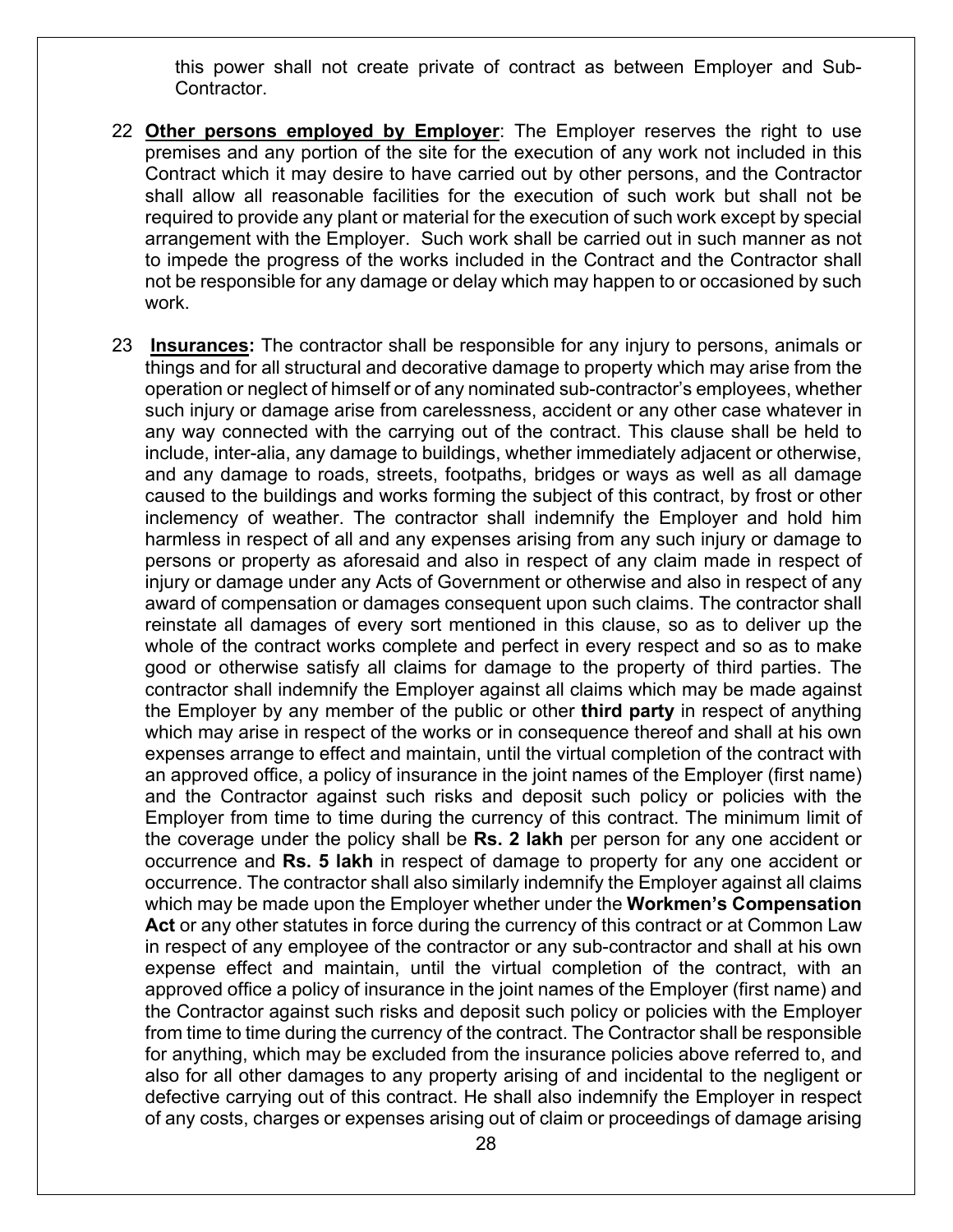this power shall not create private of contract as between Employer and Sub-Contractor.

22 **Other persons employed by Employer**: The Employer reserves the right to use premises and any portion of the site for the execution of any work not included in this Contract which it may desire to have carried out by other persons, and the Contractor shall allow all reasonable facilities for the execution of such work but shall not be required to provide any plant or material for the execution of such work except by special arrangement with the Employer. Such work shall be carried out in such manner as not to impede the progress of the works included in the Contract and the Contractor shall not be responsible for any damage or delay which may happen to or occasioned by such work.

23 **Insurances:** The contractor shall be responsible for any injury to persons, animals or things and for all structural and decorative damage to property which may arise from the operation or neglect of himself or of any nominated sub-contractor's employees, whether such injury or damage arise from carelessness, accident or any other case whatever in any way connected with the carrying out of the contract. This clause shall be held to include, inter-alia, any damage to buildings, whether immediately adjacent or otherwise, and any damage to roads, streets, footpaths, bridges or ways as well as all damage caused to the buildings and works forming the subject of this contract, by frost or other inclemency of weather. The contractor shall indemnify the Employer and hold him harmless in respect of all and any expenses arising from any such injury or damage to persons or property as aforesaid and also in respect of any claim made in respect of injury or damage under any Acts of Government or otherwise and also in respect of any award of compensation or damages consequent upon such claims. The contractor shall reinstate all damages of every sort mentioned in this clause, so as to deliver up the whole of the contract works complete and perfect in every respect and so as to make good or otherwise satisfy all claims for damage to the property of third parties. The contractor shall indemnify the Employer against all claims which may be made against the Employer by any member of the public or other **third party** in respect of anything which may arise in respect of the works or in consequence thereof and shall at his own expenses arrange to effect and maintain, until the virtual completion of the contract with an approved office, a policy of insurance in the joint names of the Employer (first name) and the Contractor against such risks and deposit such policy or policies with the Employer from time to time during the currency of this contract. The minimum limit of the coverage under the policy shall be **Rs. 2 lakh** per person for any one accident or occurrence and **Rs. 5 lakh** in respect of damage to property for any one accident or occurrence. The contractor shall also similarly indemnify the Employer against all claims which may be made upon the Employer whether under the **Workmen's Compensation Act** or any other statutes in force during the currency of this contract or at Common Law in respect of any employee of the contractor or any sub-contractor and shall at his own expense effect and maintain, until the virtual completion of the contract, with an approved office a policy of insurance in the joint names of the Employer (first name) and the Contractor against such risks and deposit such policy or policies with the Employer from time to time during the currency of the contract. The Contractor shall be responsible for anything, which may be excluded from the insurance policies above referred to, and also for all other damages to any property arising of and incidental to the negligent or defective carrying out of this contract. He shall also indemnify the Employer in respect of any costs, charges or expenses arising out of claim or proceedings of damage arising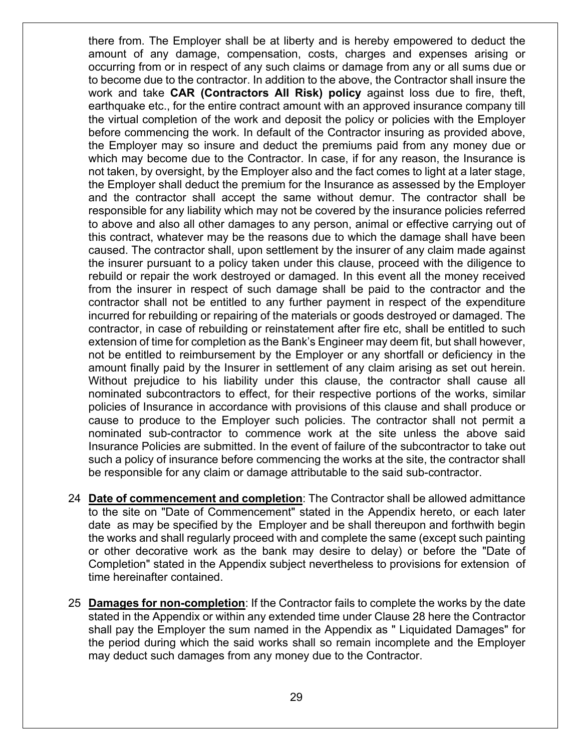there from. The Employer shall be at liberty and is hereby empowered to deduct the amount of any damage, compensation, costs, charges and expenses arising or occurring from or in respect of any such claims or damage from any or all sums due or to become due to the contractor. In addition to the above, the Contractor shall insure the work and take **CAR (Contractors All Risk) policy** against loss due to fire, theft, earthquake etc., for the entire contract amount with an approved insurance company till the virtual completion of the work and deposit the policy or policies with the Employer before commencing the work. In default of the Contractor insuring as provided above, the Employer may so insure and deduct the premiums paid from any money due or which may become due to the Contractor. In case, if for any reason, the Insurance is not taken, by oversight, by the Employer also and the fact comes to light at a later stage, the Employer shall deduct the premium for the Insurance as assessed by the Employer and the contractor shall accept the same without demur. The contractor shall be responsible for any liability which may not be covered by the insurance policies referred to above and also all other damages to any person, animal or effective carrying out of this contract, whatever may be the reasons due to which the damage shall have been caused. The contractor shall, upon settlement by the insurer of any claim made against the insurer pursuant to a policy taken under this clause, proceed with the diligence to rebuild or repair the work destroyed or damaged. In this event all the money received from the insurer in respect of such damage shall be paid to the contractor and the contractor shall not be entitled to any further payment in respect of the expenditure incurred for rebuilding or repairing of the materials or goods destroyed or damaged. The contractor, in case of rebuilding or reinstatement after fire etc, shall be entitled to such extension of time for completion as the Bank's Engineer may deem fit, but shall however, not be entitled to reimbursement by the Employer or any shortfall or deficiency in the amount finally paid by the Insurer in settlement of any claim arising as set out herein. Without prejudice to his liability under this clause, the contractor shall cause all nominated subcontractors to effect, for their respective portions of the works, similar policies of Insurance in accordance with provisions of this clause and shall produce or cause to produce to the Employer such policies. The contractor shall not permit a nominated sub-contractor to commence work at the site unless the above said Insurance Policies are submitted. In the event of failure of the subcontractor to take out such a policy of insurance before commencing the works at the site, the contractor shall be responsible for any claim or damage attributable to the said sub-contractor.

24 **Date of commencement and completion**: The Contractor shall be allowed admittance to the site on "Date of Commencement" stated in the Appendix hereto, or each later date as may be specified by the Employer and be shall thereupon and forthwith begin the works and shall regularly proceed with and complete the same (except such painting or other decorative work as the bank may desire to delay) or before the "Date of Completion" stated in the Appendix subject nevertheless to provisions for extension of time hereinafter contained.

25 **Damages for non-completion**: If the Contractor fails to complete the works by the date stated in the Appendix or within any extended time under Clause 28 here the Contractor shall pay the Employer the sum named in the Appendix as " Liquidated Damages" for the period during which the said works shall so remain incomplete and the Employer may deduct such damages from any money due to the Contractor.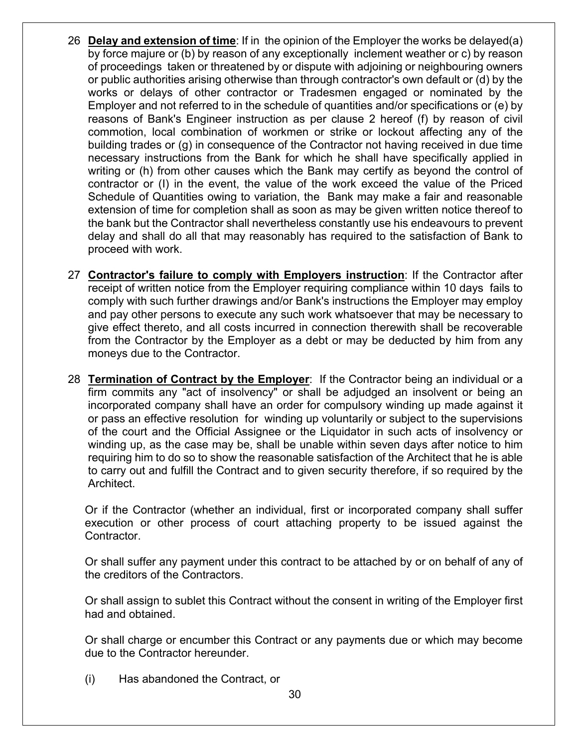26 **Delay and extension of time**: If in the opinion of the Employer the works be delayed(a) by force majure or (b) by reason of any exceptionally inclement weather or c) by reason of proceedings taken or threatened by or dispute with adjoining or neighbouring owners or public authorities arising otherwise than through contractor's own default or (d) by the works or delays of other contractor or Tradesmen engaged or nominated by the Employer and not referred to in the schedule of quantities and/or specifications or (e) by reasons of Bank's Engineer instruction as per clause 2 hereof (f) by reason of civil commotion, local combination of workmen or strike or lockout affecting any of the building trades or (g) in consequence of the Contractor not having received in due time necessary instructions from the Bank for which he shall have specifically applied in writing or (h) from other causes which the Bank may certify as beyond the control of contractor or (I) in the event, the value of the work exceed the value of the Priced Schedule of Quantities owing to variation, the Bank may make a fair and reasonable extension of time for completion shall as soon as may be given written notice thereof to the bank but the Contractor shall nevertheless constantly use his endeavours to prevent delay and shall do all that may reasonably has required to the satisfaction of Bank to proceed with work.

27 **Contractor's failure to comply with Employers instruction**: If the Contractor after receipt of written notice from the Employer requiring compliance within 10 days fails to comply with such further drawings and/or Bank's instructions the Employer may employ and pay other persons to execute any such work whatsoever that may be necessary to give effect thereto, and all costs incurred in connection therewith shall be recoverable from the Contractor by the Employer as a debt or may be deducted by him from any moneys due to the Contractor.

28 **Termination of Contract by the Employer**: If the Contractor being an individual or a firm commits any "act of insolvency" or shall be adjudged an insolvent or being an incorporated company shall have an order for compulsory winding up made against it or pass an effective resolution for winding up voluntarily or subject to the supervisions of the court and the Official Assignee or the Liquidator in such acts of insolvency or winding up, as the case may be, shall be unable within seven days after notice to him requiring him to do so to show the reasonable satisfaction of the Architect that he is able to carry out and fulfill the Contract and to given security therefore, if so required by the Architect.

Or if the Contractor (whether an individual, first or incorporated company shall suffer execution or other process of court attaching property to be issued against the Contractor.

Or shall suffer any payment under this contract to be attached by or on behalf of any of the creditors of the Contractors.

Or shall assign to sublet this Contract without the consent in writing of the Employer first had and obtained.

Or shall charge or encumber this Contract or any payments due or which may become due to the Contractor hereunder.

(i) Has abandoned the Contract, or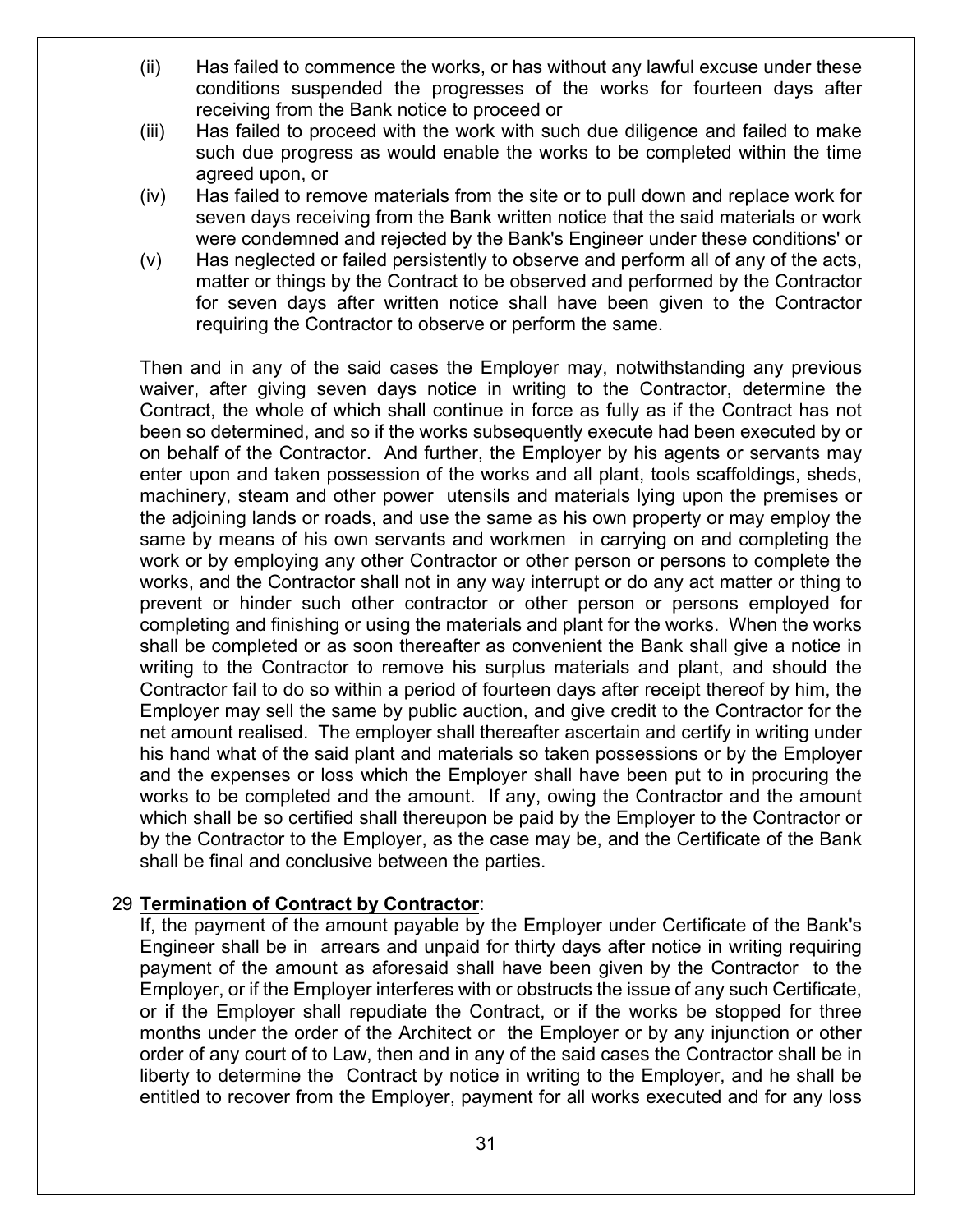(ii) Has failed to commence the works, or has without any lawful excuse under these conditions suspended the progresses of the works for fourteen days after receiving from the Bank notice to proceed or

(iii) Has failed to proceed with the work with such due diligence and failed to make such due progress as would enable the works to be completed within the time agreed upon, or

(iv) Has failed to remove materials from the site or to pull down and replace work for seven days receiving from the Bank written notice that the said materials or work were condemned and rejected by the Bank's Engineer under these conditions' or

(v) Has neglected or failed persistently to observe and perform all of any of the acts, matter or things by the Contract to be observed and performed by the Contractor for seven days after written notice shall have been given to the Contractor requiring the Contractor to observe or perform the same.

Then and in any of the said cases the Employer may, notwithstanding any previous waiver, after giving seven days notice in writing to the Contractor, determine the Contract, the whole of which shall continue in force as fully as if the Contract has not been so determined, and so if the works subsequently execute had been executed by or on behalf of the Contractor. And further, the Employer by his agents or servants may enter upon and taken possession of the works and all plant, tools scaffoldings, sheds, machinery, steam and other power utensils and materials lying upon the premises or the adjoining lands or roads, and use the same as his own property or may employ the same by means of his own servants and workmen in carrying on and completing the work or by employing any other Contractor or other person or persons to complete the works, and the Contractor shall not in any way interrupt or do any act matter or thing to prevent or hinder such other contractor or other person or persons employed for completing and finishing or using the materials and plant for the works. When the works shall be completed or as soon thereafter as convenient the Bank shall give a notice in writing to the Contractor to remove his surplus materials and plant, and should the Contractor fail to do so within a period of fourteen days after receipt thereof by him, the Employer may sell the same by public auction, and give credit to the Contractor for the net amount realised. The employer shall thereafter ascertain and certify in writing under his hand what of the said plant and materials so taken possessions or by the Employer and the expenses or loss which the Employer shall have been put to in procuring the works to be completed and the amount. If any, owing the Contractor and the amount which shall be so certified shall thereupon be paid by the Employer to the Contractor or by the Contractor to the Employer, as the case may be, and the Certificate of the Bank shall be final and conclusive between the parties.

29 **Termination of Contract by Contractor**:

If, the payment of the amount payable by the Employer under Certificate of the Bank's Engineer shall be in arrears and unpaid for thirty days after notice in writing requiring payment of the amount as aforesaid shall have been given by the Contractor to the Employer, or if the Employer interferes with or obstructs the issue of any such Certificate, or if the Employer shall repudiate the Contract, or if the works be stopped for three months under the order of the Architect or the Employer or by any injunction or other order of any court of to Law, then and in any of the said cases the Contractor shall be in liberty to determine the Contract by notice in writing to the Employer, and he shall be entitled to recover from the Employer, payment for all works executed and for any loss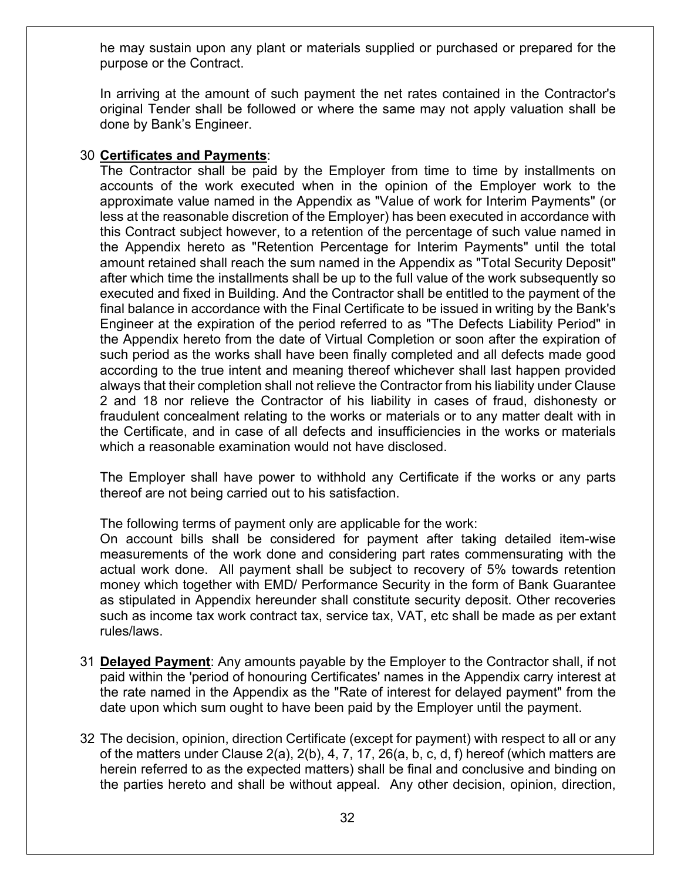he may sustain upon any plant or materials supplied or purchased or prepared for the purpose or the Contract.

In arriving at the amount of such payment the net rates contained in the Contractor's original Tender shall be followed or where the same may not apply valuation shall be done by Bank's Engineer.

30 **Certificates and Payments**:

The Contractor shall be paid by the Employer from time to time by installments on accounts of the work executed when in the opinion of the Employer work to the approximate value named in the Appendix as "Value of work for Interim Payments" (or less at the reasonable discretion of the Employer) has been executed in accordance with this Contract subject however, to a retention of the percentage of such value named in the Appendix hereto as "Retention Percentage for Interim Payments" until the total amount retained shall reach the sum named in the Appendix as "Total Security Deposit" after which time the installments shall be up to the full value of the work subsequently so executed and fixed in Building. And the Contractor shall be entitled to the payment of the final balance in accordance with the Final Certificate to be issued in writing by the Bank's Engineer at the expiration of the period referred to as "The Defects Liability Period" in the Appendix hereto from the date of Virtual Completion or soon after the expiration of such period as the works shall have been finally completed and all defects made good according to the true intent and meaning thereof whichever shall last happen provided always that their completion shall not relieve the Contractor from his liability under Clause 2 and 18 nor relieve the Contractor of his liability in cases of fraud, dishonesty or fraudulent concealment relating to the works or materials or to any matter dealt with in the Certificate, and in case of all defects and insufficiencies in the works or materials which a reasonable examination would not have disclosed.

The Employer shall have power to withhold any Certificate if the works or any parts thereof are not being carried out to his satisfaction.

The following terms of payment only are applicable for the work:

On account bills shall be considered for payment after taking detailed item-wise measurements of the work done and considering part rates commensurating with the actual work done. All payment shall be subject to recovery of 5% towards retention money which together with EMD/ Performance Security in the form of Bank Guarantee as stipulated in Appendix hereunder shall constitute security deposit. Other recoveries such as income tax work contract tax, service tax, VAT, etc shall be made as per extant rules/laws.

31 **Delayed Payment**: Any amounts payable by the Employer to the Contractor shall, if not paid within the 'period of honouring Certificates' names in the Appendix carry interest at the rate named in the Appendix as the "Rate of interest for delayed payment" from the date upon which sum ought to have been paid by the Employer until the payment.

32 The decision, opinion, direction Certificate (except for payment) with respect to all or any of the matters under Clause 2(a), 2(b), 4, 7, 17, 26(a, b, c, d, f) hereof (which matters are herein referred to as the expected matters) shall be final and conclusive and binding on the parties hereto and shall be without appeal. Any other decision, opinion, direction,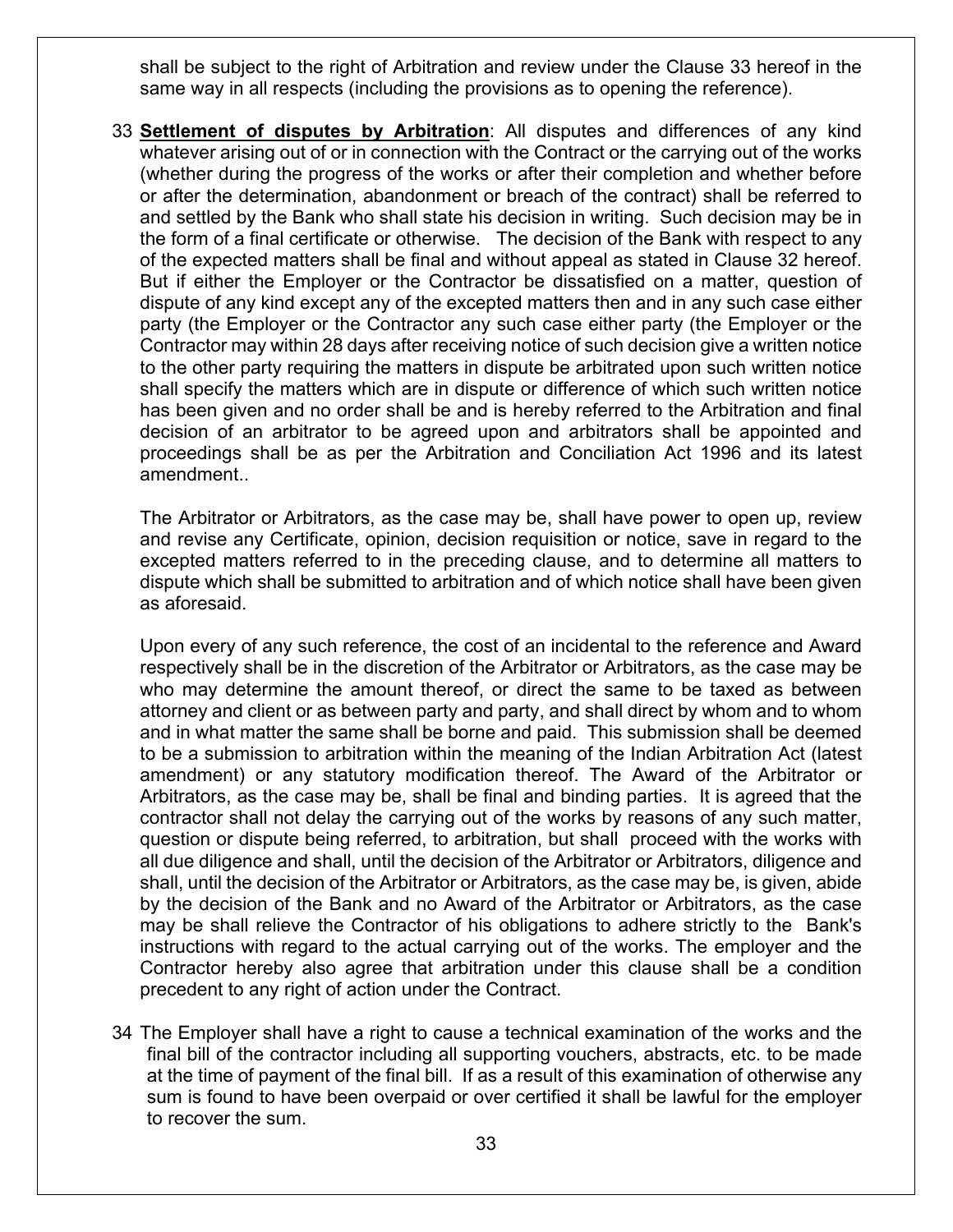shall be subject to the right of Arbitration and review under the Clause 33 hereof in the same way in all respects (including the provisions as to opening the reference).

33 **Settlement of disputes by Arbitration**: All disputes and differences of any kind whatever arising out of or in connection with the Contract or the carrying out of the works (whether during the progress of the works or after their completion and whether before or after the determination, abandonment or breach of the contract) shall be referred to and settled by the Bank who shall state his decision in writing. Such decision may be in the form of a final certificate or otherwise. The decision of the Bank with respect to any of the expected matters shall be final and without appeal as stated in Clause 32 hereof. But if either the Employer or the Contractor be dissatisfied on a matter, question of dispute of any kind except any of the excepted matters then and in any such case either party (the Employer or the Contractor any such case either party (the Employer or the Contractor may within 28 days after receiving notice of such decision give a written notice to the other party requiring the matters in dispute be arbitrated upon such written notice shall specify the matters which are in dispute or difference of which such written notice has been given and no order shall be and is hereby referred to the Arbitration and final decision of an arbitrator to be agreed upon and arbitrators shall be appointed and proceedings shall be as per the Arbitration and Conciliation Act 1996 and its latest amendment..

The Arbitrator or Arbitrators, as the case may be, shall have power to open up, review and revise any Certificate, opinion, decision requisition or notice, save in regard to the excepted matters referred to in the preceding clause, and to determine all matters to dispute which shall be submitted to arbitration and of which notice shall have been given as aforesaid.

Upon every of any such reference, the cost of an incidental to the reference and Award respectively shall be in the discretion of the Arbitrator or Arbitrators, as the case may be who may determine the amount thereof, or direct the same to be taxed as between attorney and client or as between party and party, and shall direct by whom and to whom and in what matter the same shall be borne and paid. This submission shall be deemed to be a submission to arbitration within the meaning of the Indian Arbitration Act (latest amendment) or any statutory modification thereof. The Award of the Arbitrator or Arbitrators, as the case may be, shall be final and binding parties. It is agreed that the contractor shall not delay the carrying out of the works by reasons of any such matter, question or dispute being referred, to arbitration, but shall proceed with the works with all due diligence and shall, until the decision of the Arbitrator or Arbitrators, diligence and shall, until the decision of the Arbitrator or Arbitrators, as the case may be, is given, abide by the decision of the Bank and no Award of the Arbitrator or Arbitrators, as the case may be shall relieve the Contractor of his obligations to adhere strictly to the Bank's instructions with regard to the actual carrying out of the works. The employer and the Contractor hereby also agree that arbitration under this clause shall be a condition precedent to any right of action under the Contract.

34 The Employer shall have a right to cause a technical examination of the works and the final bill of the contractor including all supporting vouchers, abstracts, etc. to be made at the time of payment of the final bill. If as a result of this examination of otherwise any sum is found to have been overpaid or over certified it shall be lawful for the employer to recover the sum.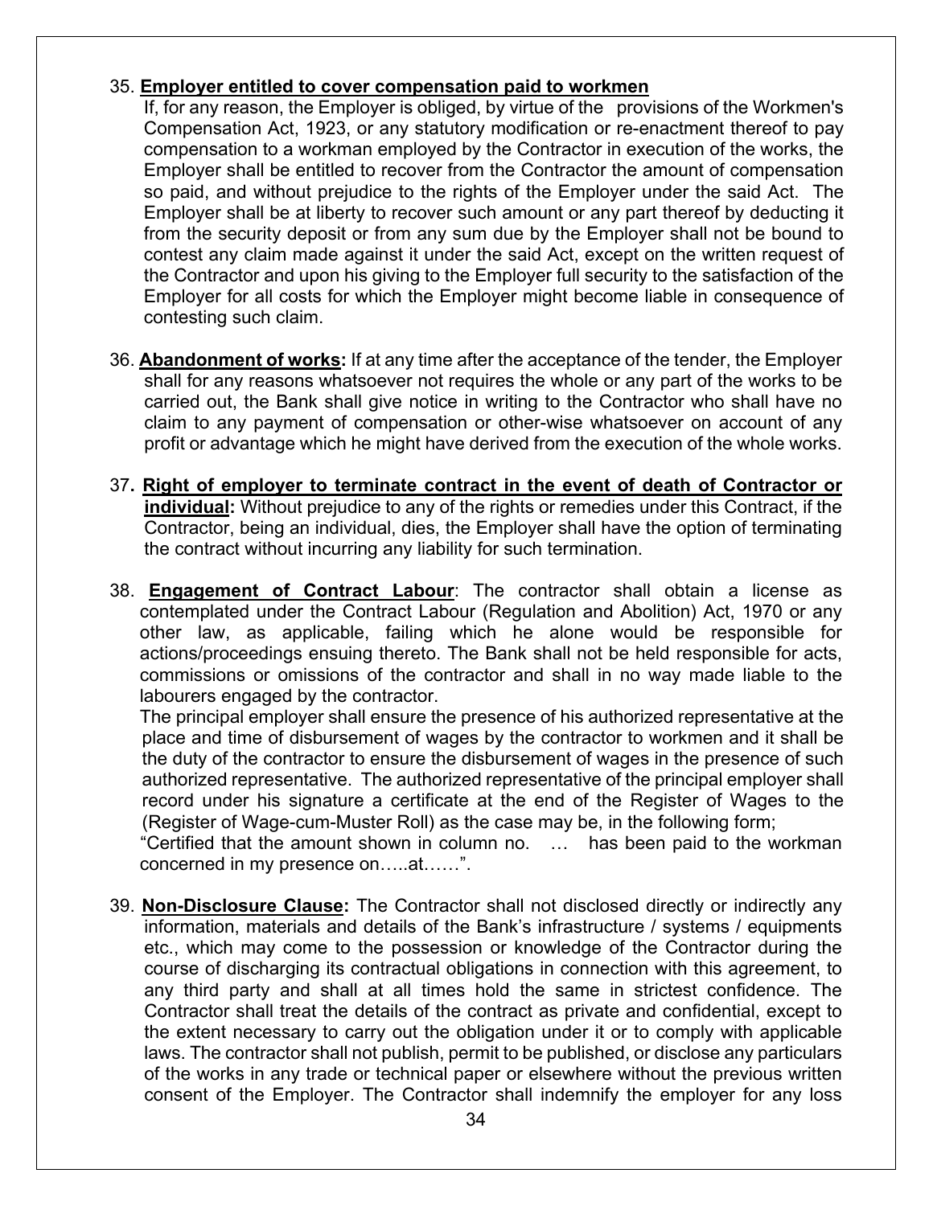35. **Employer entitled to cover compensation paid to workmen**
If, for any reason, the Employer is obliged, by virtue of the provisions of the Workmen's Compensation Act, 1923, or any statutory modification or re-enactment thereof to pay compensation to a workman employed by the Contractor in execution of the works, the Employer shall be entitled to recover from the Contractor the amount of compensation so paid, and without prejudice to the rights of the Employer under the said Act. The Employer shall be at liberty to recover such amount or any part thereof by deducting it from the security deposit or from any sum due by the Employer shall not be bound to contest any claim made against it under the said Act, except on the written request of the Contractor and upon his giving to the Employer full security to the satisfaction of the Employer for all costs for which the Employer might become liable in consequence of contesting such claim.

36. **Abandonment of works:** If at any time after the acceptance of the tender, the Employer shall for any reasons whatsoever not requires the whole or any part of the works to be carried out, the Bank shall give notice in writing to the Contractor who shall have no claim to any payment of compensation or other-wise whatsoever on account of any profit or advantage which he might have derived from the execution of the whole works.

37. **Right of employer to terminate contract in the event of death of Contractor or individual:** Without prejudice to any of the rights or remedies under this Contract, if the Contractor, being an individual, dies, the Employer shall have the option of terminating the contract without incurring any liability for such termination.

38. **Engagement of Contract Labour**: The contractor shall obtain a license as contemplated under the Contract Labour (Regulation and Abolition) Act, 1970 or any other law, as applicable, failing which he alone would be responsible for actions/proceedings ensuing thereto. The Bank shall not be held responsible for acts, commissions or omissions of the contractor and shall in no way made liable to the labourers engaged by the contractor.
The principal employer shall ensure the presence of his authorized representative at the place and time of disbursement of wages by the contractor to workmen and it shall be the duty of the contractor to ensure the disbursement of wages in the presence of such authorized representative. The authorized representative of the principal employer shall record under his signature a certificate at the end of the Register of Wages to the (Register of Wage-cum-Muster Roll) as the case may be, in the following form;
"Certified that the amount shown in column no. … has been paid to the workman concerned in my presence on…..at……".

39. **Non-Disclosure Clause:** The Contractor shall not disclosed directly or indirectly any information, materials and details of the Bank's infrastructure / systems / equipments etc., which may come to the possession or knowledge of the Contractor during the course of discharging its contractual obligations in connection with this agreement, to any third party and shall at all times hold the same in strictest confidence. The Contractor shall treat the details of the contract as private and confidential, except to the extent necessary to carry out the obligation under it or to comply with applicable laws. The contractor shall not publish, permit to be published, or disclose any particulars of the works in any trade or technical paper or elsewhere without the previous written consent of the Employer. The Contractor shall indemnify the employer for any loss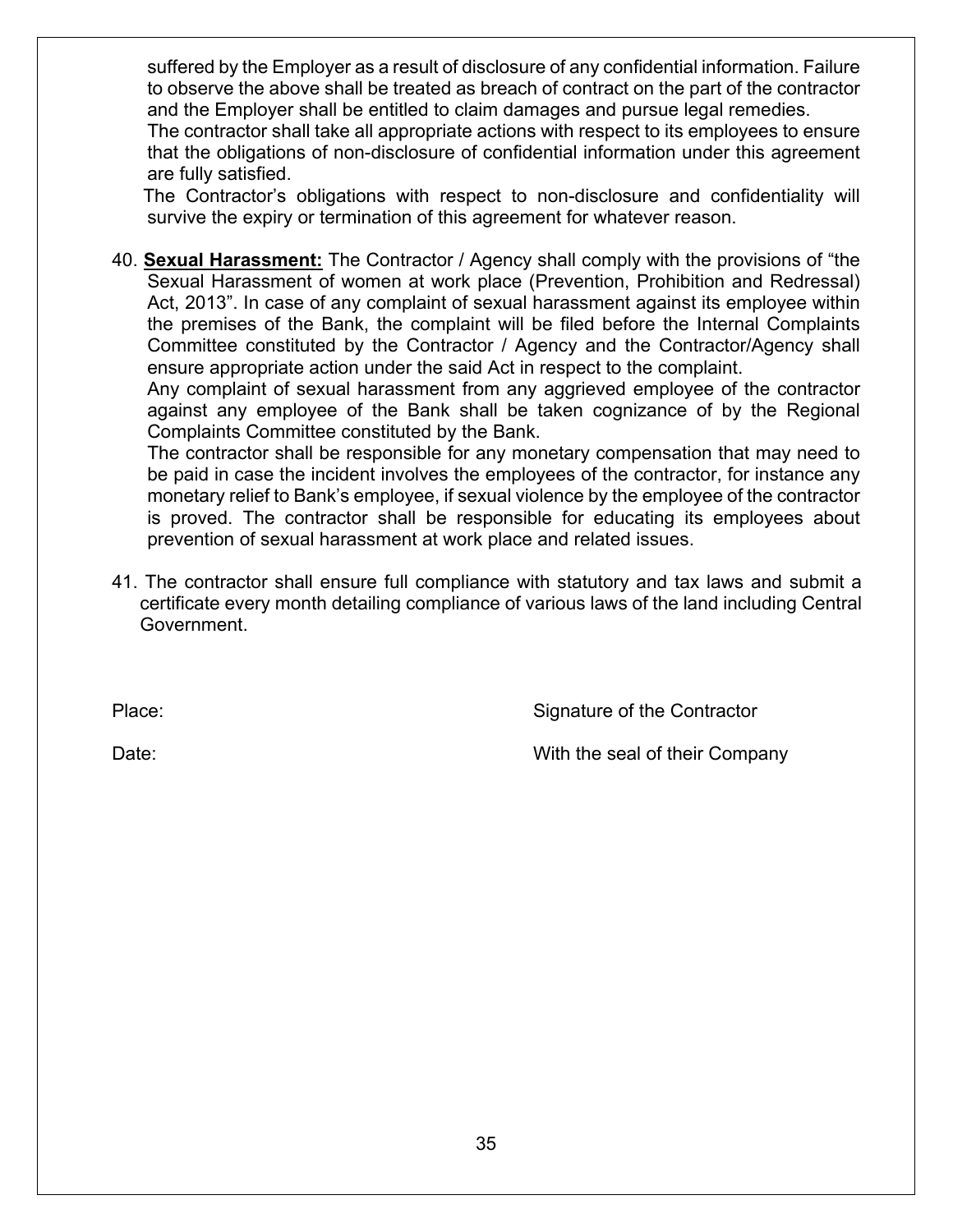suffered by the Employer as a result of disclosure of any confidential information. Failure to observe the above shall be treated as breach of contract on the part of the contractor and the Employer shall be entitled to claim damages and pursue legal remedies.
The contractor shall take all appropriate actions with respect to its employees to ensure that the obligations of non-disclosure of confidential information under this agreement are fully satisfied.
The Contractor's obligations with respect to non-disclosure and confidentiality will survive the expiry or termination of this agreement for whatever reason.

40. **Sexual Harassment:** The Contractor / Agency shall comply with the provisions of "the Sexual Harassment of women at work place (Prevention, Prohibition and Redressal) Act, 2013". In case of any complaint of sexual harassment against its employee within the premises of the Bank, the complaint will be filed before the Internal Complaints Committee constituted by the Contractor / Agency and the Contractor/Agency shall ensure appropriate action under the said Act in respect to the complaint.
Any complaint of sexual harassment from any aggrieved employee of the contractor against any employee of the Bank shall be taken cognizance of by the Regional Complaints Committee constituted by the Bank.
The contractor shall be responsible for any monetary compensation that may need to be paid in case the incident involves the employees of the contractor, for instance any monetary relief to Bank's employee, if sexual violence by the employee of the contractor is proved. The contractor shall be responsible for educating its employees about prevention of sexual harassment at work place and related issues.

41. The contractor shall ensure full compliance with statutory and tax laws and submit a certificate every month detailing compliance of various laws of the land including Central Government.

Place: Signature of the Contractor

Date: With the seal of their Company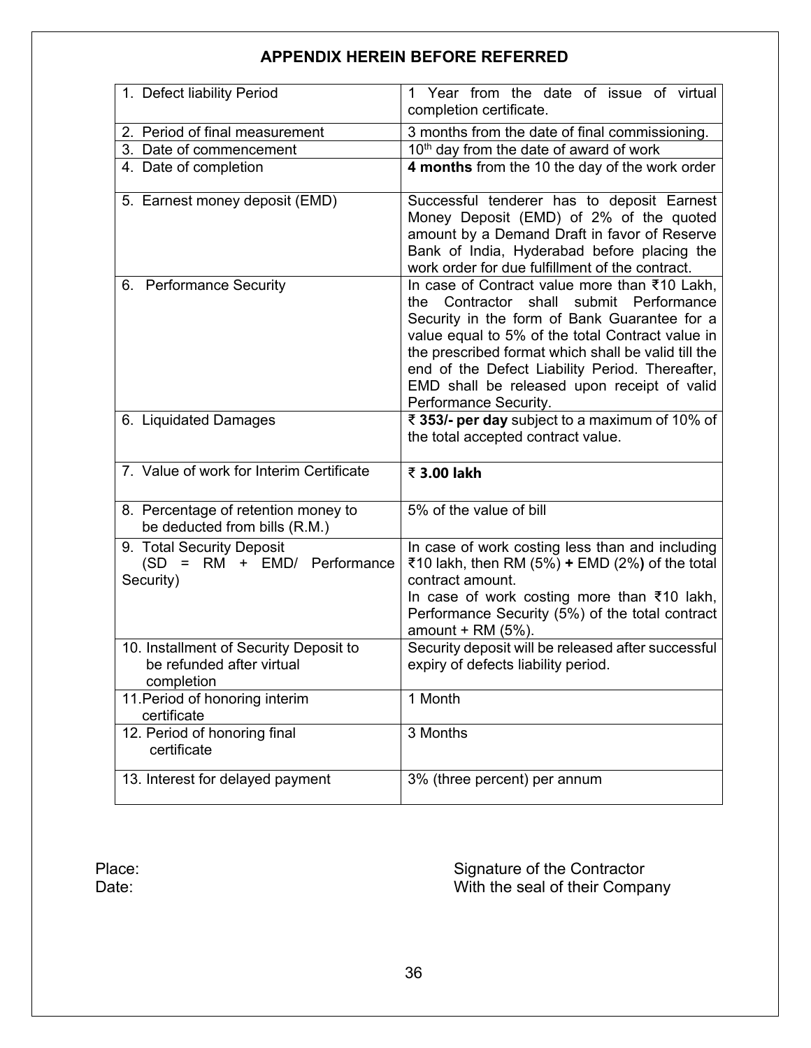## APPENDIX HEREIN BEFORE REFERRED

| | |
|---|---|
| 1. Defect liability Period | 1 Year from the date of issue of virtual completion certificate. |
| 2. Period of final measurement | 3 months from the date of final commissioning. |
| 3. Date of commencement | 10th day from the date of award of work |
| 4. Date of completion | **4 months** from the 10 the day of the work order |
| 5. Earnest money deposit (EMD) | Successful tenderer has to deposit Earnest Money Deposit (EMD) of 2% of the quoted amount by a Demand Draft in favor of Reserve Bank of India, Hyderabad before placing the work order for due fulfillment of the contract. |
| 6. Performance Security | In case of Contract value more than ₹10 Lakh, the Contractor shall submit Performance Security in the form of Bank Guarantee for a value equal to 5% of the total Contract value in the prescribed format which shall be valid till the end of the Defect Liability Period. Thereafter, EMD shall be released upon receipt of valid Performance Security. |
| 6. Liquidated Damages | **₹ 353/- per day** subject to a maximum of 10% of the total accepted contract value. |
| 7. Value of work for Interim Certificate | **₹ 3.00 lakh** |
| 8. Percentage of retention money to be deducted from bills (R.M.) | 5% of the value of bill |
| 9. Total Security Deposit (SD = RM + EMD/ Performance Security) | In case of work costing less than and including ₹10 lakh, then RM (5%) **+** EMD (2%**)** of the total contract amount.<br>In case of work costing more than ₹10 lakh, Performance Security (5%) of the total contract amount + RM (5%). |
| 10. Installment of Security Deposit to be refunded after virtual completion | Security deposit will be released after successful expiry of defects liability period. |
| 11. Period of honoring interim certificate | 1 Month |
| 12. Period of honoring final certificate | 3 Months |
| 13. Interest for delayed payment | 3% (three percent) per annum |

Place:

Date:

Signature of the Contractor
With the seal of their Company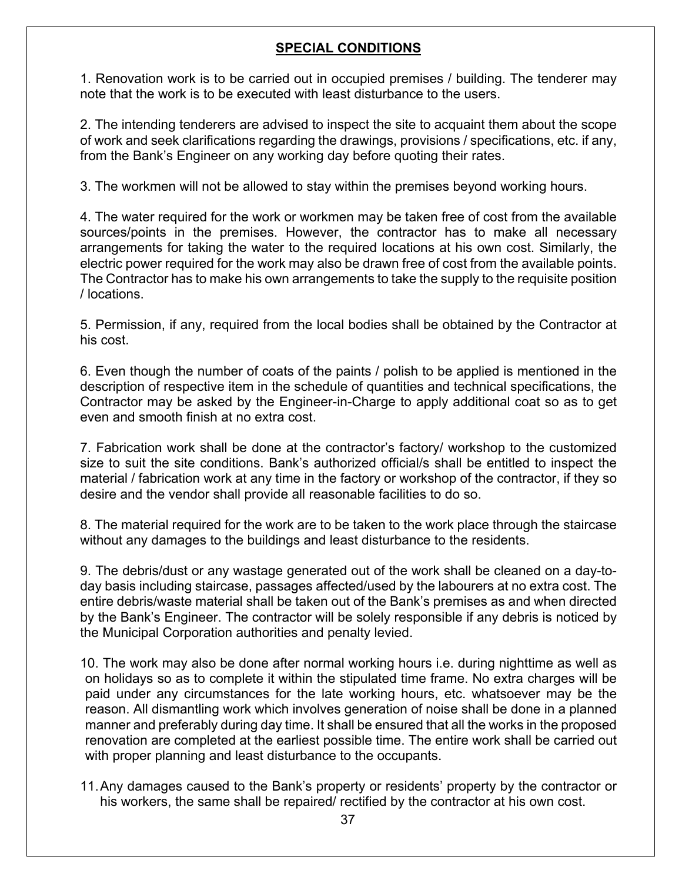## SPECIAL CONDITIONS

1. Renovation work is to be carried out in occupied premises / building. The tenderer may note that the work is to be executed with least disturbance to the users.

2. The intending tenderers are advised to inspect the site to acquaint them about the scope of work and seek clarifications regarding the drawings, provisions / specifications, etc. if any, from the Bank's Engineer on any working day before quoting their rates.

3. The workmen will not be allowed to stay within the premises beyond working hours.

4. The water required for the work or workmen may be taken free of cost from the available sources/points in the premises. However, the contractor has to make all necessary arrangements for taking the water to the required locations at his own cost. Similarly, the electric power required for the work may also be drawn free of cost from the available points. The Contractor has to make his own arrangements to take the supply to the requisite position / locations.

5. Permission, if any, required from the local bodies shall be obtained by the Contractor at his cost.

6. Even though the number of coats of the paints / polish to be applied is mentioned in the description of respective item in the schedule of quantities and technical specifications, the Contractor may be asked by the Engineer-in-Charge to apply additional coat so as to get even and smooth finish at no extra cost.

7. Fabrication work shall be done at the contractor's factory/ workshop to the customized size to suit the site conditions. Bank's authorized official/s shall be entitled to inspect the material / fabrication work at any time in the factory or workshop of the contractor, if they so desire and the vendor shall provide all reasonable facilities to do so.

8. The material required for the work are to be taken to the work place through the staircase without any damages to the buildings and least disturbance to the residents.

9. The debris/dust or any wastage generated out of the work shall be cleaned on a day-to-day basis including staircase, passages affected/used by the labourers at no extra cost. The entire debris/waste material shall be taken out of the Bank's premises as and when directed by the Bank's Engineer. The contractor will be solely responsible if any debris is noticed by the Municipal Corporation authorities and penalty levied.

10. The work may also be done after normal working hours i.e. during nighttime as well as on holidays so as to complete it within the stipulated time frame. No extra charges will be paid under any circumstances for the late working hours, etc. whatsoever may be the reason. All dismantling work which involves generation of noise shall be done in a planned manner and preferably during day time. It shall be ensured that all the works in the proposed renovation are completed at the earliest possible time. The entire work shall be carried out with proper planning and least disturbance to the occupants.

11. Any damages caused to the Bank's property or residents' property by the contractor or his workers, the same shall be repaired/ rectified by the contractor at his own cost.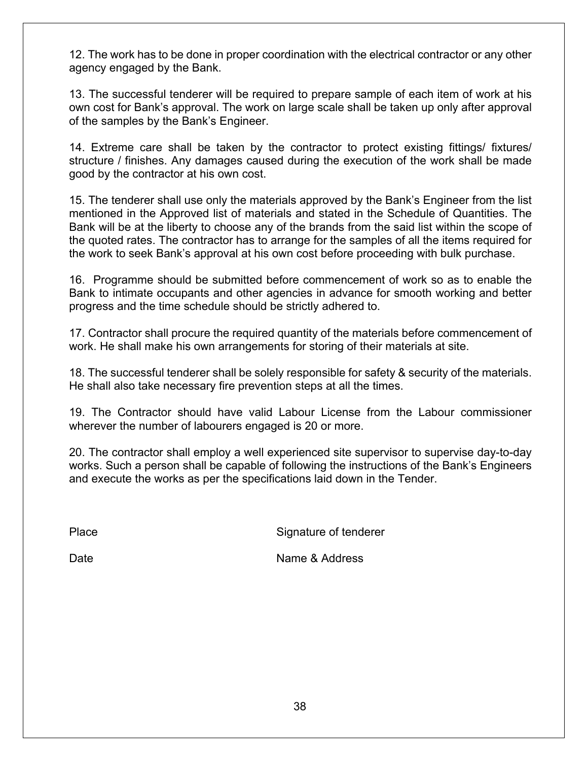12. The work has to be done in proper coordination with the electrical contractor or any other agency engaged by the Bank.

13. The successful tenderer will be required to prepare sample of each item of work at his own cost for Bank's approval. The work on large scale shall be taken up only after approval of the samples by the Bank's Engineer.

14. Extreme care shall be taken by the contractor to protect existing fittings/ fixtures/ structure / finishes. Any damages caused during the execution of the work shall be made good by the contractor at his own cost.

15. The tenderer shall use only the materials approved by the Bank's Engineer from the list mentioned in the Approved list of materials and stated in the Schedule of Quantities. The Bank will be at the liberty to choose any of the brands from the said list within the scope of the quoted rates. The contractor has to arrange for the samples of all the items required for the work to seek Bank's approval at his own cost before proceeding with bulk purchase.

16. Programme should be submitted before commencement of work so as to enable the Bank to intimate occupants and other agencies in advance for smooth working and better progress and the time schedule should be strictly adhered to.

17. Contractor shall procure the required quantity of the materials before commencement of work. He shall make his own arrangements for storing of their materials at site.

18. The successful tenderer shall be solely responsible for safety & security of the materials. He shall also take necessary fire prevention steps at all the times.

19. The Contractor should have valid Labour License from the Labour commissioner wherever the number of labourers engaged is 20 or more.

20. The contractor shall employ a well experienced site supervisor to supervise day-to-day works. Such a person shall be capable of following the instructions of the Bank's Engineers and execute the works as per the specifications laid down in the Tender.

Place Signature of tenderer

Date Name & Address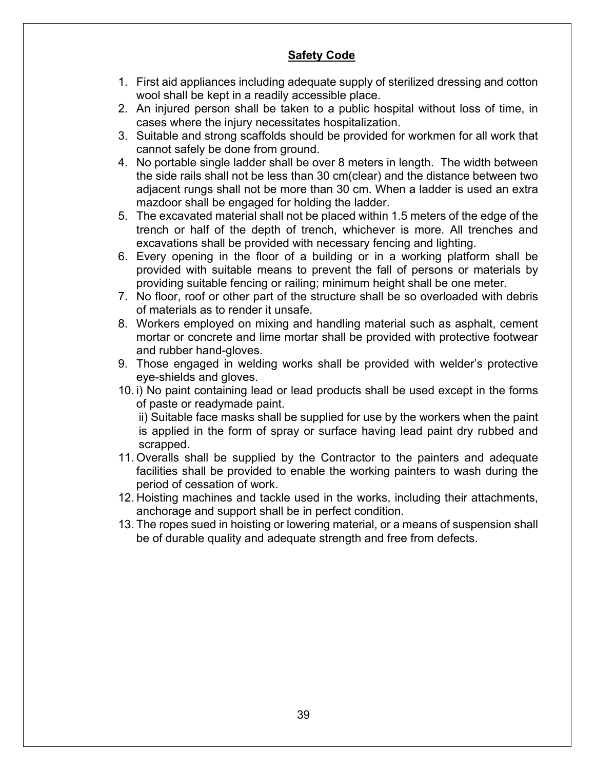## Safety Code

1. First aid appliances including adequate supply of sterilized dressing and cotton wool shall be kept in a readily accessible place.
2. An injured person shall be taken to a public hospital without loss of time, in cases where the injury necessitates hospitalization.
3. Suitable and strong scaffolds should be provided for workmen for all work that cannot safely be done from ground.
4. No portable single ladder shall be over 8 meters in length. The width between the side rails shall not be less than 30 cm(clear) and the distance between two adjacent rungs shall not be more than 30 cm. When a ladder is used an extra mazdoor shall be engaged for holding the ladder.
5. The excavated material shall not be placed within 1.5 meters of the edge of the trench or half of the depth of trench, whichever is more. All trenches and excavations shall be provided with necessary fencing and lighting.
6. Every opening in the floor of a building or in a working platform shall be provided with suitable means to prevent the fall of persons or materials by providing suitable fencing or railing; minimum height shall be one meter.
7. No floor, roof or other part of the structure shall be so overloaded with debris of materials as to render it unsafe.
8. Workers employed on mixing and handling material such as asphalt, cement mortar or concrete and lime mortar shall be provided with protective footwear and rubber hand-gloves.
9. Those engaged in welding works shall be provided with welder's protective eye-shields and gloves.
10. i) No paint containing lead or lead products shall be used except in the forms of paste or readymade paint.

    ii) Suitable face masks shall be supplied for use by the workers when the paint is applied in the form of spray or surface having lead paint dry rubbed and scrapped.
11. Overalls shall be supplied by the Contractor to the painters and adequate facilities shall be provided to enable the working painters to wash during the period of cessation of work.
12. Hoisting machines and tackle used in the works, including their attachments, anchorage and support shall be in perfect condition.
13. The ropes sued in hoisting or lowering material, or a means of suspension shall be of durable quality and adequate strength and free from defects.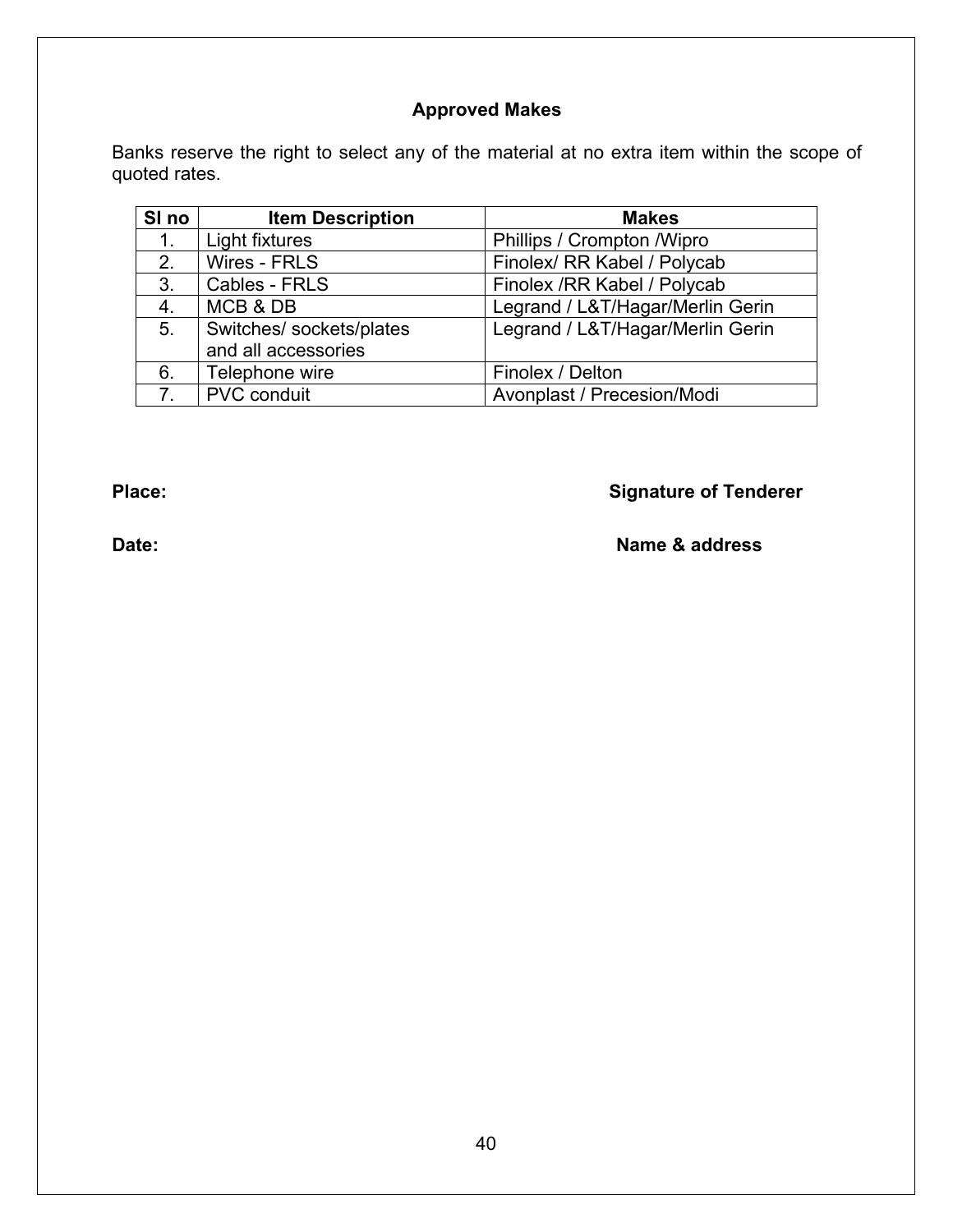## Approved Makes

Banks reserve the right to select any of the material at no extra item within the scope of quoted rates.

| Sl no | Item Description | Makes |
|---|---|---|
| 1. | Light fixtures | Phillips / Crompton /Wipro |
| 2. | Wires - FRLS | Finolex/ RR Kabel / Polycab |
| 3. | Cables - FRLS | Finolex /RR Kabel / Polycab |
| 4. | MCB & DB | Legrand / L&T/Hagar/Merlin Gerin |
| 5. | Switches/ sockets/plates and all accessories | Legrand / L&T/Hagar/Merlin Gerin |
| 6. | Telephone wire | Finolex / Delton |
| 7. | PVC conduit | Avonplast / Precesion/Modi |

**Place:** **Signature of Tenderer**

**Date:** **Name & address**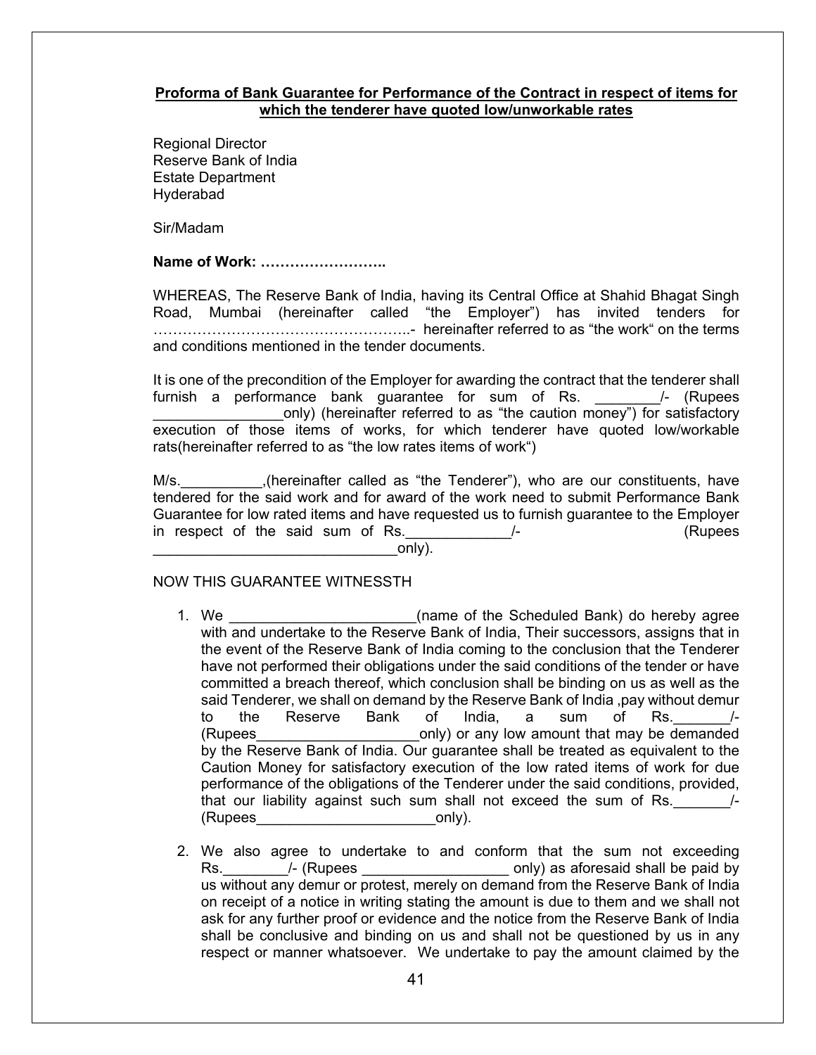**Proforma of Bank Guarantee for Performance of the Contract in respect of items for which the tenderer have quoted low/unworkable rates**

Regional Director
Reserve Bank of India
Estate Department
Hyderabad

Sir/Madam

**Name of Work: ……………………..**

WHEREAS, The Reserve Bank of India, having its Central Office at Shahid Bhagat Singh Road, Mumbai (hereinafter called "the Employer") has invited tenders for ……………………………………………..- hereinafter referred to as "the work" on the terms and conditions mentioned in the tender documents.

It is one of the precondition of the Employer for awarding the contract that the tenderer shall furnish a performance bank guarantee for sum of Rs. ________/- (Rupees ________________only) (hereinafter referred to as "the caution money") for satisfactory execution of those items of works, for which tenderer have quoted low/workable rats(hereinafter referred to as "the low rates items of work")

M/s.__________,(hereinafter called as "the Tenderer"), who are our constituents, have tendered for the said work and for award of the work need to submit Performance Bank Guarantee for low rated items and have requested us to furnish guarantee to the Employer in respect of the said sum of Rs._____________/- (Rupees ______________________________only).

NOW THIS GUARANTEE WITNESSTH

1. We _______________________(name of the Scheduled Bank) do hereby agree with and undertake to the Reserve Bank of India, Their successors, assigns that in the event of the Reserve Bank of India coming to the conclusion that the Tenderer have not performed their obligations under the said conditions of the tender or have committed a breach thereof, which conclusion shall be binding on us as well as the said Tenderer, we shall on demand by the Reserve Bank of India ,pay without demur to the Reserve Bank of India, a sum of Rs._______/- (Rupees____________________only) or any low amount that may be demanded by the Reserve Bank of India. Our guarantee shall be treated as equivalent to the Caution Money for satisfactory execution of the low rated items of work for due performance of the obligations of the Tenderer under the said conditions, provided, that our liability against such sum shall not exceed the sum of Rs._______/- (Rupees______________________only).

2. We also agree to undertake to and conform that the sum not exceeding Rs.________/- (Rupees __________________ only) as aforesaid shall be paid by us without any demur or protest, merely on demand from the Reserve Bank of India on receipt of a notice in writing stating the amount is due to them and we shall not ask for any further proof or evidence and the notice from the Reserve Bank of India shall be conclusive and binding on us and shall not be questioned by us in any respect or manner whatsoever. We undertake to pay the amount claimed by the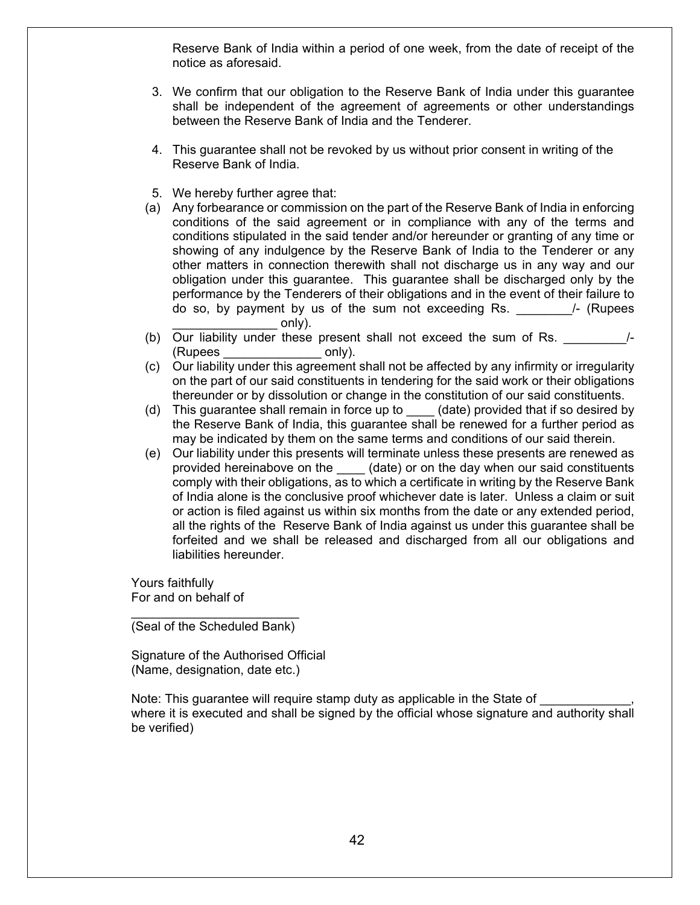Reserve Bank of India within a period of one week, from the date of receipt of the notice as aforesaid.

3. We confirm that our obligation to the Reserve Bank of India under this guarantee shall be independent of the agreement of agreements or other understandings between the Reserve Bank of India and the Tenderer.

4. This guarantee shall not be revoked by us without prior consent in writing of the Reserve Bank of India.

5. We hereby further agree that:

(a) Any forbearance or commission on the part of the Reserve Bank of India in enforcing conditions of the said agreement or in compliance with any of the terms and conditions stipulated in the said tender and/or hereunder or granting of any time or showing of any indulgence by the Reserve Bank of India to the Tenderer or any other matters in connection therewith shall not discharge us in any way and our obligation under this guarantee. This guarantee shall be discharged only by the performance by the Tenderers of their obligations and in the event of their failure to do so, by payment by us of the sum not exceeding Rs. ________/- (Rupees _______________ only).

(b) Our liability under these present shall not exceed the sum of Rs. _________/- (Rupees ______________ only).

(c) Our liability under this agreement shall not be affected by any infirmity or irregularity on the part of our said constituents in tendering for the said work or their obligations thereunder or by dissolution or change in the constitution of our said constituents.

(d) This guarantee shall remain in force up to ____ (date) provided that if so desired by the Reserve Bank of India, this guarantee shall be renewed for a further period as may be indicated by them on the same terms and conditions of our said therein.

(e) Our liability under this presents will terminate unless these presents are renewed as provided hereinabove on the ____ (date) or on the day when our said constituents comply with their obligations, as to which a certificate in writing by the Reserve Bank of India alone is the conclusive proof whichever date is later. Unless a claim or suit or action is filed against us within six months from the date or any extended period, all the rights of the Reserve Bank of India against us under this guarantee shall be forfeited and we shall be released and discharged from all our obligations and liabilities hereunder.

Yours faithfully
For and on behalf of

________________________
(Seal of the Scheduled Bank)

Signature of the Authorised Official
(Name, designation, date etc.)

Note: This guarantee will require stamp duty as applicable in the State of _____________, where it is executed and shall be signed by the official whose signature and authority shall be verified)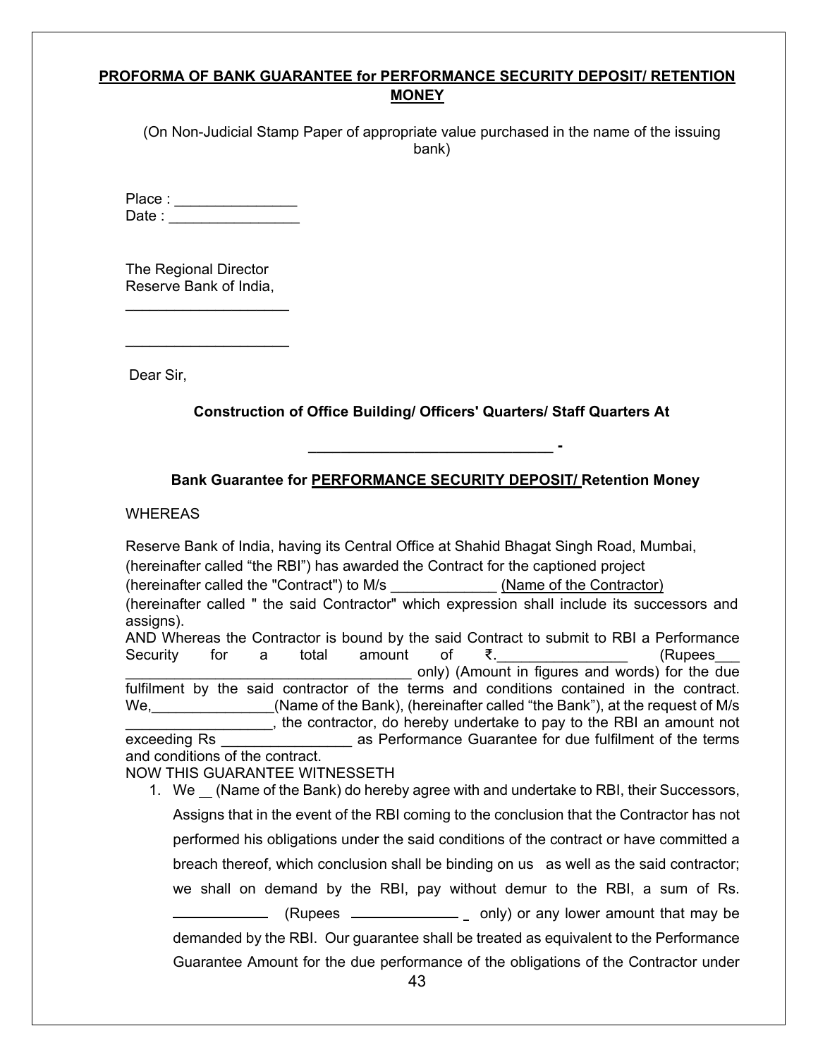**PROFORMA OF BANK GUARANTEE for PERFORMANCE SECURITY DEPOSIT/ RETENTION MONEY**

(On Non-Judicial Stamp Paper of appropriate value purchased in the name of the issuing bank)

Place : _______________
Date : ________________

The Regional Director
Reserve Bank of India,
____________________

____________________

Dear Sir,

**Construction of Office Building/ Officers' Quarters/ Staff Quarters At**

**______________________________ -**

**Bank Guarantee for PERFORMANCE SECURITY DEPOSIT/ Retention Money**

WHEREAS

Reserve Bank of India, having its Central Office at Shahid Bhagat Singh Road, Mumbai, (hereinafter called "the RBI") has awarded the Contract for the captioned project (hereinafter called the "Contract") to M/s _____________ (Name of the Contractor) (hereinafter called " the said Contractor" which expression shall include its successors and assigns).

AND Whereas the Contractor is bound by the said Contract to submit to RBI a Performance Security for a total amount of ₹.________________ (Rupees___ __________________________________ only) (Amount in figures and words) for the due fulfilment by the said contractor of the terms and conditions contained in the contract. We,_______________(Name of the Bank), (hereinafter called "the Bank"), at the request of M/s __________________, the contractor, do hereby undertake to pay to the RBI an amount not exceeding Rs ________________ as Performance Guarantee for due fulfilment of the terms and conditions of the contract.

NOW THIS GUARANTEE WITNESSETH

1. We __ (Name of the Bank) do hereby agree with and undertake to RBI, their Successors, Assigns that in the event of the RBI coming to the conclusion that the Contractor has not performed his obligations under the said conditions of the contract or have committed a breach thereof, which conclusion shall be binding on us as well as the said contractor; we shall on demand by the RBI, pay without demur to the RBI, a sum of Rs. ____________ (Rupees ______________ only) or any lower amount that may be demanded by the RBI. Our guarantee shall be treated as equivalent to the Performance Guarantee Amount for the due performance of the obligations of the Contractor under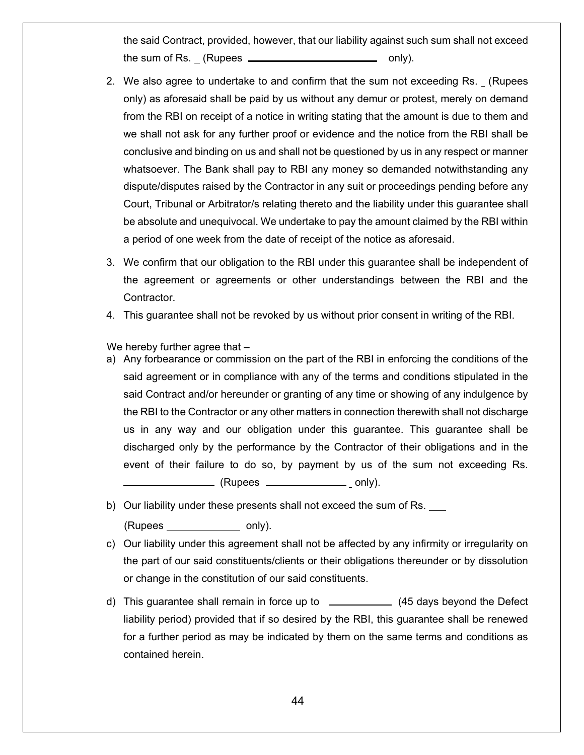the said Contract, provided, however, that our liability against such sum shall not exceed the sum of Rs. _ (Rupees ________________________ only).

2. We also agree to undertake to and confirm that the sum not exceeding Rs. _ (Rupees only) as aforesaid shall be paid by us without any demur or protest, merely on demand from the RBI on receipt of a notice in writing stating that the amount is due to them and we shall not ask for any further proof or evidence and the notice from the RBI shall be conclusive and binding on us and shall not be questioned by us in any respect or manner whatsoever. The Bank shall pay to RBI any money so demanded notwithstanding any dispute/disputes raised by the Contractor in any suit or proceedings pending before any Court, Tribunal or Arbitrator/s relating thereto and the liability under this guarantee shall be absolute and unequivocal. We undertake to pay the amount claimed by the RBI within a period of one week from the date of receipt of the notice as aforesaid.
3. We confirm that our obligation to the RBI under this guarantee shall be independent of the agreement or agreements or other understandings between the RBI and the Contractor.
4. This guarantee shall not be revoked by us without prior consent in writing of the RBI.

We hereby further agree that –

a) Any forbearance or commission on the part of the RBI in enforcing the conditions of the said agreement or in compliance with any of the terms and conditions stipulated in the said Contract and/or hereunder or granting of any time or showing of any indulgence by the RBI to the Contractor or any other matters in connection therewith shall not discharge us in any way and our obligation under this guarantee. This guarantee shall be discharged only by the performance by the Contractor of their obligations and in the event of their failure to do so, by payment by us of the sum not exceeding Rs. ________________ (Rupees _______________ only).
b) Our liability under these presents shall not exceed the sum of Rs. ___ (Rupees _____________ only).
c) Our liability under this agreement shall not be affected by any infirmity or irregularity on the part of our said constituents/clients or their obligations thereunder or by dissolution or change in the constitution of our said constituents.
d) This guarantee shall remain in force up to ____________ (45 days beyond the Defect liability period) provided that if so desired by the RBI, this guarantee shall be renewed for a further period as may be indicated by them on the same terms and conditions as contained herein.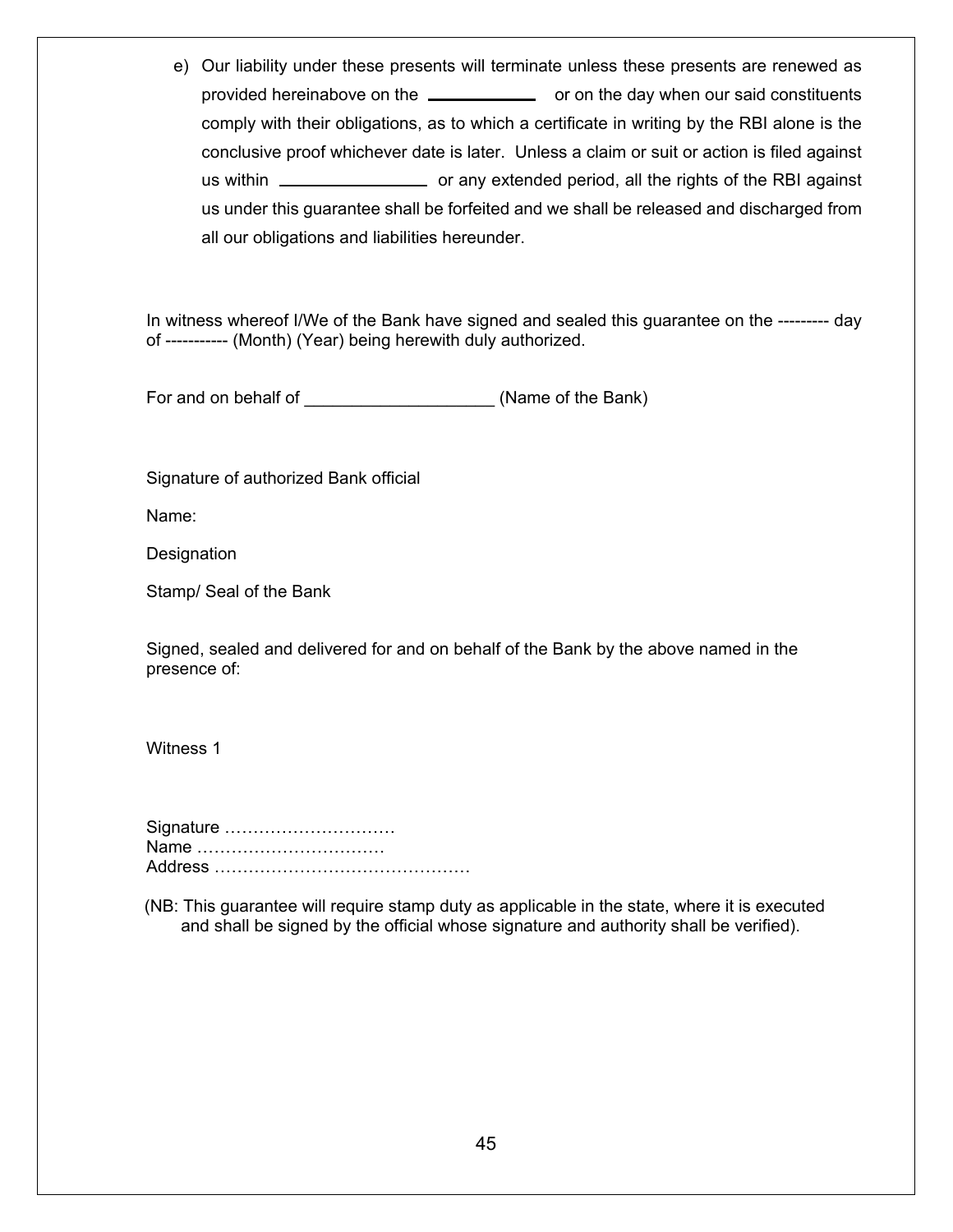e) Our liability under these presents will terminate unless these presents are renewed as provided hereinabove on the ____________ or on the day when our said constituents comply with their obligations, as to which a certificate in writing by the RBI alone is the conclusive proof whichever date is later. Unless a claim or suit or action is filed against us within ________________ or any extended period, all the rights of the RBI against us under this guarantee shall be forfeited and we shall be released and discharged from all our obligations and liabilities hereunder.

In witness whereof I/We of the Bank have signed and sealed this guarantee on the --------- day of ----------- (Month) (Year) being herewith duly authorized.

For and on behalf of ___________________ (Name of the Bank)

Signature of authorized Bank official

Name:

Designation

Stamp/ Seal of the Bank

Signed, sealed and delivered for and on behalf of the Bank by the above named in the presence of:

Witness 1

Signature …………………………
Name ……………………………
Address ………………………………………

(NB: This guarantee will require stamp duty as applicable in the state, where it is executed and shall be signed by the official whose signature and authority shall be verified).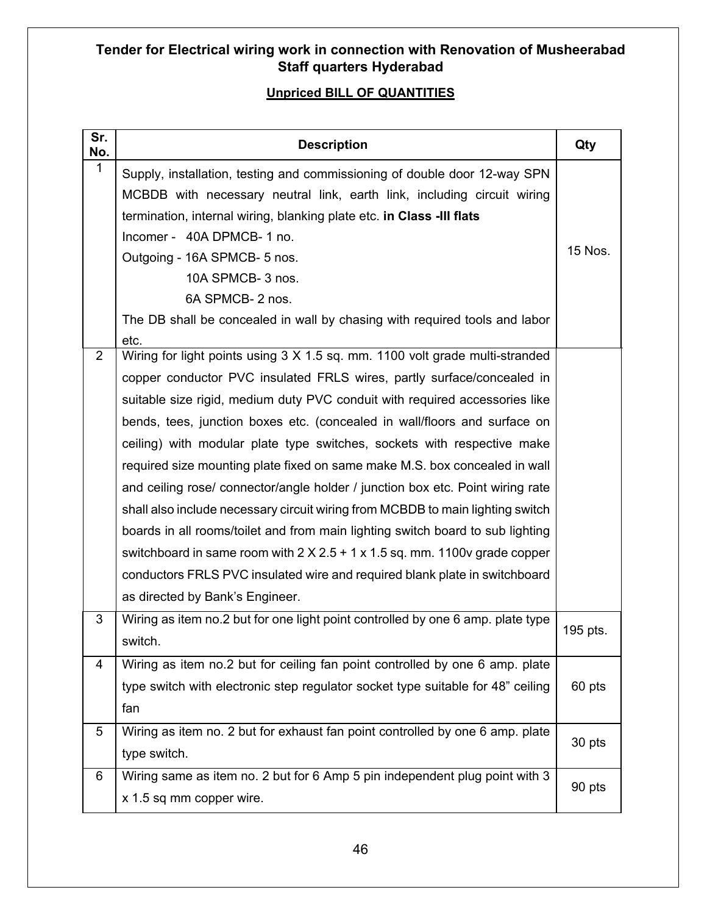**Tender for Electrical wiring work in connection with Renovation of Musheerabad Staff quarters Hyderabad**

**Unpriced BILL OF QUANTITIES**

| Sr. No. | Description | Qty |
|---|---|---|
| 1 | Supply, installation, testing and commissioning of double door 12-way SPN MCBDB with necessary neutral link, earth link, including circuit wiring termination, internal wiring, blanking plate etc. **in Class -III flats**<br>Incomer - 40A DPMCB- 1 no.<br>Outgoing - 16A SPMCB- 5 nos.<br>10A SPMCB- 3 nos.<br>6A SPMCB- 2 nos.<br>The DB shall be concealed in wall by chasing with required tools and labor etc. | 15 Nos. |
| 2 | Wiring for light points using 3 X 1.5 sq. mm. 1100 volt grade multi-stranded copper conductor PVC insulated FRLS wires, partly surface/concealed in suitable size rigid, medium duty PVC conduit with required accessories like bends, tees, junction boxes etc. (concealed in wall/floors and surface on ceiling) with modular plate type switches, sockets with respective make required size mounting plate fixed on same make M.S. box concealed in wall and ceiling rose/ connector/angle holder / junction box etc. Point wiring rate shall also include necessary circuit wiring from MCBDB to main lighting switch boards in all rooms/toilet and from main lighting switch board to sub lighting switchboard in same room with 2 X 2.5 + 1 x 1.5 sq. mm. 1100v grade copper conductors FRLS PVC insulated wire and required blank plate in switchboard as directed by Bank's Engineer. | |
| 3 | Wiring as item no.2 but for one light point controlled by one 6 amp. plate type switch. | 195 pts. |
| 4 | Wiring as item no.2 but for ceiling fan point controlled by one 6 amp. plate type switch with electronic step regulator socket type suitable for 48" ceiling fan | 60 pts |
| 5 | Wiring as item no. 2 but for exhaust fan point controlled by one 6 amp. plate type switch. | 30 pts |
| 6 | Wiring same as item no. 2 but for 6 Amp 5 pin independent plug point with 3 x 1.5 sq mm copper wire. | 90 pts |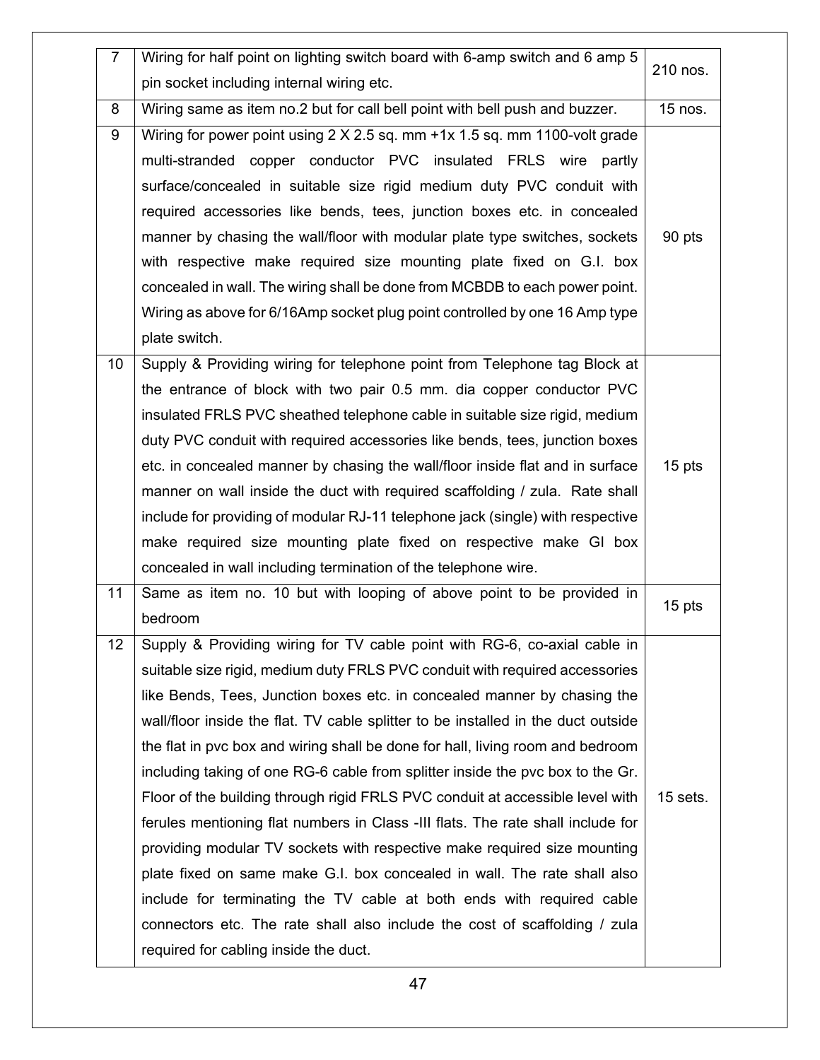| 7 | Wiring for half point on lighting switch board with 6-amp switch and 6 amp 5 pin socket including internal wiring etc. | 210 nos. |
|---|---|---|
| 8 | Wiring same as item no.2 but for call bell point with bell push and buzzer. | 15 nos. |
| 9 | Wiring for power point using 2 X 2.5 sq. mm +1x 1.5 sq. mm 1100-volt grade multi-stranded copper conductor PVC insulated FRLS wire partly surface/concealed in suitable size rigid medium duty PVC conduit with required accessories like bends, tees, junction boxes etc. in concealed manner by chasing the wall/floor with modular plate type switches, sockets with respective make required size mounting plate fixed on G.I. box concealed in wall. The wiring shall be done from MCBDB to each power point. Wiring as above for 6/16Amp socket plug point controlled by one 16 Amp type plate switch. | 90 pts |
| 10 | Supply & Providing wiring for telephone point from Telephone tag Block at the entrance of block with two pair 0.5 mm. dia copper conductor PVC insulated FRLS PVC sheathed telephone cable in suitable size rigid, medium duty PVC conduit with required accessories like bends, tees, junction boxes etc. in concealed manner by chasing the wall/floor inside flat and in surface manner on wall inside the duct with required scaffolding / zula. Rate shall include for providing of modular RJ-11 telephone jack (single) with respective make required size mounting plate fixed on respective make GI box concealed in wall including termination of the telephone wire. | 15 pts |
| 11 | Same as item no. 10 but with looping of above point to be provided in bedroom | 15 pts |
| 12 | Supply & Providing wiring for TV cable point with RG-6, co-axial cable in suitable size rigid, medium duty FRLS PVC conduit with required accessories like Bends, Tees, Junction boxes etc. in concealed manner by chasing the wall/floor inside the flat. TV cable splitter to be installed in the duct outside the flat in pvc box and wiring shall be done for hall, living room and bedroom including taking of one RG-6 cable from splitter inside the pvc box to the Gr. Floor of the building through rigid FRLS PVC conduit at accessible level with ferules mentioning flat numbers in Class -III flats. The rate shall include for providing modular TV sockets with respective make required size mounting plate fixed on same make G.I. box concealed in wall. The rate shall also include for terminating the TV cable at both ends with required cable connectors etc. The rate shall also include the cost of scaffolding / zula required for cabling inside the duct. | 15 sets. |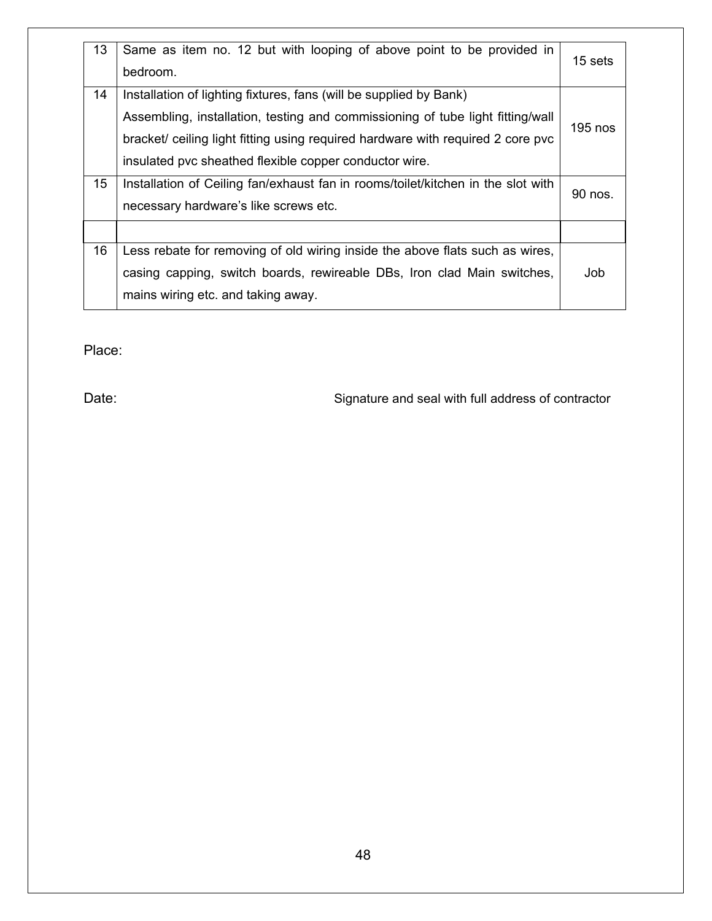| | | |
|---|---|---|
| 13 | Same as item no. 12 but with looping of above point to be provided in bedroom. | 15 sets |
| 14 | Installation of lighting fixtures, fans (will be supplied by Bank)<br>Assembling, installation, testing and commissioning of tube light fitting/wall bracket/ ceiling light fitting using required hardware with required 2 core pvc insulated pvc sheathed flexible copper conductor wire. | 195 nos |
| 15 | Installation of Ceiling fan/exhaust fan in rooms/toilet/kitchen in the slot with necessary hardware's like screws etc. | 90 nos. |
| | | |
| 16 | Less rebate for removing of old wiring inside the above flats such as wires, casing capping, switch boards, rewireable DBs, Iron clad Main switches, mains wiring etc. and taking away. | Job |

Place:

Date: Signature and seal with full address of contractor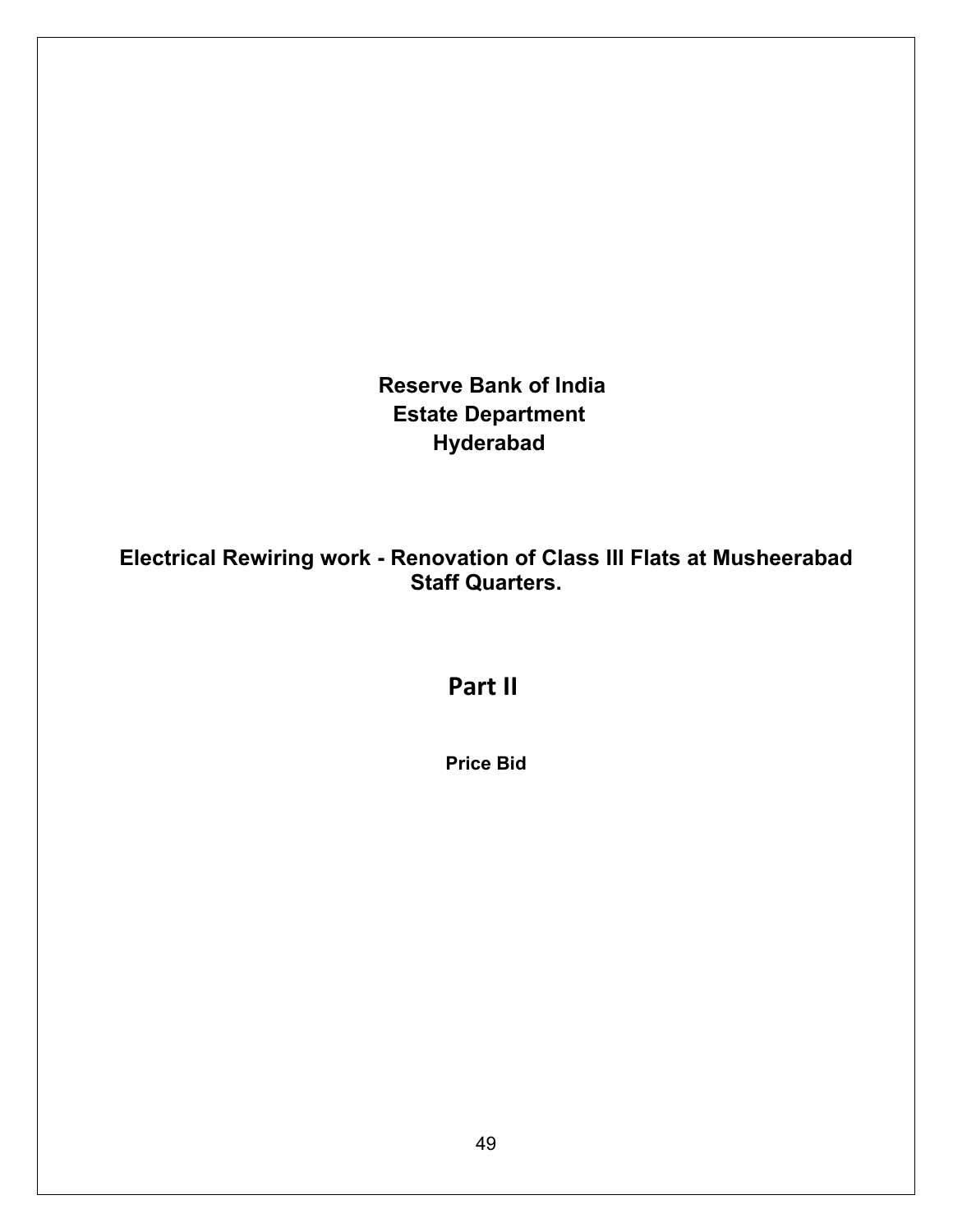**Reserve Bank of India**
**Estate Department**
**Hyderabad**

**Electrical Rewiring work - Renovation of Class III Flats at Musheerabad Staff Quarters.**

# Part II

**Price Bid**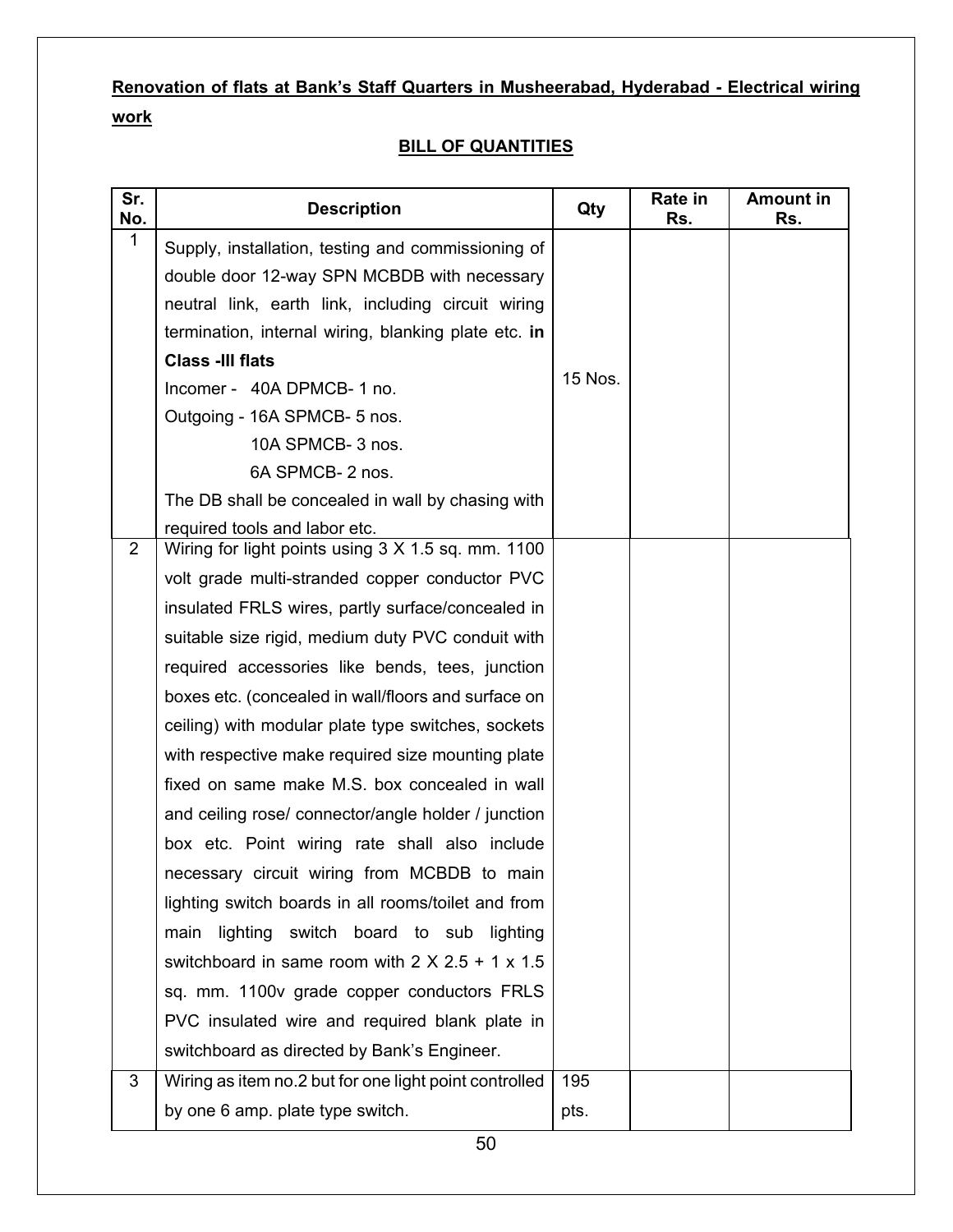**Renovation of flats at Bank's Staff Quarters in Musheerabad, Hyderabad - Electrical wiring work**

**BILL OF QUANTITIES**

| Sr. No. | Description | Qty | Rate in Rs. | Amount in Rs. |
|---|---|---|---|---|
| 1 | Supply, installation, testing and commissioning of double door 12-way SPN MCBDB with necessary neutral link, earth link, including circuit wiring termination, internal wiring, blanking plate etc. **in Class -III flats**<br>Incomer - 40A DPMCB- 1 no.<br>Outgoing - 16A SPMCB- 5 nos.<br>10A SPMCB- 3 nos.<br>6A SPMCB- 2 nos.<br>The DB shall be concealed in wall by chasing with required tools and labor etc. | 15 Nos. | | |
| 2 | Wiring for light points using 3 X 1.5 sq. mm. 1100 volt grade multi-stranded copper conductor PVC insulated FRLS wires, partly surface/concealed in suitable size rigid, medium duty PVC conduit with required accessories like bends, tees, junction boxes etc. (concealed in wall/floors and surface on ceiling) with modular plate type switches, sockets with respective make required size mounting plate fixed on same make M.S. box concealed in wall and ceiling rose/ connector/angle holder / junction box etc. Point wiring rate shall also include necessary circuit wiring from MCBDB to main lighting switch boards in all rooms/toilet and from main lighting switch board to sub lighting switchboard in same room with 2 X 2.5 + 1 x 1.5 sq. mm. 1100v grade copper conductors FRLS PVC insulated wire and required blank plate in switchboard as directed by Bank's Engineer. | | | |
| 3 | Wiring as item no.2 but for one light point controlled by one 6 amp. plate type switch. | 195 pts. | | |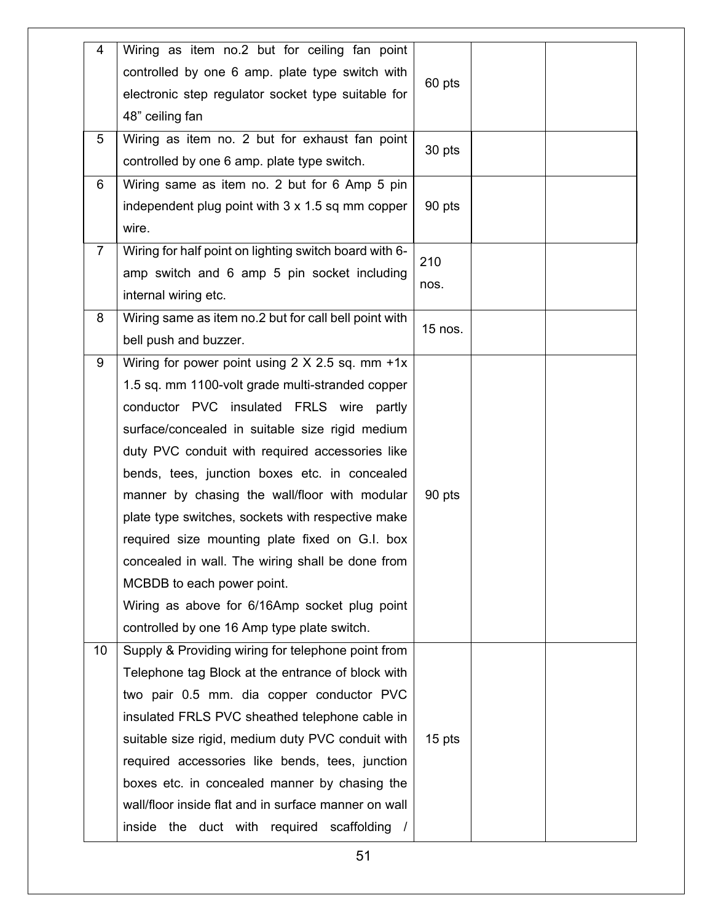| 4 | Wiring as item no.2 but for ceiling fan point controlled by one 6 amp. plate type switch with electronic step regulator socket type suitable for 48" ceiling fan | 60 pts | | |
|---|---|---|---|---|
| 5 | Wiring as item no. 2 but for exhaust fan point controlled by one 6 amp. plate type switch. | 30 pts | | |
| 6 | Wiring same as item no. 2 but for 6 Amp 5 pin independent plug point with 3 x 1.5 sq mm copper wire. | 90 pts | | |
| 7 | Wiring for half point on lighting switch board with 6-amp switch and 6 amp 5 pin socket including internal wiring etc. | 210 nos. | | |
| 8 | Wiring same as item no.2 but for call bell point with bell push and buzzer. | 15 nos. | | |
| 9 | Wiring for power point using 2 X 2.5 sq. mm +1x 1.5 sq. mm 1100-volt grade multi-stranded copper conductor PVC insulated FRLS wire partly surface/concealed in suitable size rigid medium duty PVC conduit with required accessories like bends, tees, junction boxes etc. in concealed manner by chasing the wall/floor with modular plate type switches, sockets with respective make required size mounting plate fixed on G.I. box concealed in wall. The wiring shall be done from MCBDB to each power point.<br>Wiring as above for 6/16Amp socket plug point controlled by one 16 Amp type plate switch. | 90 pts | | |
| 10 | Supply & Providing wiring for telephone point from Telephone tag Block at the entrance of block with two pair 0.5 mm. dia copper conductor PVC insulated FRLS PVC sheathed telephone cable in suitable size rigid, medium duty PVC conduit with required accessories like bends, tees, junction boxes etc. in concealed manner by chasing the wall/floor inside flat and in surface manner on wall inside the duct with required scaffolding / | 15 pts | | |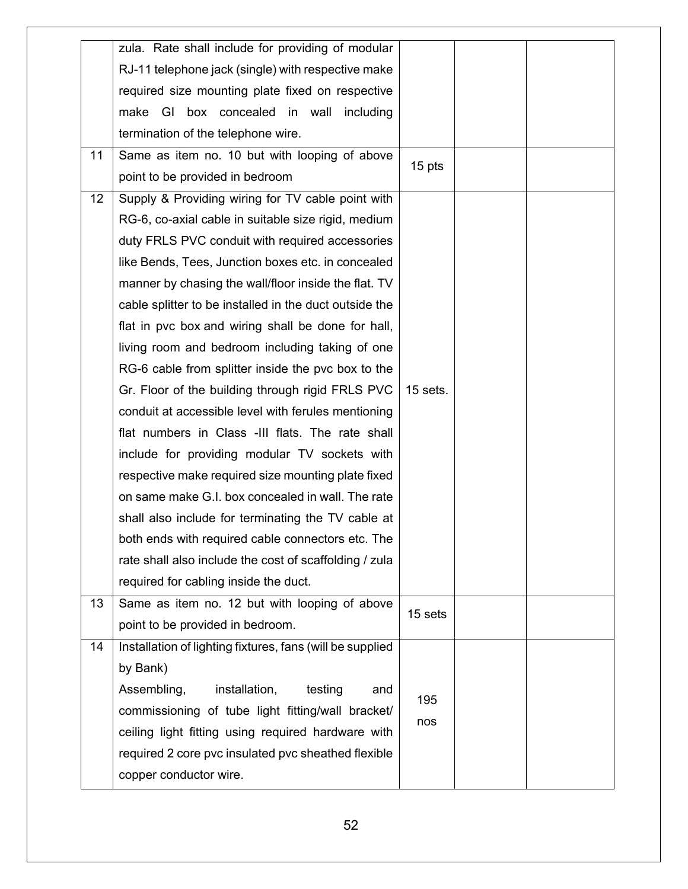|  |  |  |  |  |
|---|---|---|---|---|
|  | zula. Rate shall include for providing of modular RJ-11 telephone jack (single) with respective make required size mounting plate fixed on respective make GI box concealed in wall including termination of the telephone wire. |  |  |  |
| 11 | Same as item no. 10 but with looping of above point to be provided in bedroom | 15 pts |  |  |
| 12 | Supply & Providing wiring for TV cable point with RG-6, co-axial cable in suitable size rigid, medium duty FRLS PVC conduit with required accessories like Bends, Tees, Junction boxes etc. in concealed manner by chasing the wall/floor inside the flat. TV cable splitter to be installed in the duct outside the flat in pvc box and wiring shall be done for hall, living room and bedroom including taking of one RG-6 cable from splitter inside the pvc box to the Gr. Floor of the building through rigid FRLS PVC conduit at accessible level with ferules mentioning flat numbers in Class -III flats. The rate shall include for providing modular TV sockets with respective make required size mounting plate fixed on same make G.I. box concealed in wall. The rate shall also include for terminating the TV cable at both ends with required cable connectors etc. The rate shall also include the cost of scaffolding / zula required for cabling inside the duct. | 15 sets. |  |  |
| 13 | Same as item no. 12 but with looping of above point to be provided in bedroom. | 15 sets |  |  |
| 14 | Installation of lighting fixtures, fans (will be supplied by Bank)<br>Assembling, installation, testing and commissioning of tube light fitting/wall bracket/ ceiling light fitting using required hardware with required 2 core pvc insulated pvc sheathed flexible copper conductor wire. | 195 nos |  |  |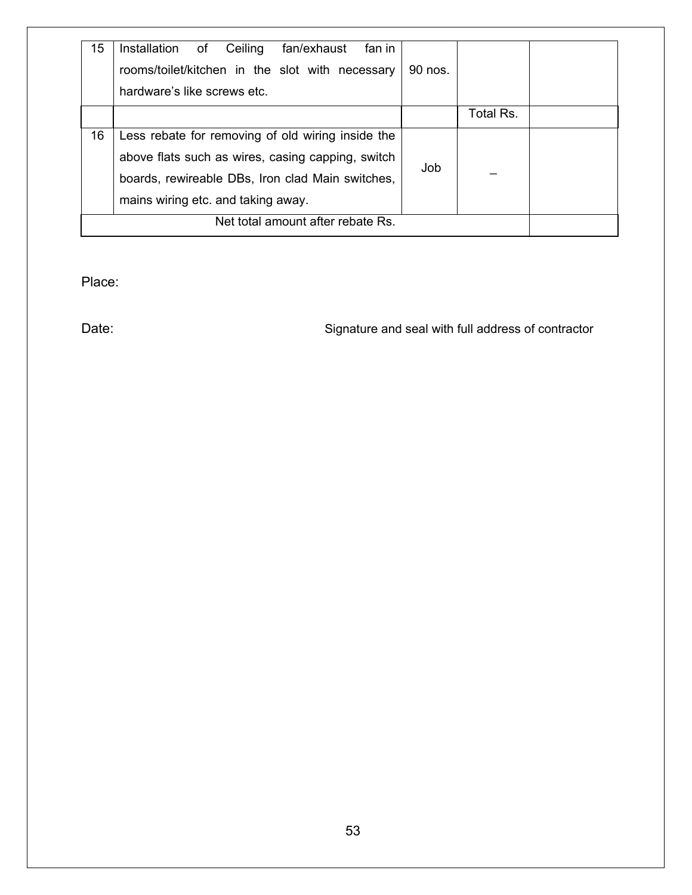| | | | | |
|---|---|---|---|---|
| 15 | Installation of Ceiling fan/exhaust fan in rooms/toilet/kitchen in the slot with necessary hardware's like screws etc. | 90 nos. | | |
| | | | Total Rs. | |
| 16 | Less rebate for removing of old wiring inside the above flats such as wires, casing capping, switch boards, rewireable DBs, Iron clad Main switches, mains wiring etc. and taking away. | Job | _ | |
| Net total amount after rebate Rs. | | | | |

Place:

Date: Signature and seal with full address of contractor